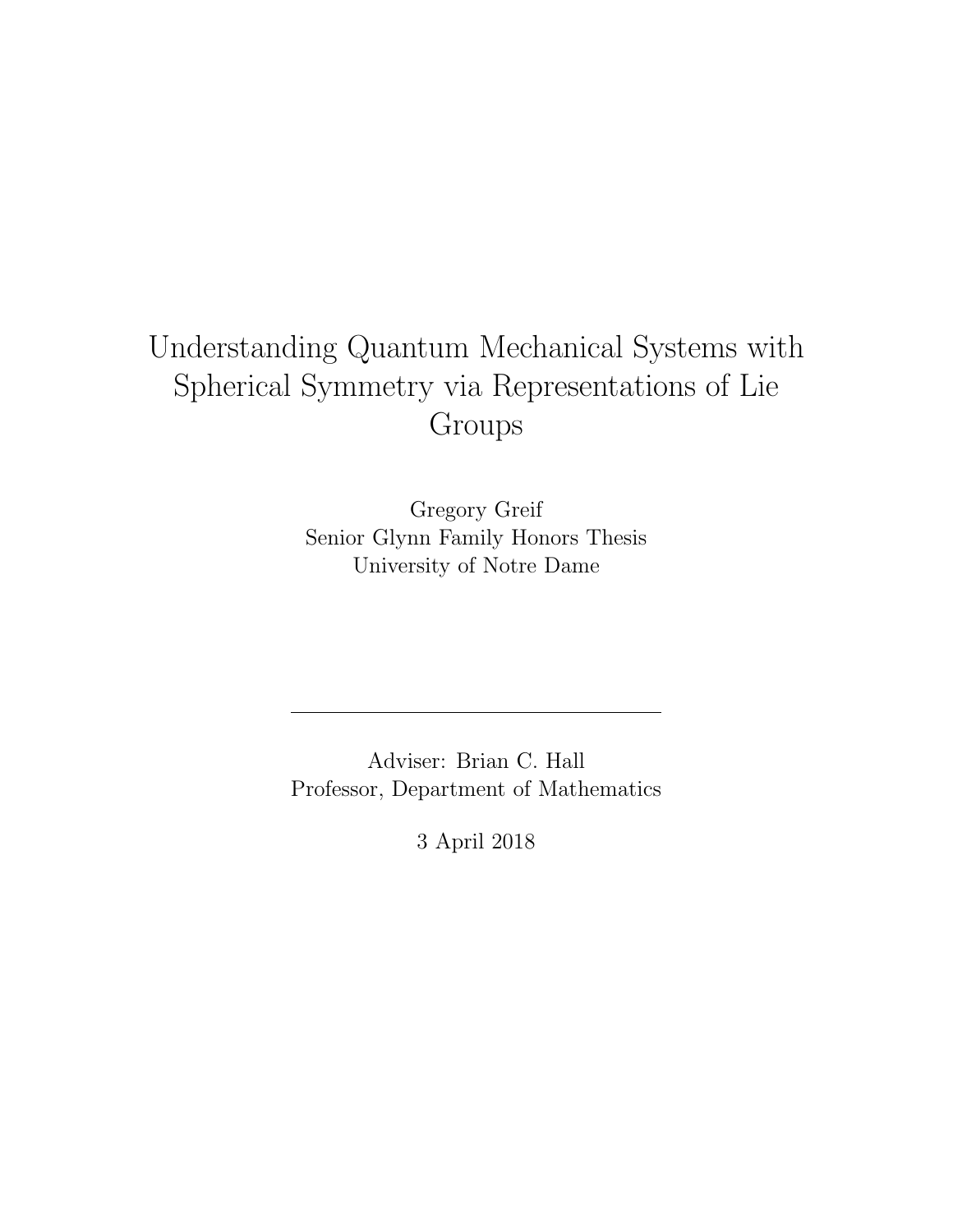# Understanding Quantum Mechanical Systems with Spherical Symmetry via Representations of Lie Groups

Gregory Greif
Senior Glynn Family Honors Thesis
University of Notre Dame

---

Adviser: Brian C. Hall
Professor, Department of Mathematics

3 April 2018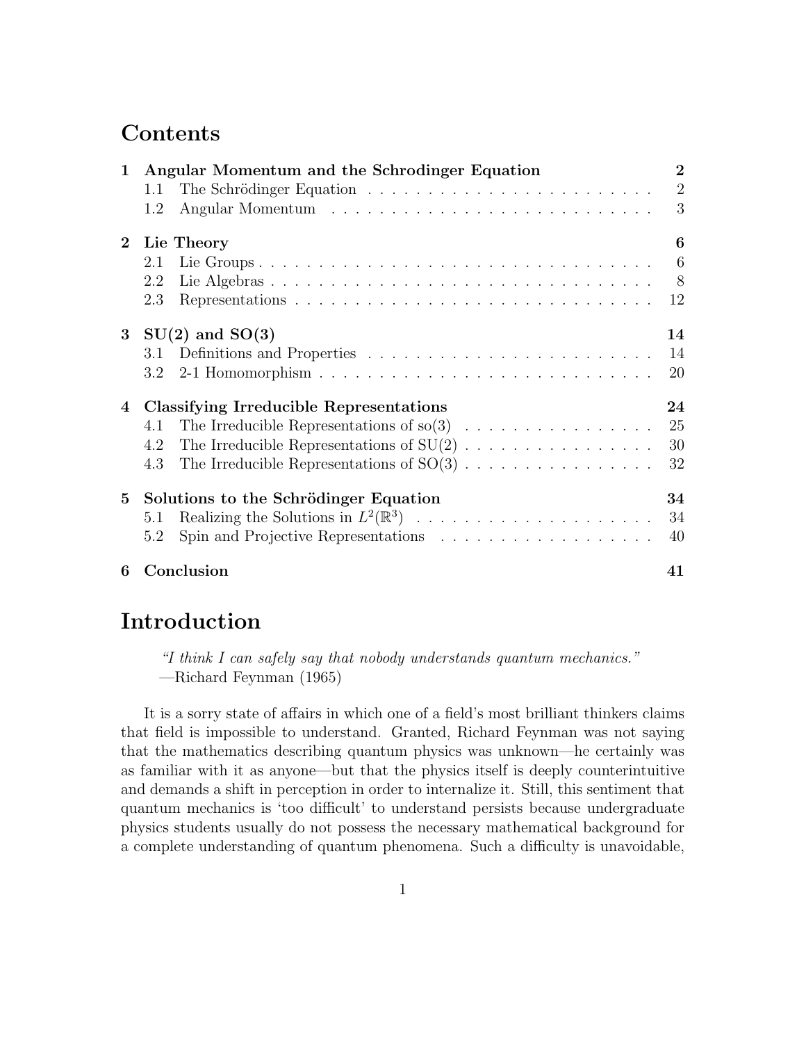# Contents

| | | |
|---|---|---|
| **1** | **Angular Momentum and the Schrodinger Equation** | **2** |
| | 1.1 The Schrödinger Equation | 2 |
| | 1.2 Angular Momentum | 3 |
| **2** | **Lie Theory** | **6** |
| | 2.1 Lie Groups | 6 |
| | 2.2 Lie Algebras | 8 |
| | 2.3 Representations | 12 |
| **3** | **SU(2) and SO(3)** | **14** |
| | 3.1 Definitions and Properties | 14 |
| | 3.2 2-1 Homomorphism | 20 |
| **4** | **Classifying Irreducible Representations** | **24** |
| | 4.1 The Irreducible Representations of so(3) | 25 |
| | 4.2 The Irreducible Representations of SU(2) | 30 |
| | 4.3 The Irreducible Representations of SO(3) | 32 |
| **5** | **Solutions to the Schrödinger Equation** | **34** |
| | 5.1 Realizing the Solutions in $L^2(\mathbb{R}^3)$ | 34 |
| | 5.2 Spin and Projective Representations | 40 |
| **6** | **Conclusion** | **41** |

# Introduction

> *"I think I can safely say that nobody understands quantum mechanics."*
> —Richard Feynman (1965)

It is a sorry state of affairs in which one of a field's most brilliant thinkers claims that field is impossible to understand. Granted, Richard Feynman was not saying that the mathematics describing quantum physics was unknown—he certainly was as familiar with it as anyone—but that the physics itself is deeply counterintuitive and demands a shift in perception in order to internalize it. Still, this sentiment that quantum mechanics is 'too difficult' to understand persists because undergraduate physics students usually do not possess the necessary mathematical background for a complete understanding of quantum phenomena. Such a difficulty is unavoidable,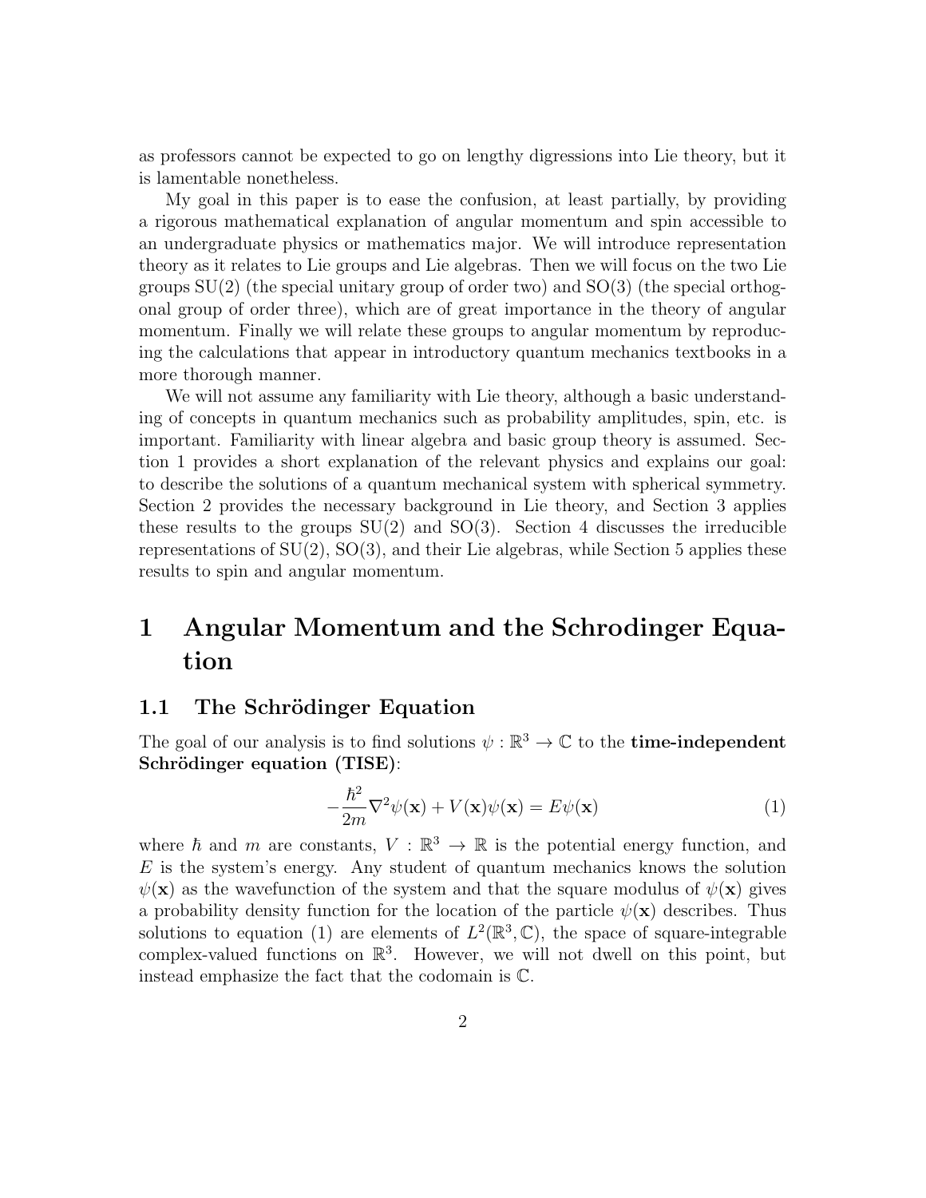as professors cannot be expected to go on lengthy digressions into Lie theory, but it is lamentable nonetheless.

My goal in this paper is to ease the confusion, at least partially, by providing a rigorous mathematical explanation of angular momentum and spin accessible to an undergraduate physics or mathematics major. We will introduce representation theory as it relates to Lie groups and Lie algebras. Then we will focus on the two Lie groups SU(2) (the special unitary group of order two) and SO(3) (the special orthogonal group of order three), which are of great importance in the theory of angular momentum. Finally we will relate these groups to angular momentum by reproducing the calculations that appear in introductory quantum mechanics textbooks in a more thorough manner.

We will not assume any familiarity with Lie theory, although a basic understanding of concepts in quantum mechanics such as probability amplitudes, spin, etc. is important. Familiarity with linear algebra and basic group theory is assumed. Section 1 provides a short explanation of the relevant physics and explains our goal: to describe the solutions of a quantum mechanical system with spherical symmetry. Section 2 provides the necessary background in Lie theory, and Section 3 applies these results to the groups SU(2) and SO(3). Section 4 discusses the irreducible representations of SU(2), SO(3), and their Lie algebras, while Section 5 applies these results to spin and angular momentum.

# 1 Angular Momentum and the Schrodinger Equation

## 1.1 The Schrödinger Equation

The goal of our analysis is to find solutions $\psi : \mathbb{R}^3 \to \mathbb{C}$ to the **time-independent Schrödinger equation (TISE)**:

$$-\frac{\hbar^2}{2m}\nabla^2\psi(\mathbf{x}) + V(\mathbf{x})\psi(\mathbf{x}) = E\psi(\mathbf{x}) \tag{1}$$

where $\hbar$ and $m$ are constants, $V : \mathbb{R}^3 \to \mathbb{R}$ is the potential energy function, and $E$ is the system's energy. Any student of quantum mechanics knows the solution $\psi(\mathbf{x})$ as the wavefunction of the system and that the square modulus of $\psi(\mathbf{x})$ gives a probability density function for the location of the particle $\psi(\mathbf{x})$ describes. Thus solutions to equation (1) are elements of $L^2(\mathbb{R}^3, \mathbb{C})$, the space of square-integrable complex-valued functions on $\mathbb{R}^3$. However, we will not dwell on this point, but instead emphasize the fact that the codomain is $\mathbb{C}$.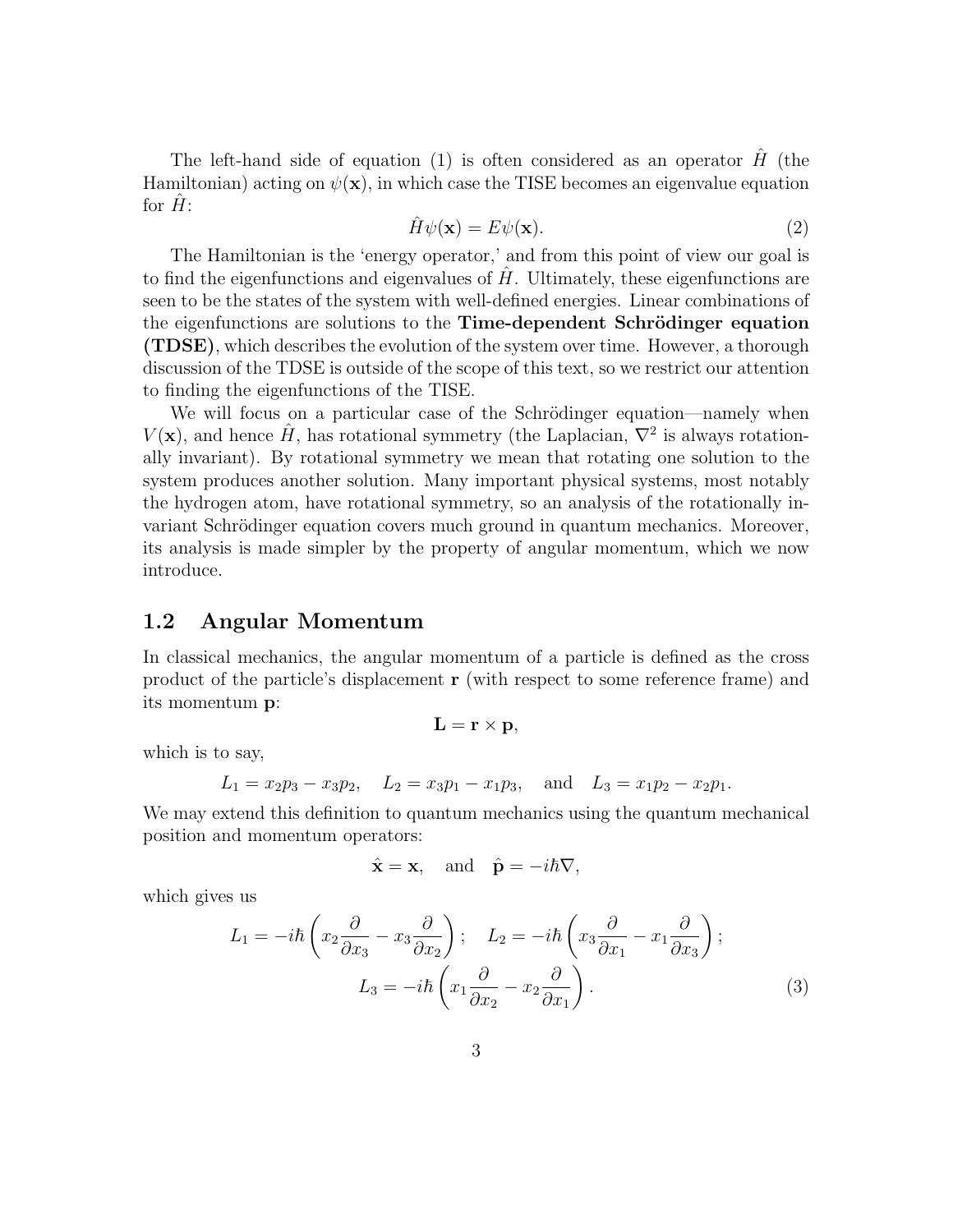The left-hand side of equation (1) is often considered as an operator $\hat{H}$ (the Hamiltonian) acting on $\psi(\mathbf{x})$, in which case the TISE becomes an eigenvalue equation for $\hat{H}$:

$$\hat{H}\psi(\mathbf{x}) = E\psi(\mathbf{x}). \tag{2}$$

The Hamiltonian is the 'energy operator,' and from this point of view our goal is to find the eigenfunctions and eigenvalues of $\hat{H}$. Ultimately, these eigenfunctions are seen to be the states of the system with well-defined energies. Linear combinations of the eigenfunctions are solutions to the **Time-dependent Schrödinger equation (TDSE)**, which describes the evolution of the system over time. However, a thorough discussion of the TDSE is outside of the scope of this text, so we restrict our attention to finding the eigenfunctions of the TISE.

We will focus on a particular case of the Schrödinger equation—namely when $V(\mathbf{x})$, and hence $\hat{H}$, has rotational symmetry (the Laplacian, $\nabla^2$ is always rotationally invariant). By rotational symmetry we mean that rotating one solution to the system produces another solution. Many important physical systems, most notably the hydrogen atom, have rotational symmetry, so an analysis of the rotationally invariant Schrödinger equation covers much ground in quantum mechanics. Moreover, its analysis is made simpler by the property of angular momentum, which we now introduce.

## 1.2 Angular Momentum

In classical mechanics, the angular momentum of a particle is defined as the cross product of the particle's displacement $\mathbf{r}$ (with respect to some reference frame) and its momentum $\mathbf{p}$:

$$\mathbf{L} = \mathbf{r} \times \mathbf{p},$$

which is to say,

$$L_1 = x_2 p_3 - x_3 p_2, \quad L_2 = x_3 p_1 - x_1 p_3, \quad \text{and} \quad L_3 = x_1 p_2 - x_2 p_1.$$

We may extend this definition to quantum mechanics using the quantum mechanical position and momentum operators:

$$\hat{\mathbf{x}} = \mathbf{x}, \quad \text{and} \quad \hat{\mathbf{p}} = -i\hbar\nabla,$$

which gives us

$$L_1 = -i\hbar\left(x_2\frac{\partial}{\partial x_3} - x_3\frac{\partial}{\partial x_2}\right); \quad L_2 = -i\hbar\left(x_3\frac{\partial}{\partial x_1} - x_1\frac{\partial}{\partial x_3}\right);$$
$$L_3 = -i\hbar\left(x_1\frac{\partial}{\partial x_2} - x_2\frac{\partial}{\partial x_1}\right). \tag{3}$$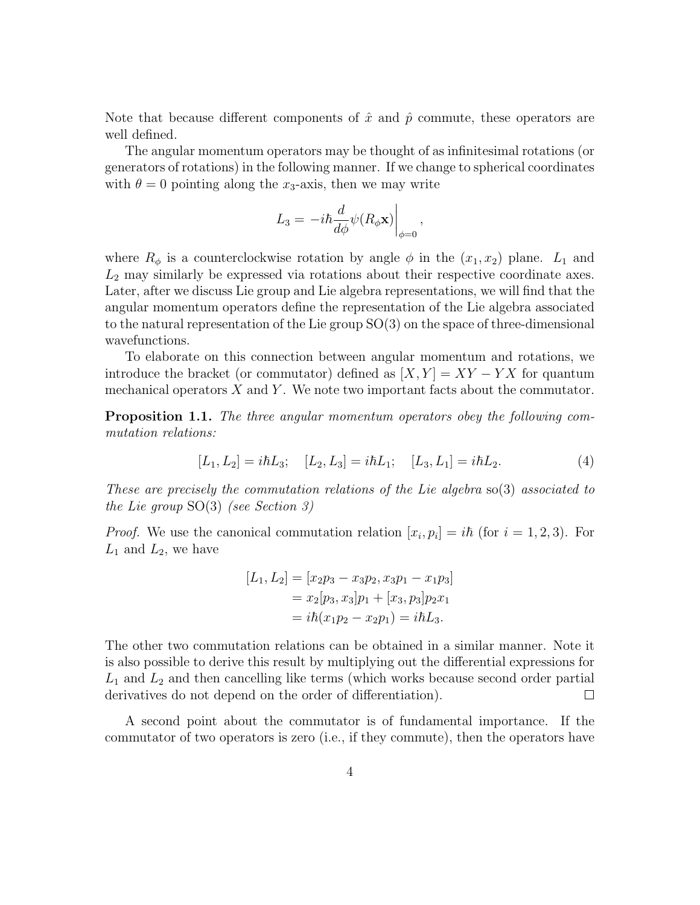Note that because different components of $\hat{x}$ and $\hat{p}$ commute, these operators are well defined.

The angular momentum operators may be thought of as infinitesimal rotations (or generators of rotations) in the following manner. If we change to spherical coordinates with $\theta = 0$ pointing along the $x_3$-axis, then we may write

$$L_3 = -i\hbar \frac{d}{d\phi}\psi(R_\phi \mathbf{x})\bigg|_{\phi=0},$$

where $R_\phi$ is a counterclockwise rotation by angle $\phi$ in the $(x_1, x_2)$ plane. $L_1$ and $L_2$ may similarly be expressed via rotations about their respective coordinate axes. Later, after we discuss Lie group and Lie algebra representations, we will find that the angular momentum operators define the representation of the Lie algebra associated to the natural representation of the Lie group SO(3) on the space of three-dimensional wavefunctions.

To elaborate on this connection between angular momentum and rotations, we introduce the bracket (or commutator) defined as $[X, Y] = XY - YX$ for quantum mechanical operators $X$ and $Y$. We note two important facts about the commutator.

**Proposition 1.1.** *The three angular momentum operators obey the following commutation relations:*

$$[L_1, L_2] = i\hbar L_3; \quad [L_2, L_3] = i\hbar L_1; \quad [L_3, L_1] = i\hbar L_2. \tag{4}$$

*These are precisely the commutation relations of the Lie algebra* so(3) *associated to the Lie group* SO(3) *(see Section 3)*

*Proof.* We use the canonical commutation relation $[x_i, p_i] = i\hbar$ (for $i = 1, 2, 3$). For $L_1$ and $L_2$, we have

$$\begin{aligned}
[L_1, L_2] &= [x_2 p_3 - x_3 p_2, x_3 p_1 - x_1 p_3] \\
&= x_2 [p_3, x_3] p_1 + [x_3, p_3] p_2 x_1 \\
&= i\hbar (x_1 p_2 - x_2 p_1) = i\hbar L_3.
\end{aligned}$$

The other two commutation relations can be obtained in a similar manner. Note it is also possible to derive this result by multiplying out the differential expressions for $L_1$ and $L_2$ and then cancelling like terms (which works because second order partial derivatives do not depend on the order of differentiation). □

A second point about the commutator is of fundamental importance. If the commutator of two operators is zero (i.e., if they commute), then the operators have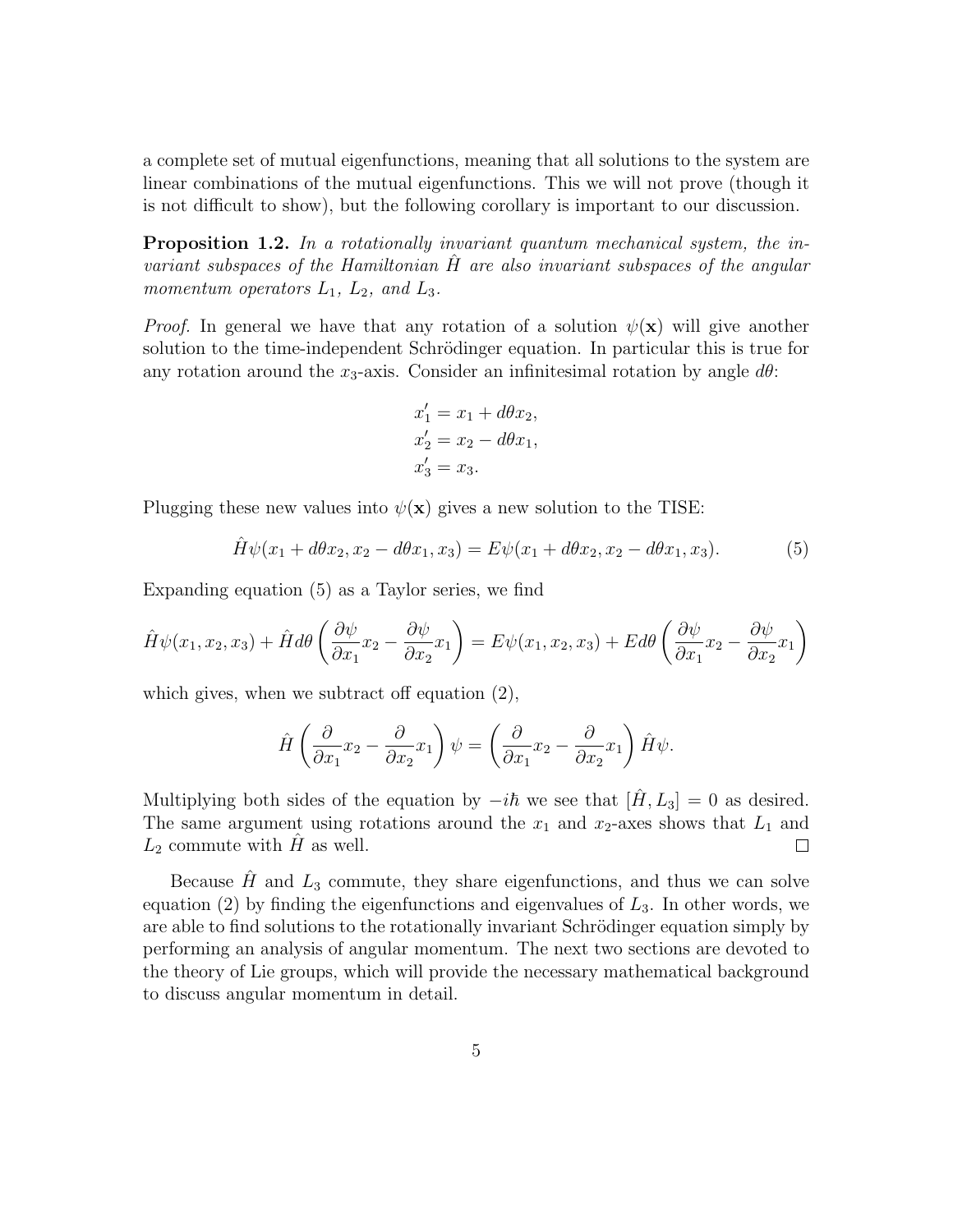a complete set of mutual eigenfunctions, meaning that all solutions to the system are linear combinations of the mutual eigenfunctions. This we will not prove (though it is not difficult to show), but the following corollary is important to our discussion.

**Proposition 1.2.** *In a rotationally invariant quantum mechanical system, the invariant subspaces of the Hamiltonian $\hat{H}$ are also invariant subspaces of the angular momentum operators $L_1$, $L_2$, and $L_3$.*

*Proof.* In general we have that any rotation of a solution $\psi(\mathbf{x})$ will give another solution to the time-independent Schrödinger equation. In particular this is true for any rotation around the $x_3$-axis. Consider an infinitesimal rotation by angle $d\theta$:

$$x_1' = x_1 + d\theta x_2,$$
$$x_2' = x_2 - d\theta x_1,$$
$$x_3' = x_3.$$

Plugging these new values into $\psi(\mathbf{x})$ gives a new solution to the TISE:

$$\hat{H}\psi(x_1 + d\theta x_2, x_2 - d\theta x_1, x_3) = E\psi(x_1 + d\theta x_2, x_2 - d\theta x_1, x_3). \tag{5}$$

Expanding equation (5) as a Taylor series, we find

$$\hat{H}\psi(x_1, x_2, x_3) + \hat{H}d\theta\left(\frac{\partial\psi}{\partial x_1}x_2 - \frac{\partial\psi}{\partial x_2}x_1\right) = E\psi(x_1, x_2, x_3) + Ed\theta\left(\frac{\partial\psi}{\partial x_1}x_2 - \frac{\partial\psi}{\partial x_2}x_1\right)$$

which gives, when we subtract off equation (2),

$$\hat{H}\left(\frac{\partial}{\partial x_1}x_2 - \frac{\partial}{\partial x_2}x_1\right)\psi = \left(\frac{\partial}{\partial x_1}x_2 - \frac{\partial}{\partial x_2}x_1\right)\hat{H}\psi.$$

Multiplying both sides of the equation by $-i\hbar$ we see that $[\hat{H}, L_3] = 0$ as desired. The same argument using rotations around the $x_1$ and $x_2$-axes shows that $L_1$ and $L_2$ commute with $\hat{H}$ as well. ∎

Because $\hat{H}$ and $L_3$ commute, they share eigenfunctions, and thus we can solve equation (2) by finding the eigenfunctions and eigenvalues of $L_3$. In other words, we are able to find solutions to the rotationally invariant Schrödinger equation simply by performing an analysis of angular momentum. The next two sections are devoted to the theory of Lie groups, which will provide the necessary mathematical background to discuss angular momentum in detail.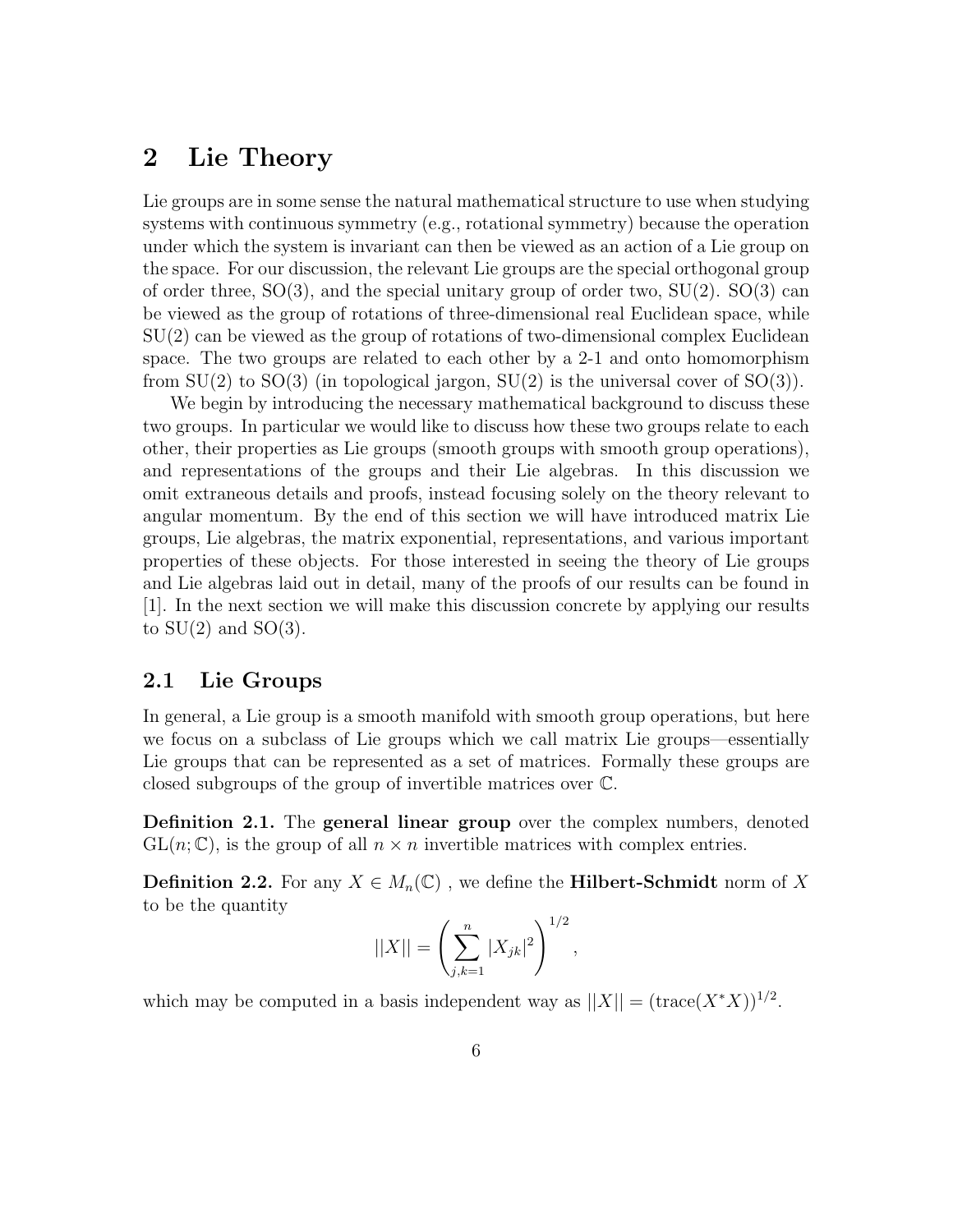# 2 Lie Theory

Lie groups are in some sense the natural mathematical structure to use when studying systems with continuous symmetry (e.g., rotational symmetry) because the operation under which the system is invariant can then be viewed as an action of a Lie group on the space. For our discussion, the relevant Lie groups are the special orthogonal group of order three, SO(3), and the special unitary group of order two, SU(2). SO(3) can be viewed as the group of rotations of three-dimensional real Euclidean space, while SU(2) can be viewed as the group of rotations of two-dimensional complex Euclidean space. The two groups are related to each other by a 2-1 and onto homomorphism from SU(2) to SO(3) (in topological jargon, SU(2) is the universal cover of SO(3)).

We begin by introducing the necessary mathematical background to discuss these two groups. In particular we would like to discuss how these two groups relate to each other, their properties as Lie groups (smooth groups with smooth group operations), and representations of the groups and their Lie algebras. In this discussion we omit extraneous details and proofs, instead focusing solely on the theory relevant to angular momentum. By the end of this section we will have introduced matrix Lie groups, Lie algebras, the matrix exponential, representations, and various important properties of these objects. For those interested in seeing the theory of Lie groups and Lie algebras laid out in detail, many of the proofs of our results can be found in [1]. In the next section we will make this discussion concrete by applying our results to SU(2) and SO(3).

## 2.1 Lie Groups

In general, a Lie group is a smooth manifold with smooth group operations, but here we focus on a subclass of Lie groups which we call matrix Lie groups—essentially Lie groups that can be represented as a set of matrices. Formally these groups are closed subgroups of the group of invertible matrices over $\mathbb{C}$.

**Definition 2.1.** The **general linear group** over the complex numbers, denoted $\mathrm{GL}(n;\mathbb{C})$, is the group of all $n \times n$ invertible matrices with complex entries.

**Definition 2.2.** For any $X \in M_n(\mathbb{C})$ , we define the **Hilbert-Schmidt** norm of $X$ to be the quantity

$$||X|| = \left( \sum_{j,k=1}^{n} |X_{jk}|^2 \right)^{1/2},$$

which may be computed in a basis independent way as $||X|| = (\mathrm{trace}(X^*X))^{1/2}$.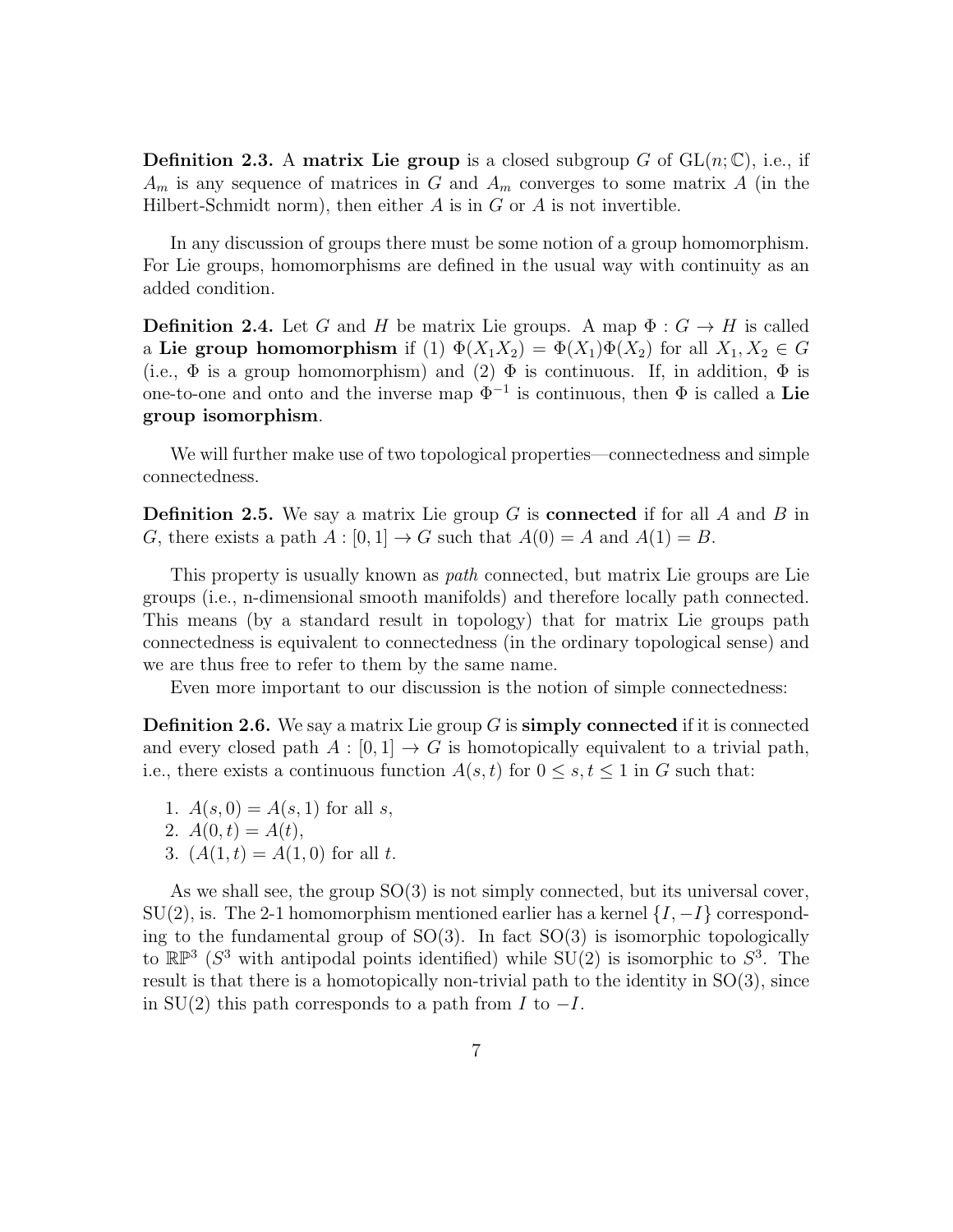**Definition 2.3.** A **matrix Lie group** is a closed subgroup $G$ of $\mathrm{GL}(n;\mathbb{C})$, i.e., if $A_m$ is any sequence of matrices in $G$ and $A_m$ converges to some matrix $A$ (in the Hilbert-Schmidt norm), then either $A$ is in $G$ or $A$ is not invertible.

In any discussion of groups there must be some notion of a group homomorphism. For Lie groups, homomorphisms are defined in the usual way with continuity as an added condition.

**Definition 2.4.** Let $G$ and $H$ be matrix Lie groups. A map $\Phi : G \to H$ is called a **Lie group homomorphism** if (1) $\Phi(X_1X_2) = \Phi(X_1)\Phi(X_2)$ for all $X_1, X_2 \in G$ (i.e., $\Phi$ is a group homomorphism) and (2) $\Phi$ is continuous. If, in addition, $\Phi$ is one-to-one and onto and the inverse map $\Phi^{-1}$ is continuous, then $\Phi$ is called a **Lie group isomorphism**.

We will further make use of two topological properties—connectedness and simple connectedness.

**Definition 2.5.** We say a matrix Lie group $G$ is **connected** if for all $A$ and $B$ in $G$, there exists a path $A : [0,1] \to G$ such that $A(0) = A$ and $A(1) = B$.

This property is usually known as *path* connected, but matrix Lie groups are Lie groups (i.e., n-dimensional smooth manifolds) and therefore locally path connected. This means (by a standard result in topology) that for matrix Lie groups path connectedness is equivalent to connectedness (in the ordinary topological sense) and we are thus free to refer to them by the same name.

Even more important to our discussion is the notion of simple connectedness:

**Definition 2.6.** We say a matrix Lie group $G$ is **simply connected** if it is connected and every closed path $A : [0,1] \to G$ is homotopically equivalent to a trivial path, i.e., there exists a continuous function $A(s,t)$ for $0 \leq s, t \leq 1$ in $G$ such that:

1. $A(s,0) = A(s,1)$ for all $s$,
2. $A(0,t) = A(t)$,
3. $(A(1,t) = A(1,0)$ for all $t$.

As we shall see, the group $\mathrm{SO}(3)$ is not simply connected, but its universal cover, $\mathrm{SU}(2)$, is. The 2-1 homomorphism mentioned earlier has a kernel $\{I, -I\}$ corresponding to the fundamental group of $\mathrm{SO}(3)$. In fact $\mathrm{SO}(3)$ is isomorphic topologically to $\mathbb{RP}^3$ ($S^3$ with antipodal points identified) while $\mathrm{SU}(2)$ is isomorphic to $S^3$. The result is that there is a homotopically non-trivial path to the identity in $\mathrm{SO}(3)$, since in $\mathrm{SU}(2)$ this path corresponds to a path from $I$ to $-I$.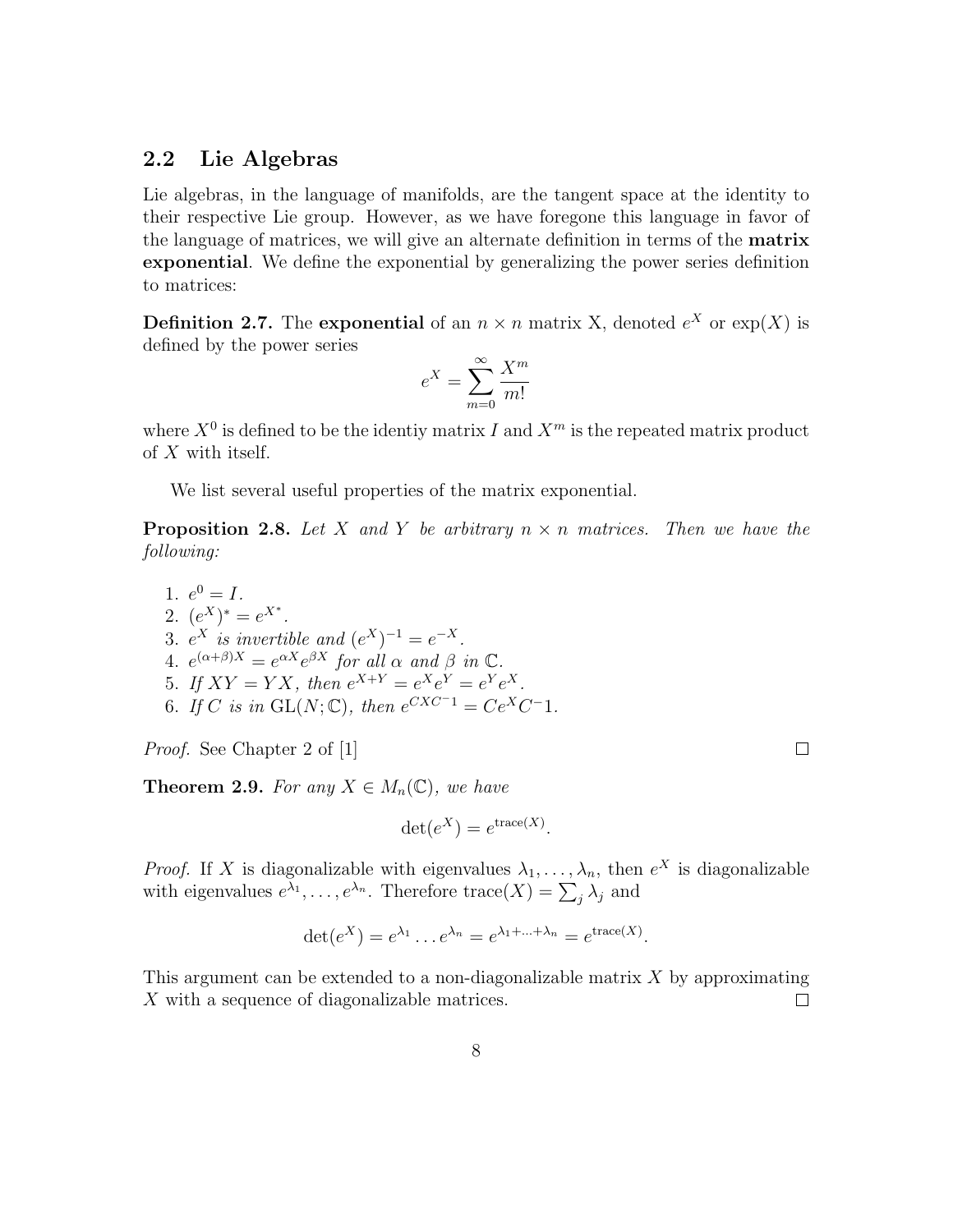## 2.2 Lie Algebras

Lie algebras, in the language of manifolds, are the tangent space at the identity to their respective Lie group. However, as we have foregone this language in favor of the language of matrices, we will give an alternate definition in terms of the **matrix exponential**. We define the exponential by generalizing the power series definition to matrices:

**Definition 2.7.** The **exponential** of an $n \times n$ matrix X, denoted $e^X$ or $\exp(X)$ is defined by the power series

$$e^X = \sum_{m=0}^{\infty} \frac{X^m}{m!}$$

where $X^0$ is defined to be the identiy matrix $I$ and $X^m$ is the repeated matrix product of $X$ with itself.

We list several useful properties of the matrix exponential.

**Proposition 2.8.** *Let $X$ and $Y$ be arbitrary $n \times n$ matrices. Then we have the following:*

1. $e^0 = I$.
2. $(e^X)^* = e^{X^*}$.
3. $e^X$ *is invertible and* $(e^X)^{-1} = e^{-X}$.
4. $e^{(\alpha+\beta)X} = e^{\alpha X} e^{\beta X}$ *for all* $\alpha$ *and* $\beta$ *in* $\mathbb{C}$.
5. *If* $XY = YX$, *then* $e^{X+Y} = e^X e^Y = e^Y e^X$.
6. *If* $C$ *is in* $\mathrm{GL}(N;\mathbb{C})$, *then* $e^{CXC^{-1}} = Ce^X C^{-}1$.

*Proof.* See Chapter 2 of [1] □

**Theorem 2.9.** *For any* $X \in M_n(\mathbb{C})$, *we have*

$$\det(e^X) = e^{\mathrm{trace}(X)}.$$

*Proof.* If $X$ is diagonalizable with eigenvalues $\lambda_1, \ldots, \lambda_n$, then $e^X$ is diagonalizable with eigenvalues $e^{\lambda_1}, \ldots, e^{\lambda_n}$. Therefore $\mathrm{trace}(X) = \sum_j \lambda_j$ and

$$\det(e^X) = e^{\lambda_1} \ldots e^{\lambda_n} = e^{\lambda_1 + \ldots + \lambda_n} = e^{\mathrm{trace}(X)}.$$

This argument can be extended to a non-diagonalizable matrix $X$ by approximating $X$ with a sequence of diagonalizable matrices. □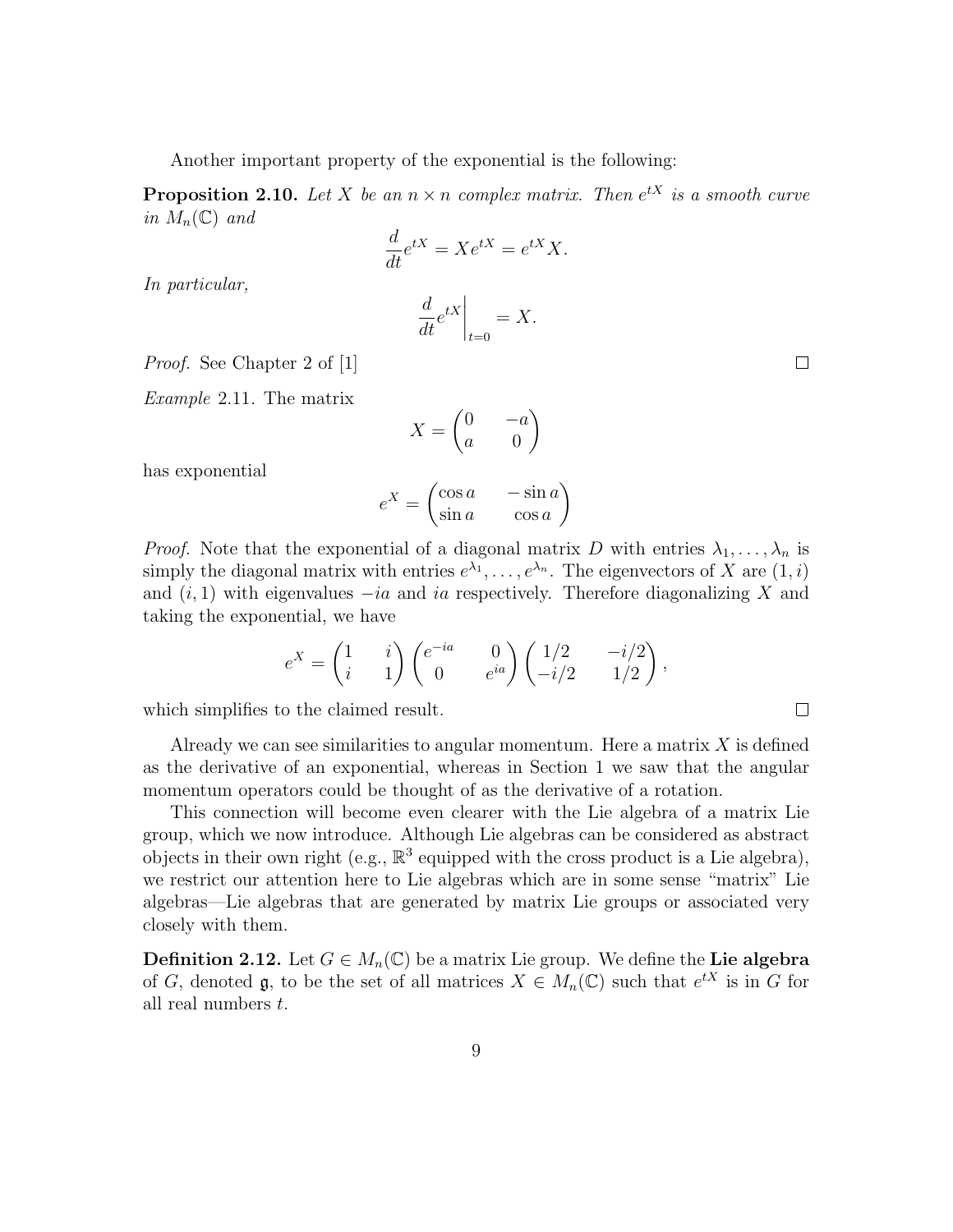Another important property of the exponential is the following:

**Proposition 2.10.** *Let $X$ be an $n \times n$ complex matrix. Then $e^{tX}$ is a smooth curve in $M_n(\mathbb{C})$ and*

$$\frac{d}{dt}e^{tX} = Xe^{tX} = e^{tX}X.$$

*In particular,*

$$\left.\frac{d}{dt}e^{tX}\right|_{t=0} = X.$$

*Proof.* See Chapter 2 of [1] □

*Example* 2.11. The matrix

$$X = \begin{pmatrix} 0 & -a \\ a & 0 \end{pmatrix}$$

has exponential

$$e^X = \begin{pmatrix} \cos a & -\sin a \\ \sin a & \cos a \end{pmatrix}$$

*Proof.* Note that the exponential of a diagonal matrix $D$ with entries $\lambda_1, \ldots, \lambda_n$ is simply the diagonal matrix with entries $e^{\lambda_1}, \ldots, e^{\lambda_n}$. The eigenvectors of $X$ are $(1, i)$ and $(i, 1)$ with eigenvalues $-ia$ and $ia$ respectively. Therefore diagonalizing $X$ and taking the exponential, we have

$$e^X = \begin{pmatrix} 1 & i \\ i & 1 \end{pmatrix} \begin{pmatrix} e^{-ia} & 0 \\ 0 & e^{ia} \end{pmatrix} \begin{pmatrix} 1/2 & -i/2 \\ -i/2 & 1/2 \end{pmatrix},$$

which simplifies to the claimed result. □

Already we can see similarities to angular momentum. Here a matrix $X$ is defined as the derivative of an exponential, whereas in Section 1 we saw that the angular momentum operators could be thought of as the derivative of a rotation.

This connection will become even clearer with the Lie algebra of a matrix Lie group, which we now introduce. Although Lie algebras can be considered as abstract objects in their own right (e.g., $\mathbb{R}^3$ equipped with the cross product is a Lie algebra), we restrict our attention here to Lie algebras which are in some sense "matrix" Lie algebras—Lie algebras that are generated by matrix Lie groups or associated very closely with them.

**Definition 2.12.** Let $G \in M_n(\mathbb{C})$ be a matrix Lie group. We define the **Lie algebra** of $G$, denoted $\mathfrak{g}$, to be the set of all matrices $X \in M_n(\mathbb{C})$ such that $e^{tX}$ is in $G$ for all real numbers $t$.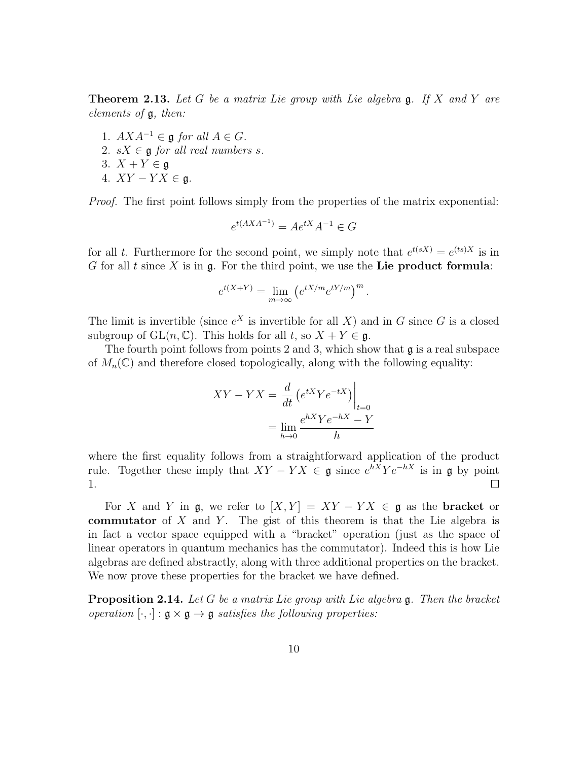**Theorem 2.13.** *Let $G$ be a matrix Lie group with Lie algebra $\mathfrak{g}$. If $X$ and $Y$ are elements of $\mathfrak{g}$, then:*

1. $AXA^{-1} \in \mathfrak{g}$ *for all* $A \in G$.
2. $sX \in \mathfrak{g}$ *for all real numbers* $s$.
3. $X + Y \in \mathfrak{g}$
4. $XY - YX \in \mathfrak{g}$.

*Proof.* The first point follows simply from the properties of the matrix exponential:

$$e^{t(AXA^{-1})} = Ae^{tX}A^{-1} \in G$$

for all $t$. Furthermore for the second point, we simply note that $e^{t(sX)} = e^{(ts)X}$ is in $G$ for all $t$ since $X$ is in $\mathfrak{g}$. For the third point, we use the **Lie product formula**:

$$e^{t(X+Y)} = \lim_{m\to\infty} \left(e^{tX/m}e^{tY/m}\right)^m.$$

The limit is invertible (since $e^X$ is invertible for all $X$) and in $G$ since $G$ is a closed subgroup of $\mathrm{GL}(n, \mathbb{C})$. This holds for all $t$, so $X + Y \in \mathfrak{g}$.

The fourth point follows from points 2 and 3, which show that $\mathfrak{g}$ is a real subspace of $M_n(\mathbb{C})$ and therefore closed topologically, along with the following equality:

$$\begin{aligned} XY - YX &= \frac{d}{dt}\left(e^{tX}Ye^{-tX}\right)\bigg|_{t=0} \\ &= \lim_{h\to 0} \frac{e^{hX}Ye^{-hX} - Y}{h} \end{aligned}$$

where the first equality follows from a straightforward application of the product rule. Together these imply that $XY - YX \in \mathfrak{g}$ since $e^{hX}Ye^{-hX}$ is in $\mathfrak{g}$ by point 1. $\square$

For $X$ and $Y$ in $\mathfrak{g}$, we refer to $[X, Y] = XY - YX \in \mathfrak{g}$ as the **bracket** or **commutator** of $X$ and $Y$. The gist of this theorem is that the Lie algebra is in fact a vector space equipped with a "bracket" operation (just as the space of linear operators in quantum mechanics has the commutator). Indeed this is how Lie algebras are defined abstractly, along with three additional properties on the bracket. We now prove these properties for the bracket we have defined.

**Proposition 2.14.** *Let $G$ be a matrix Lie group with Lie algebra $\mathfrak{g}$. Then the bracket operation $[\cdot, \cdot] : \mathfrak{g} \times \mathfrak{g} \to \mathfrak{g}$ satisfies the following properties:*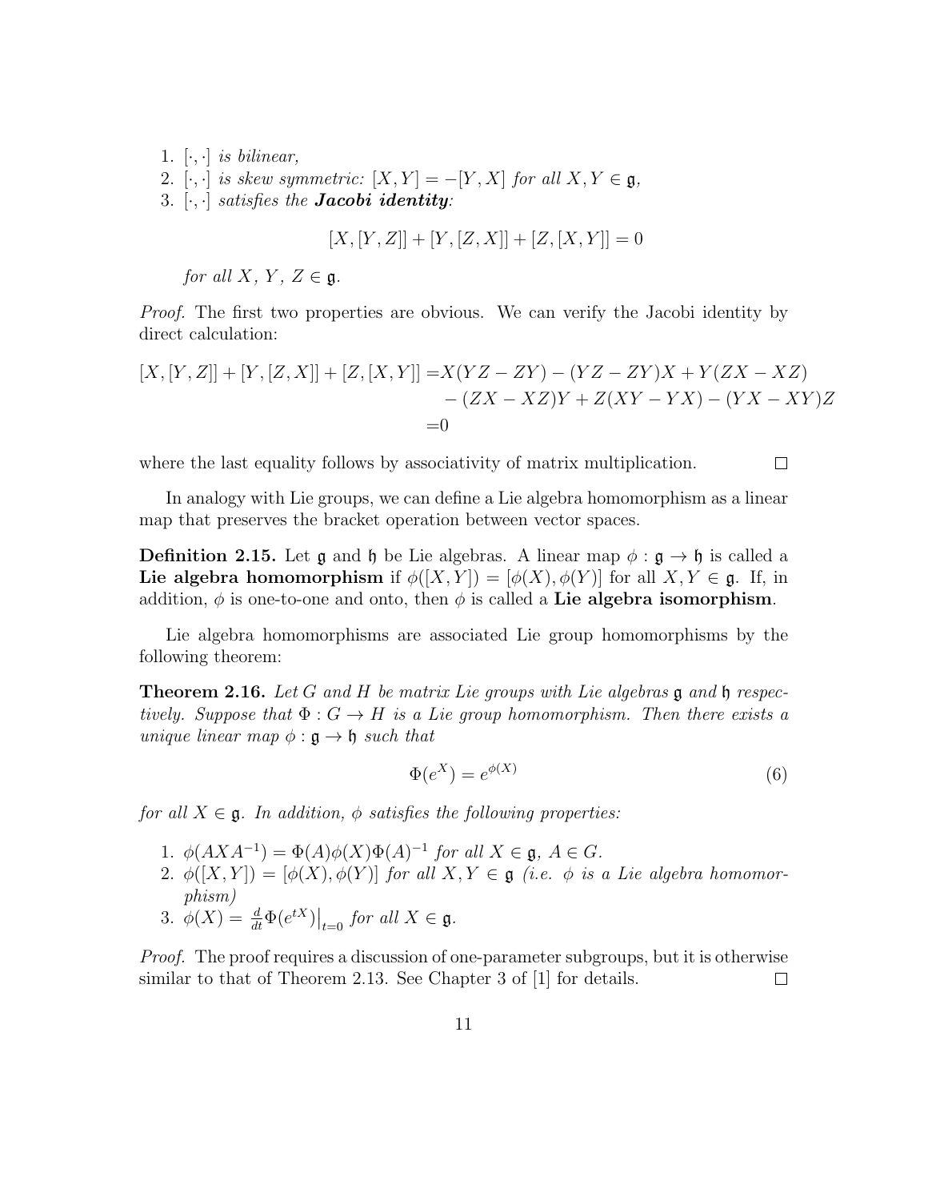1. $[\cdot, \cdot]$ *is bilinear,*
2. $[\cdot, \cdot]$ *is skew symmetric:* $[X, Y] = -[Y, X]$ *for all* $X, Y \in \mathfrak{g}$*,*
3. $[\cdot, \cdot]$ *satisfies the* ***Jacobi identity****:*

$$[X, [Y, Z]] + [Y, [Z, X]] + [Z, [X, Y]] = 0$$

*for all* $X$*,* $Y$*,* $Z \in \mathfrak{g}$*.*

*Proof.* The first two properties are obvious. We can verify the Jacobi identity by direct calculation:

$$\begin{aligned}
[X, [Y, Z]] + [Y, [Z, X]] + [Z, [X, Y]] =& X(YZ - ZY) - (YZ - ZY)X + Y(ZX - XZ) \\
& - (ZX - XZ)Y + Z(XY - YX) - (YX - XY)Z \\
=& 0
\end{aligned}$$

where the last equality follows by associativity of matrix multiplication. ∎

In analogy with Lie groups, we can define a Lie algebra homomorphism as a linear map that preserves the bracket operation between vector spaces.

**Definition 2.15.** Let $\mathfrak{g}$ and $\mathfrak{h}$ be Lie algebras. A linear map $\phi : \mathfrak{g} \to \mathfrak{h}$ is called a **Lie algebra homomorphism** if $\phi([X, Y]) = [\phi(X), \phi(Y)]$ for all $X, Y \in \mathfrak{g}$. If, in addition, $\phi$ is one-to-one and onto, then $\phi$ is called a **Lie algebra isomorphism**.

Lie algebra homomorphisms are associated Lie group homomorphisms by the following theorem:

**Theorem 2.16.** *Let* $G$ *and* $H$ *be matrix Lie groups with Lie algebras* $\mathfrak{g}$ *and* $\mathfrak{h}$ *respectively. Suppose that* $\Phi : G \to H$ *is a Lie group homomorphism. Then there exists a unique linear map* $\phi : \mathfrak{g} \to \mathfrak{h}$ *such that*

$$\Phi(e^X) = e^{\phi(X)} \tag{6}$$

*for all* $X \in \mathfrak{g}$*. In addition,* $\phi$ *satisfies the following properties:*

1. $\phi(AXA^{-1}) = \Phi(A)\phi(X)\Phi(A)^{-1}$ *for all* $X \in \mathfrak{g}$*,* $A \in G$*.*
2. $\phi([X, Y]) = [\phi(X), \phi(Y)]$ *for all* $X, Y \in \mathfrak{g}$ *(i.e.* $\phi$ *is a Lie algebra homomorphism)*
3. $\phi(X) = \frac{d}{dt}\Phi(e^{tX})\big|_{t=0}$ *for all* $X \in \mathfrak{g}$*.*

*Proof.* The proof requires a discussion of one-parameter subgroups, but it is otherwise similar to that of Theorem 2.13. See Chapter 3 of [1] for details. ∎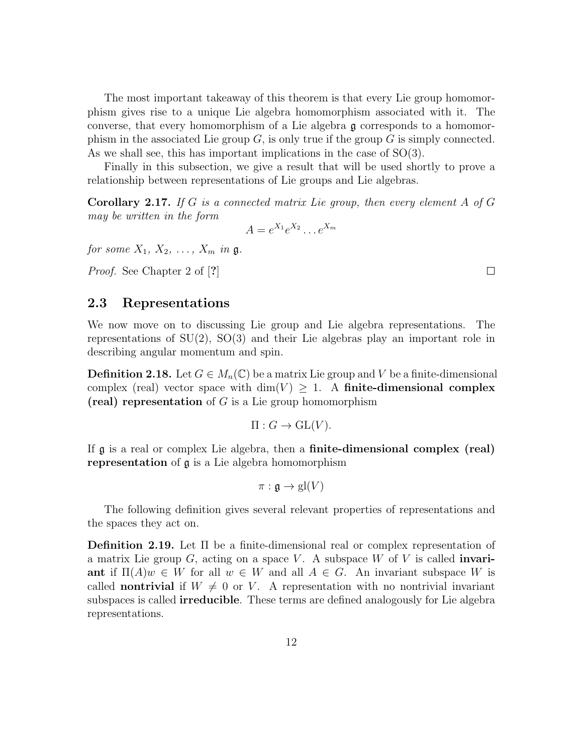The most important takeaway of this theorem is that every Lie group homomorphism gives rise to a unique Lie algebra homomorphism associated with it. The converse, that every homomorphism of a Lie algebra $\mathfrak{g}$ corresponds to a homomorphism in the associated Lie group $G$, is only true if the group $G$ is simply connected. As we shall see, this has important implications in the case of SO(3).

Finally in this subsection, we give a result that will be used shortly to prove a relationship between representations of Lie groups and Lie algebras.

**Corollary 2.17.** *If $G$ is a connected matrix Lie group, then every element $A$ of $G$ may be written in the form*

$$A = e^{X_1} e^{X_2} \dots e^{X_m}$$

*for some $X_1$, $X_2$, ..., $X_m$ in $\mathfrak{g}$.*

*Proof.* See Chapter 2 of [?] □

## 2.3 Representations

We now move on to discussing Lie group and Lie algebra representations. The representations of SU(2), SO(3) and their Lie algebras play an important role in describing angular momentum and spin.

**Definition 2.18.** Let $G \in M_n(\mathbb{C})$ be a matrix Lie group and $V$ be a finite-dimensional complex (real) vector space with $\dim(V) \geq 1$. A **finite-dimensional complex (real) representation** of $G$ is a Lie group homomorphism

$$\Pi : G \to \mathrm{GL}(V).$$

If $\mathfrak{g}$ is a real or complex Lie algebra, then a **finite-dimensional complex (real) representation** of $\mathfrak{g}$ is a Lie algebra homomorphism

$$\pi : \mathfrak{g} \to \mathrm{gl}(V)$$

The following definition gives several relevant properties of representations and the spaces they act on.

**Definition 2.19.** Let $\Pi$ be a finite-dimensional real or complex representation of a matrix Lie group $G$, acting on a space $V$. A subspace $W$ of $V$ is called **invariant** if $\Pi(A)w \in W$ for all $w \in W$ and all $A \in G$. An invariant subspace $W$ is called **nontrivial** if $W \neq 0$ or $V$. A representation with no nontrivial invariant subspaces is called **irreducible**. These terms are defined analogously for Lie algebra representations.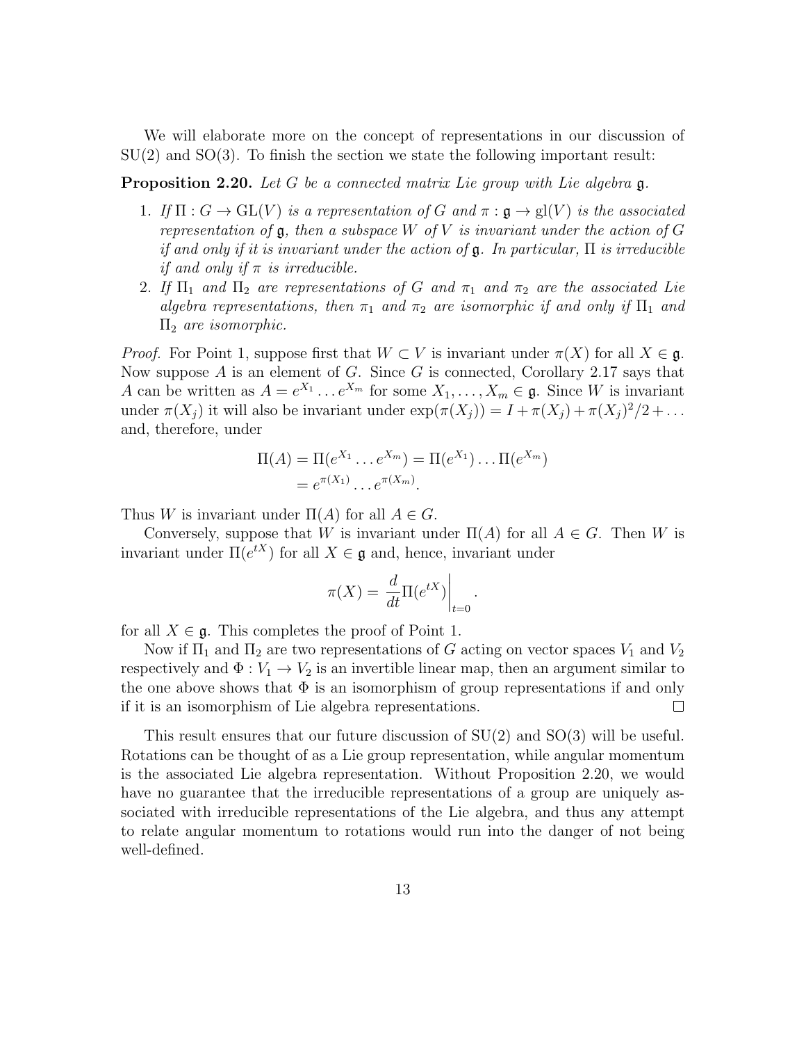We will elaborate more on the concept of representations in our discussion of SU(2) and SO(3). To finish the section we state the following important result:

**Proposition 2.20.** *Let $G$ be a connected matrix Lie group with Lie algebra $\mathfrak{g}$.*

1. *If $\Pi : G \to \mathrm{GL}(V)$ is a representation of $G$ and $\pi : \mathfrak{g} \to \mathrm{gl}(V)$ is the associated representation of $\mathfrak{g}$, then a subspace $W$ of $V$ is invariant under the action of $G$ if and only if it is invariant under the action of $\mathfrak{g}$. In particular, $\Pi$ is irreducible if and only if $\pi$ is irreducible.*
2. *If $\Pi_1$ and $\Pi_2$ are representations of $G$ and $\pi_1$ and $\pi_2$ are the associated Lie algebra representations, then $\pi_1$ and $\pi_2$ are isomorphic if and only if $\Pi_1$ and $\Pi_2$ are isomorphic.*

*Proof.* For Point 1, suppose first that $W \subset V$ is invariant under $\pi(X)$ for all $X \in \mathfrak{g}$. Now suppose $A$ is an element of $G$. Since $G$ is connected, Corollary 2.17 says that $A$ can be written as $A = e^{X_1} \dots e^{X_m}$ for some $X_1, \dots, X_m \in \mathfrak{g}$. Since $W$ is invariant under $\pi(X_j)$ it will also be invariant under $\exp(\pi(X_j)) = I + \pi(X_j) + \pi(X_j)^2/2 + \dots$ and, therefore, under

$$\begin{aligned}\Pi(A) = \Pi(e^{X_1} \dots e^{X_m}) &= \Pi(e^{X_1}) \dots \Pi(e^{X_m}) \\ &= e^{\pi(X_1)} \dots e^{\pi(X_m)}.\end{aligned}$$

Thus $W$ is invariant under $\Pi(A)$ for all $A \in G$.

Conversely, suppose that $W$ is invariant under $\Pi(A)$ for all $A \in G$. Then $W$ is invariant under $\Pi(e^{tX})$ for all $X \in \mathfrak{g}$ and, hence, invariant under

$$\pi(X) = \frac{d}{dt}\Pi(e^{tX})\bigg|_{t=0}.$$

for all $X \in \mathfrak{g}$. This completes the proof of Point 1.

Now if $\Pi_1$ and $\Pi_2$ are two representations of $G$ acting on vector spaces $V_1$ and $V_2$ respectively and $\Phi : V_1 \to V_2$ is an invertible linear map, then an argument similar to the one above shows that $\Phi$ is an isomorphism of group representations if and only if it is an isomorphism of Lie algebra representations. ∎

This result ensures that our future discussion of SU(2) and SO(3) will be useful. Rotations can be thought of as a Lie group representation, while angular momentum is the associated Lie algebra representation. Without Proposition 2.20, we would have no guarantee that the irreducible representations of a group are uniquely associated with irreducible representations of the Lie algebra, and thus any attempt to relate angular momentum to rotations would run into the danger of not being well-defined.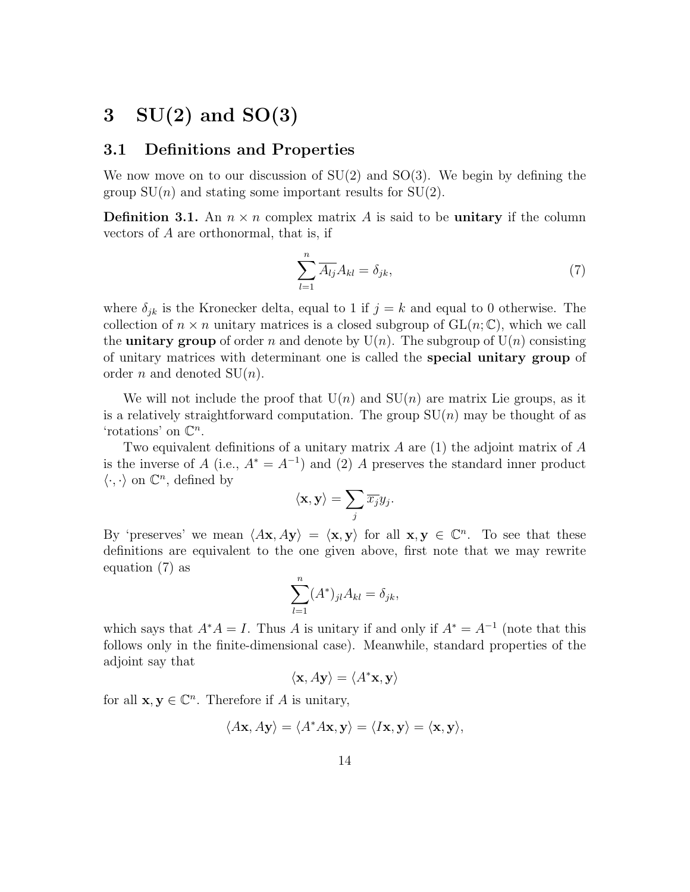# 3 SU(2) and SO(3)

## 3.1 Definitions and Properties

We now move on to our discussion of SU(2) and SO(3). We begin by defining the group SU($n$) and stating some important results for SU(2).

**Definition 3.1.** An $n \times n$ complex matrix $A$ is said to be **unitary** if the column vectors of $A$ are orthonormal, that is, if

$$\sum_{l=1}^{n} \overline{A_{lj}} A_{kl} = \delta_{jk}, \tag{7}$$

where $\delta_{jk}$ is the Kronecker delta, equal to 1 if $j = k$ and equal to 0 otherwise. The collection of $n \times n$ unitary matrices is a closed subgroup of $\mathrm{GL}(n;\mathbb{C})$, which we call the **unitary group** of order $n$ and denote by $\mathrm{U}(n)$. The subgroup of $\mathrm{U}(n)$ consisting of unitary matrices with determinant one is called the **special unitary group** of order $n$ and denoted $\mathrm{SU}(n)$.

We will not include the proof that $\mathrm{U}(n)$ and $\mathrm{SU}(n)$ are matrix Lie groups, as it is a relatively straightforward computation. The group $\mathrm{SU}(n)$ may be thought of as 'rotations' on $\mathbb{C}^n$.

Two equivalent definitions of a unitary matrix $A$ are (1) the adjoint matrix of $A$ is the inverse of $A$ (i.e., $A^* = A^{-1}$) and (2) $A$ preserves the standard inner product $\langle \cdot, \cdot \rangle$ on $\mathbb{C}^n$, defined by

$$\langle \mathbf{x}, \mathbf{y} \rangle = \sum_j \overline{x_j} y_j.$$

By 'preserves' we mean $\langle A\mathbf{x}, A\mathbf{y} \rangle = \langle \mathbf{x}, \mathbf{y} \rangle$ for all $\mathbf{x}, \mathbf{y} \in \mathbb{C}^n$. To see that these definitions are equivalent to the one given above, first note that we may rewrite equation (7) as

$$\sum_{l=1}^{n} (A^*)_{jl} A_{kl} = \delta_{jk},$$

which says that $A^*A = I$. Thus $A$ is unitary if and only if $A^* = A^{-1}$ (note that this follows only in the finite-dimensional case). Meanwhile, standard properties of the adjoint say that

$$\langle \mathbf{x}, A\mathbf{y} \rangle = \langle A^*\mathbf{x}, \mathbf{y} \rangle$$

for all $\mathbf{x}, \mathbf{y} \in \mathbb{C}^n$. Therefore if $A$ is unitary,

$$\langle A\mathbf{x}, A\mathbf{y} \rangle = \langle A^*A\mathbf{x}, \mathbf{y} \rangle = \langle I\mathbf{x}, \mathbf{y} \rangle = \langle \mathbf{x}, \mathbf{y} \rangle,$$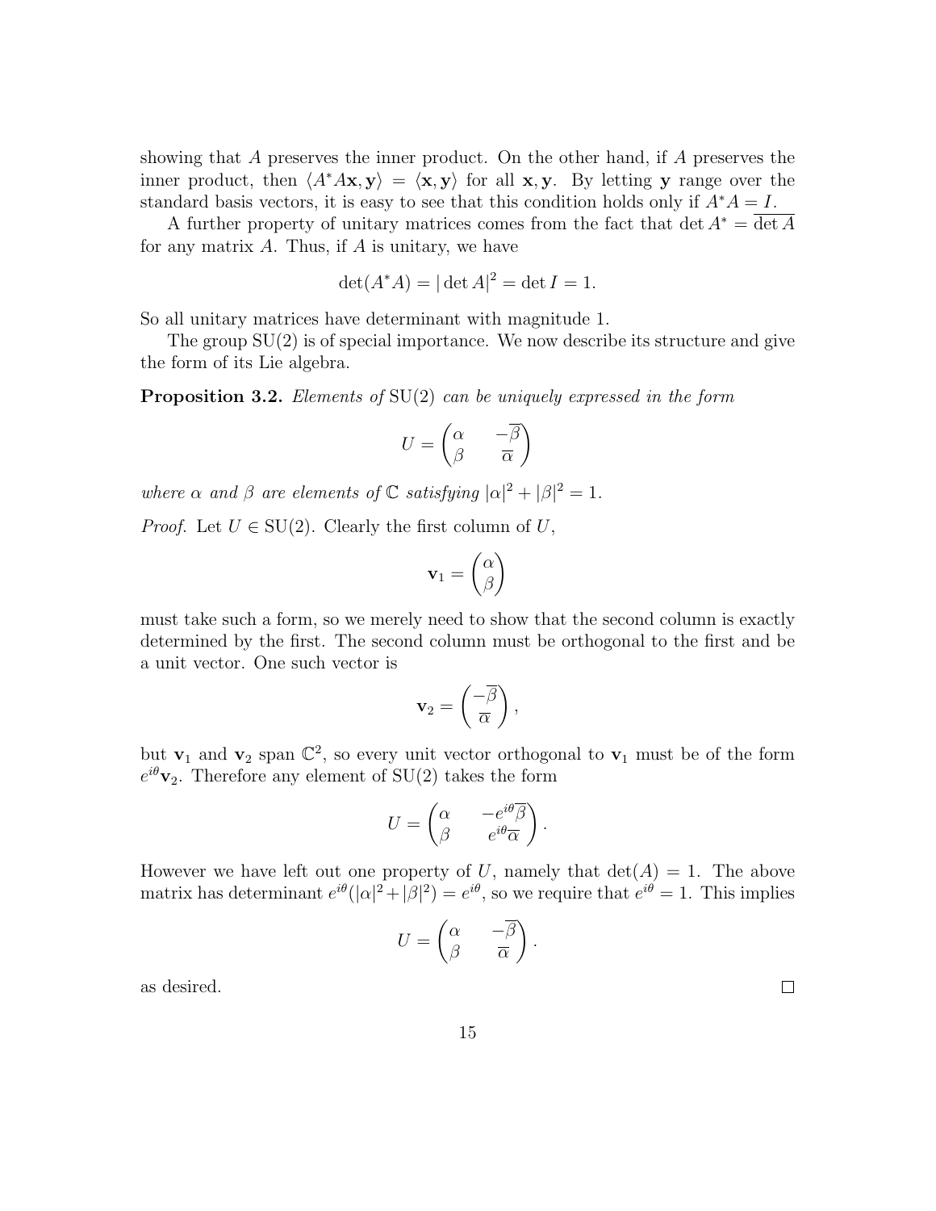showing that $A$ preserves the inner product. On the other hand, if $A$ preserves the inner product, then $\langle A^*A\mathbf{x}, \mathbf{y}\rangle = \langle \mathbf{x}, \mathbf{y}\rangle$ for all $\mathbf{x}, \mathbf{y}$. By letting $\mathbf{y}$ range over the standard basis vectors, it is easy to see that this condition holds only if $A^*A = I$.

A further property of unitary matrices comes from the fact that $\det A^* = \overline{\det A}$ for any matrix $A$. Thus, if $A$ is unitary, we have

$$\det(A^*A) = |\det A|^2 = \det I = 1.$$

So all unitary matrices have determinant with magnitude 1.

The group $\mathrm{SU}(2)$ is of special importance. We now describe its structure and give the form of its Lie algebra.

**Proposition 3.2.** *Elements of* $\mathrm{SU}(2)$ *can be uniquely expressed in the form*

$$U = \begin{pmatrix} \alpha & -\overline{\beta} \\ \beta & \overline{\alpha} \end{pmatrix}$$

*where* $\alpha$ *and* $\beta$ *are elements of* $\mathbb{C}$ *satisfying* $|\alpha|^2 + |\beta|^2 = 1$.

*Proof.* Let $U \in \mathrm{SU}(2)$. Clearly the first column of $U$,

$$\mathbf{v}_1 = \begin{pmatrix} \alpha \\ \beta \end{pmatrix}$$

must take such a form, so we merely need to show that the second column is exactly determined by the first. The second column must be orthogonal to the first and be a unit vector. One such vector is

$$\mathbf{v}_2 = \begin{pmatrix} -\overline{\beta} \\ \overline{\alpha} \end{pmatrix},$$

but $\mathbf{v}_1$ and $\mathbf{v}_2$ span $\mathbb{C}^2$, so every unit vector orthogonal to $\mathbf{v}_1$ must be of the form $e^{i\theta}\mathbf{v}_2$. Therefore any element of $\mathrm{SU}(2)$ takes the form

$$U = \begin{pmatrix} \alpha & -e^{i\theta}\overline{\beta} \\ \beta & e^{i\theta}\overline{\alpha} \end{pmatrix}.$$

However we have left out one property of $U$, namely that $\det(A) = 1$. The above matrix has determinant $e^{i\theta}(|\alpha|^2 + |\beta|^2) = e^{i\theta}$, so we require that $e^{i\theta} = 1$. This implies

$$U = \begin{pmatrix} \alpha & -\overline{\beta} \\ \beta & \overline{\alpha} \end{pmatrix}.$$

as desired. $\square$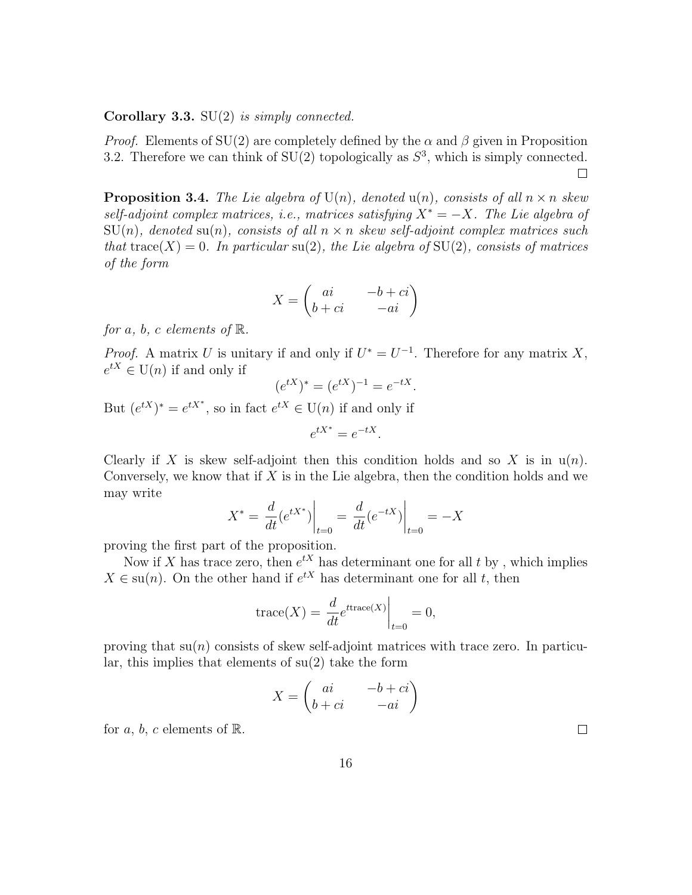**Corollary 3.3.** SU(2) *is simply connected.*

*Proof.* Elements of SU(2) are completely defined by the $\alpha$ and $\beta$ given in Proposition 3.2. Therefore we can think of SU(2) topologically as $S^3$, which is simply connected. □

**Proposition 3.4.** *The Lie algebra of* U($n$)*, denoted* u($n$)*, consists of all* $n \times n$ *skew self-adjoint complex matrices, i.e., matrices satisfying* $X^* = -X$*. The Lie algebra of* SU($n$)*, denoted* su($n$)*, consists of all* $n \times n$ *skew self-adjoint complex matrices such that* $\text{trace}(X) = 0$*. In particular* su(2)*, the Lie algebra of* SU(2)*, consists of matrices of the form*

$$X = \begin{pmatrix} ai & -b+ci \\ b+ci & -ai \end{pmatrix}$$

*for* $a$*,* $b$*,* $c$ *elements of* $\mathbb{R}$*.*

*Proof.* A matrix $U$ is unitary if and only if $U^* = U^{-1}$. Therefore for any matrix $X$, $e^{tX} \in \mathrm{U}(n)$ if and only if

$$(e^{tX})^* = (e^{tX})^{-1} = e^{-tX}.$$

But $(e^{tX})^* = e^{tX^*}$, so in fact $e^{tX} \in \mathrm{U}(n)$ if and only if

$$e^{tX^*} = e^{-tX}.$$

Clearly if $X$ is skew self-adjoint then this condition holds and so $X$ is in u($n$). Conversely, we know that if $X$ is in the Lie algebra, then the condition holds and we may write

$$X^* = \frac{d}{dt}(e^{tX^*})\bigg|_{t=0} = \frac{d}{dt}(e^{-tX})\bigg|_{t=0} = -X$$

proving the first part of the proposition.

Now if $X$ has trace zero, then $e^{tX}$ has determinant one for all $t$ by , which implies $X \in \mathrm{su}(n)$. On the other hand if $e^{tX}$ has determinant one for all $t$, then

$$\text{trace}(X) = \frac{d}{dt}e^{t\text{trace}(X)}\bigg|_{t=0} = 0,$$

proving that su($n$) consists of skew self-adjoint matrices with trace zero. In particular, this implies that elements of su(2) take the form

$$X = \begin{pmatrix} ai & -b+ci \\ b+ci & -ai \end{pmatrix}$$

for $a$, $b$, $c$ elements of $\mathbb{R}$. □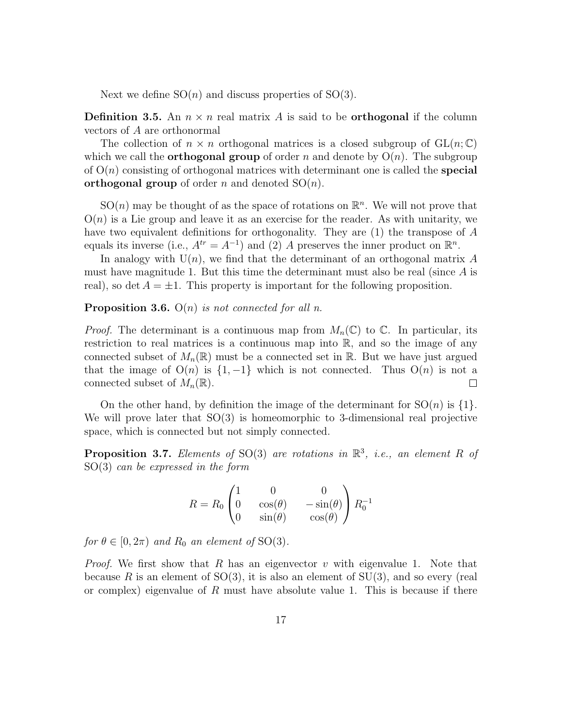Next we define $\mathrm{SO}(n)$ and discuss properties of $\mathrm{SO}(3)$.

**Definition 3.5.** An $n \times n$ real matrix $A$ is said to be **orthogonal** if the column vectors of $A$ are orthonormal

The collection of $n \times n$ orthogonal matrices is a closed subgroup of $\mathrm{GL}(n;\mathbb{C})$ which we call the **orthogonal group** of order $n$ and denote by $\mathrm{O}(n)$. The subgroup of $\mathrm{O}(n)$ consisting of orthogonal matrices with determinant one is called the **special orthogonal group** of order $n$ and denoted $\mathrm{SO}(n)$.

$\mathrm{SO}(n)$ may be thought of as the space of rotations on $\mathbb{R}^n$. We will not prove that $\mathrm{O}(n)$ is a Lie group and leave it as an exercise for the reader. As with unitarity, we have two equivalent definitions for orthogonality. They are (1) the transpose of $A$ equals its inverse (i.e., $A^{tr} = A^{-1}$) and (2) $A$ preserves the inner product on $\mathbb{R}^n$.

In analogy with $\mathrm{U}(n)$, we find that the determinant of an orthogonal matrix $A$ must have magnitude 1. But this time the determinant must also be real (since $A$ is real), so $\det A = \pm 1$. This property is important for the following proposition.

**Proposition 3.6.** *$\mathrm{O}(n)$ is not connected for all $n$.*

*Proof.* The determinant is a continuous map from $M_n(\mathbb{C})$ to $\mathbb{C}$. In particular, its restriction to real matrices is a continuous map into $\mathbb{R}$, and so the image of any connected subset of $M_n(\mathbb{R})$ must be a connected set in $\mathbb{R}$. But we have just argued that the image of $\mathrm{O}(n)$ is $\{1, -1\}$ which is not connected. Thus $\mathrm{O}(n)$ is not a connected subset of $M_n(\mathbb{R})$. $\square$

On the other hand, by definition the image of the determinant for $\mathrm{SO}(n)$ is $\{1\}$. We will prove later that $\mathrm{SO}(3)$ is homeomorphic to 3-dimensional real projective space, which is connected but not simply connected.

**Proposition 3.7.** *Elements of $\mathrm{SO}(3)$ are rotations in $\mathbb{R}^3$, i.e., an element $R$ of $\mathrm{SO}(3)$ can be expressed in the form*

$$R = R_0 \begin{pmatrix} 1 & 0 & 0 \\ 0 & \cos(\theta) & -\sin(\theta) \\ 0 & \sin(\theta) & \cos(\theta) \end{pmatrix} R_0^{-1}$$

*for $\theta \in [0, 2\pi)$ and $R_0$ an element of $\mathrm{SO}(3)$.*

*Proof.* We first show that $R$ has an eigenvector $v$ with eigenvalue 1. Note that because $R$ is an element of $\mathrm{SO}(3)$, it is also an element of $\mathrm{SU}(3)$, and so every (real or complex) eigenvalue of $R$ must have absolute value 1. This is because if there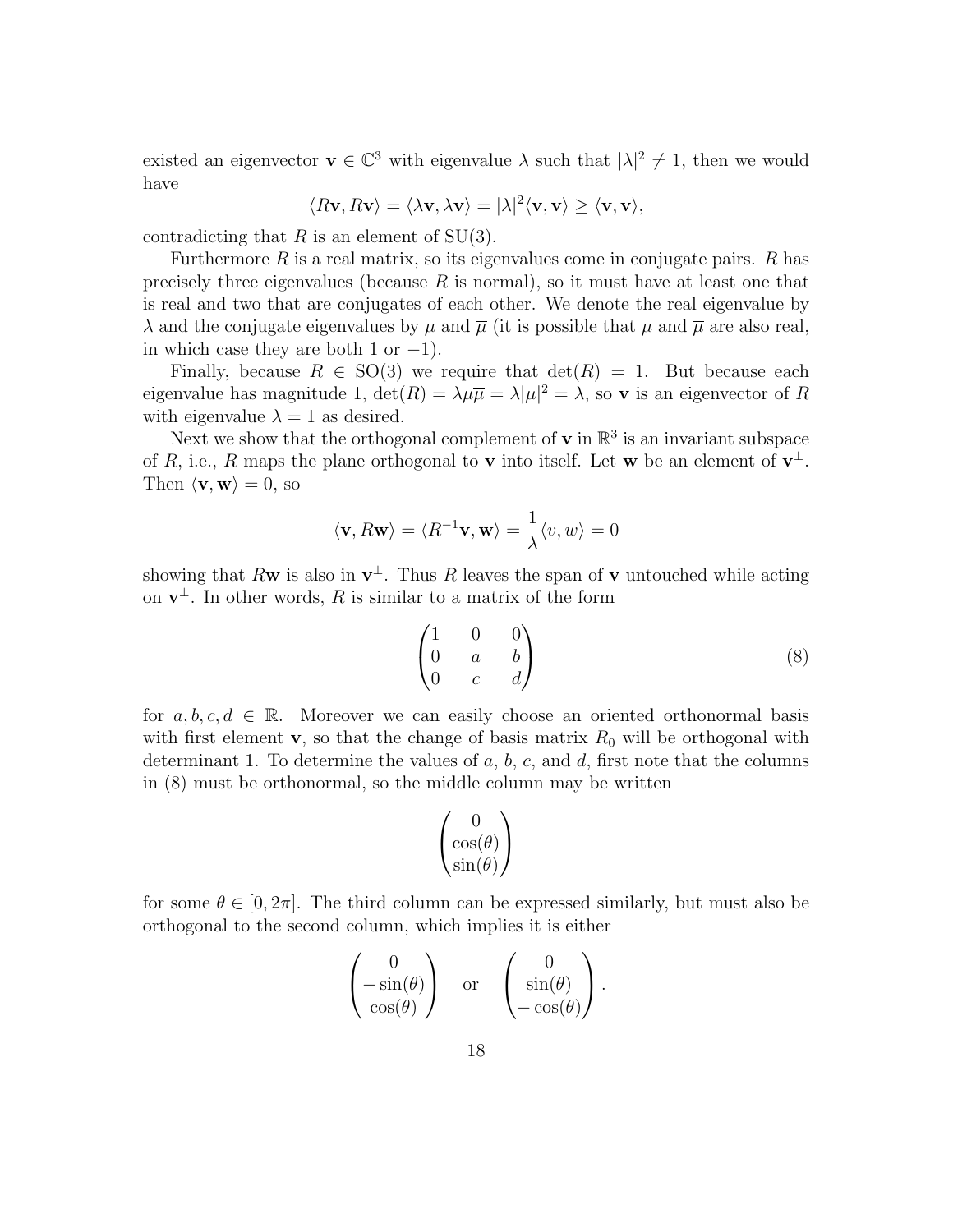existed an eigenvector $\mathbf{v} \in \mathbb{C}^3$ with eigenvalue $\lambda$ such that $|\lambda|^2 \neq 1$, then we would have

$$\langle R\mathbf{v}, R\mathbf{v}\rangle = \langle \lambda\mathbf{v}, \lambda\mathbf{v}\rangle = |\lambda|^2\langle \mathbf{v}, \mathbf{v}\rangle \geq \langle \mathbf{v}, \mathbf{v}\rangle,$$

contradicting that $R$ is an element of SU(3).

Furthermore $R$ is a real matrix, so its eigenvalues come in conjugate pairs. $R$ has precisely three eigenvalues (because $R$ is normal), so it must have at least one that is real and two that are conjugates of each other. We denote the real eigenvalue by $\lambda$ and the conjugate eigenvalues by $\mu$ and $\overline{\mu}$ (it is possible that $\mu$ and $\overline{\mu}$ are also real, in which case they are both 1 or $-1$).

Finally, because $R \in \mathrm{SO}(3)$ we require that $\det(R) = 1$. But because each eigenvalue has magnitude 1, $\det(R) = \lambda\mu\overline{\mu} = \lambda|\mu|^2 = \lambda$, so $\mathbf{v}$ is an eigenvector of $R$ with eigenvalue $\lambda = 1$ as desired.

Next we show that the orthogonal complement of $\mathbf{v}$ in $\mathbb{R}^3$ is an invariant subspace of $R$, i.e., $R$ maps the plane orthogonal to $\mathbf{v}$ into itself. Let $\mathbf{w}$ be an element of $\mathbf{v}^{\perp}$. Then $\langle \mathbf{v}, \mathbf{w}\rangle = 0$, so

$$\langle \mathbf{v}, R\mathbf{w}\rangle = \langle R^{-1}\mathbf{v}, \mathbf{w}\rangle = \frac{1}{\lambda}\langle v, w\rangle = 0$$

showing that $R\mathbf{w}$ is also in $\mathbf{v}^{\perp}$. Thus $R$ leaves the span of $\mathbf{v}$ untouched while acting on $\mathbf{v}^{\perp}$. In other words, $R$ is similar to a matrix of the form

$$\begin{pmatrix} 1 & 0 & 0 \\ 0 & a & b \\ 0 & c & d \end{pmatrix} \tag{8}$$

for $a, b, c, d \in \mathbb{R}$. Moreover we can easily choose an oriented orthonormal basis with first element $\mathbf{v}$, so that the change of basis matrix $R_0$ will be orthogonal with determinant 1. To determine the values of $a$, $b$, $c$, and $d$, first note that the columns in (8) must be orthonormal, so the middle column may be written

$$\begin{pmatrix} 0 \\ \cos(\theta) \\ \sin(\theta) \end{pmatrix}$$

for some $\theta \in [0, 2\pi]$. The third column can be expressed similarly, but must also be orthogonal to the second column, which implies it is either

$$\begin{pmatrix} 0 \\ -\sin(\theta) \\ \cos(\theta) \end{pmatrix} \quad \text{or} \quad \begin{pmatrix} 0 \\ \sin(\theta) \\ -\cos(\theta) \end{pmatrix}.$$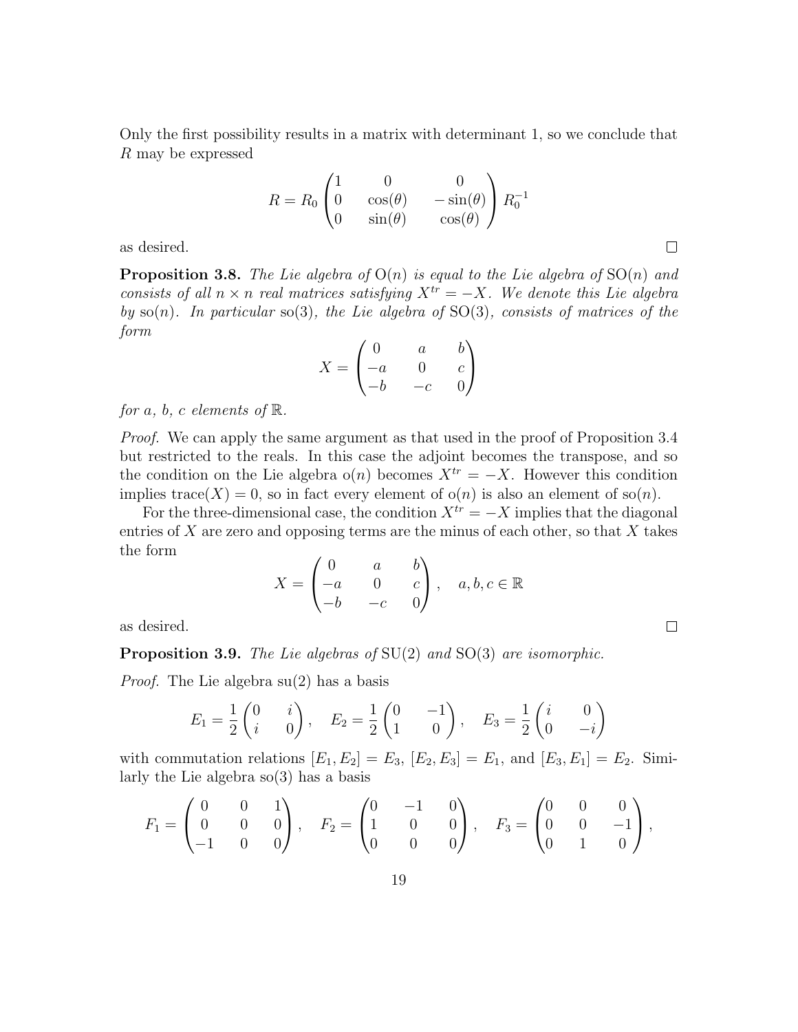Only the first possibility results in a matrix with determinant 1, so we conclude that $R$ may be expressed

$$R = R_0 \begin{pmatrix} 1 & 0 & 0 \\ 0 & \cos(\theta) & -\sin(\theta) \\ 0 & \sin(\theta) & \cos(\theta) \end{pmatrix} R_0^{-1}$$

as desired. □

**Proposition 3.8.** *The Lie algebra of* $\mathrm{O}(n)$ *is equal to the Lie algebra of* $\mathrm{SO}(n)$ *and consists of all* $n \times n$ *real matrices satisfying* $X^{tr} = -X$*. We denote this Lie algebra by* $\mathrm{so}(n)$*. In particular* $\mathrm{so}(3)$*, the Lie algebra of* $\mathrm{SO}(3)$*, consists of matrices of the form*

$$X = \begin{pmatrix} 0 & a & b \\ -a & 0 & c \\ -b & -c & 0 \end{pmatrix}$$

*for* $a$*,* $b$*,* $c$ *elements of* $\mathbb{R}$*.*

*Proof.* We can apply the same argument as that used in the proof of Proposition 3.4 but restricted to the reals. In this case the adjoint becomes the transpose, and so the condition on the Lie algebra $\mathrm{o}(n)$ becomes $X^{tr} = -X$. However this condition implies $\mathrm{trace}(X) = 0$, so in fact every element of $\mathrm{o}(n)$ is also an element of $\mathrm{so}(n)$.

For the three-dimensional case, the condition $X^{tr} = -X$ implies that the diagonal entries of $X$ are zero and opposing terms are the minus of each other, so that $X$ takes the form

$$X = \begin{pmatrix} 0 & a & b \\ -a & 0 & c \\ -b & -c & 0 \end{pmatrix}, \quad a, b, c \in \mathbb{R}$$

as desired. □

**Proposition 3.9.** *The Lie algebras of* $\mathrm{SU}(2)$ *and* $\mathrm{SO}(3)$ *are isomorphic.*

*Proof.* The Lie algebra $\mathrm{su}(2)$ has a basis

$$E_1 = \frac{1}{2}\begin{pmatrix} 0 & i \\ i & 0 \end{pmatrix}, \quad E_2 = \frac{1}{2}\begin{pmatrix} 0 & -1 \\ 1 & 0 \end{pmatrix}, \quad E_3 = \frac{1}{2}\begin{pmatrix} i & 0 \\ 0 & -i \end{pmatrix}$$

with commutation relations $[E_1, E_2] = E_3$, $[E_2, E_3] = E_1$, and $[E_3, E_1] = E_2$. Similarly the Lie algebra $\mathrm{so}(3)$ has a basis

$$F_1 = \begin{pmatrix} 0 & 0 & 1 \\ 0 & 0 & 0 \\ -1 & 0 & 0 \end{pmatrix}, \quad F_2 = \begin{pmatrix} 0 & -1 & 0 \\ 1 & 0 & 0 \\ 0 & 0 & 0 \end{pmatrix}, \quad F_3 = \begin{pmatrix} 0 & 0 & 0 \\ 0 & 0 & -1 \\ 0 & 1 & 0 \end{pmatrix},$$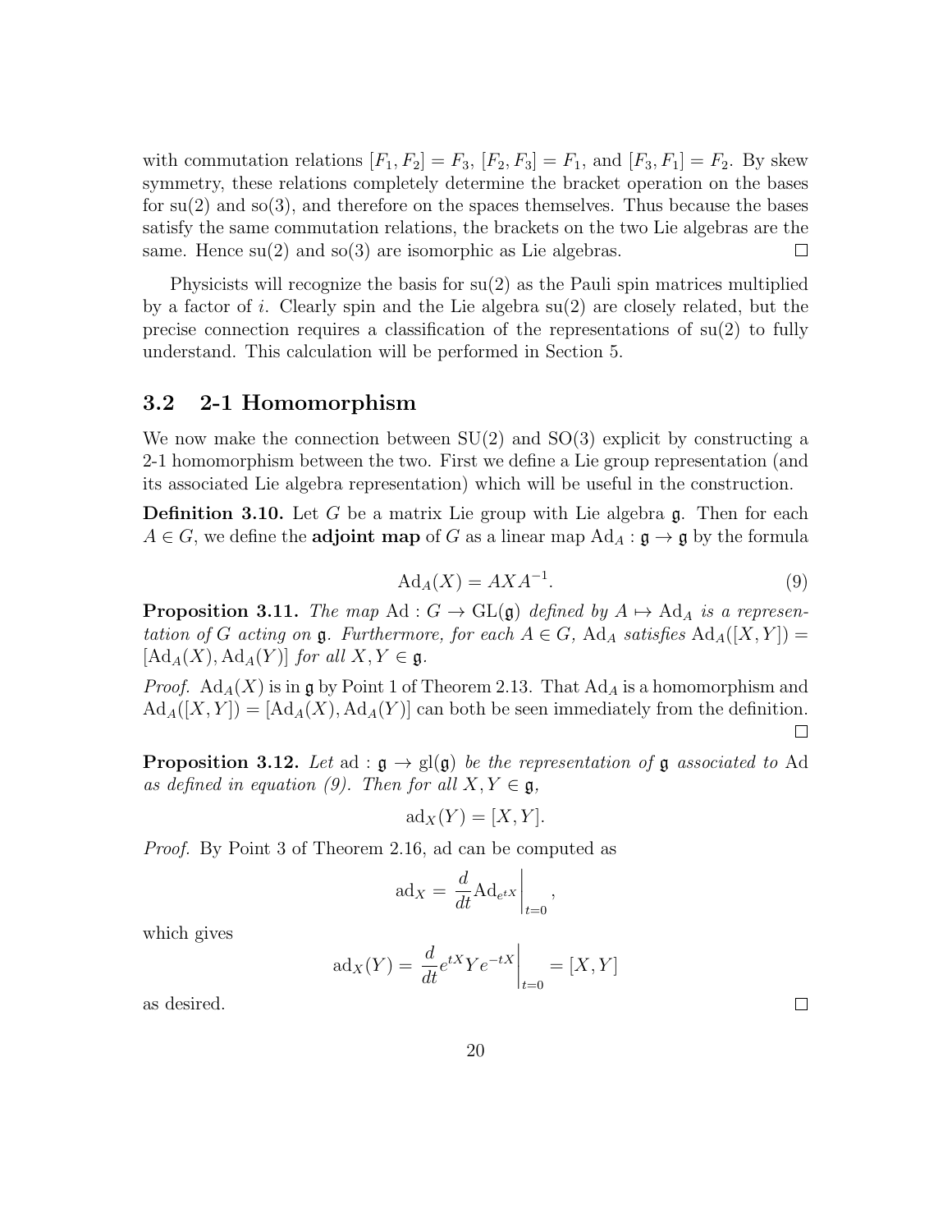with commutation relations $[F_1, F_2] = F_3$, $[F_2, F_3] = F_1$, and $[F_3, F_1] = F_2$. By skew symmetry, these relations completely determine the bracket operation on the bases for su(2) and so(3), and therefore on the spaces themselves. Thus because the bases satisfy the same commutation relations, the brackets on the two Lie algebras are the same. Hence su(2) and so(3) are isomorphic as Lie algebras. □

Physicists will recognize the basis for su(2) as the Pauli spin matrices multiplied by a factor of $i$. Clearly spin and the Lie algebra su(2) are closely related, but the precise connection requires a classification of the representations of su(2) to fully understand. This calculation will be performed in Section 5.

## 3.2 2-1 Homomorphism

We now make the connection between SU(2) and SO(3) explicit by constructing a 2-1 homomorphism between the two. First we define a Lie group representation (and its associated Lie algebra representation) which will be useful in the construction.

**Definition 3.10.** Let $G$ be a matrix Lie group with Lie algebra $\mathfrak{g}$. Then for each $A \in G$, we define the **adjoint map** of $G$ as a linear map $\mathrm{Ad}_A : \mathfrak{g} \to \mathfrak{g}$ by the formula

$$\mathrm{Ad}_A(X) = AXA^{-1}. \tag{9}$$

**Proposition 3.11.** *The map* $\mathrm{Ad} : G \to \mathrm{GL}(\mathfrak{g})$ *defined by* $A \mapsto \mathrm{Ad}_A$ *is a representation of* $G$ *acting on* $\mathfrak{g}$. *Furthermore, for each* $A \in G$, $\mathrm{Ad}_A$ *satisfies* $\mathrm{Ad}_A([X,Y]) = [\mathrm{Ad}_A(X), \mathrm{Ad}_A(Y)]$ *for all* $X, Y \in \mathfrak{g}$.

*Proof.* $\mathrm{Ad}_A(X)$ is in $\mathfrak{g}$ by Point 1 of Theorem 2.13. That $\mathrm{Ad}_A$ is a homomorphism and $\mathrm{Ad}_A([X,Y]) = [\mathrm{Ad}_A(X), \mathrm{Ad}_A(Y)]$ can both be seen immediately from the definition. □

**Proposition 3.12.** *Let* $\mathrm{ad} : \mathfrak{g} \to \mathrm{gl}(\mathfrak{g})$ *be the representation of* $\mathfrak{g}$ *associated to* Ad *as defined in equation (9). Then for all* $X, Y \in \mathfrak{g}$,

$$\mathrm{ad}_X(Y) = [X, Y].$$

*Proof.* By Point 3 of Theorem 2.16, ad can be computed as

$$\mathrm{ad}_X = \left.\frac{d}{dt}\mathrm{Ad}_{e^{tX}}\right|_{t=0},$$

which gives

$$\mathrm{ad}_X(Y) = \left.\frac{d}{dt}e^{tX}Ye^{-tX}\right|_{t=0} = [X, Y]$$

as desired. □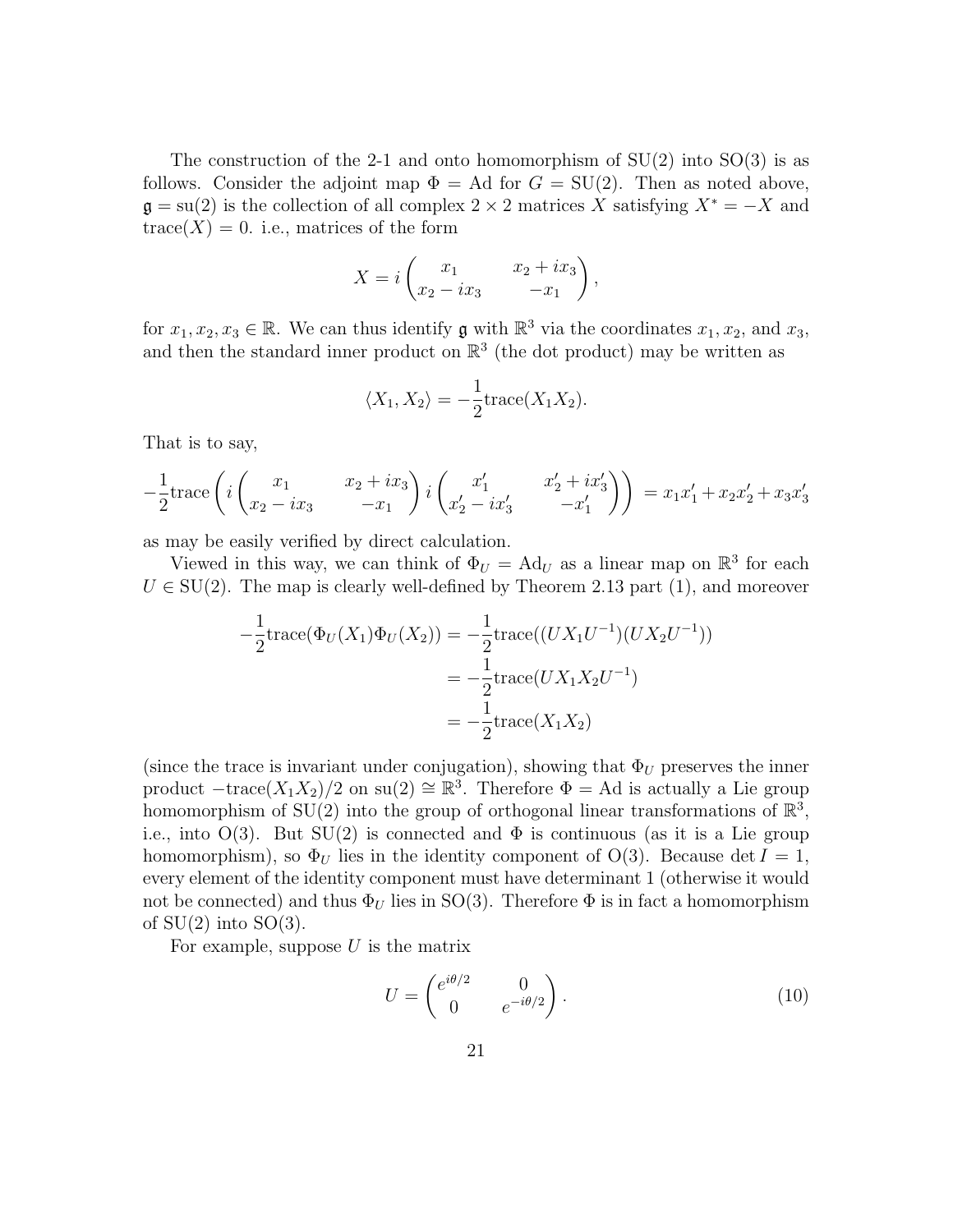The construction of the 2-1 and onto homomorphism of SU(2) into SO(3) is as follows. Consider the adjoint map $\Phi = \mathrm{Ad}$ for $G = \mathrm{SU}(2)$. Then as noted above, $\mathfrak{g} = \mathrm{su}(2)$ is the collection of all complex $2 \times 2$ matrices $X$ satisfying $X^* = -X$ and $\mathrm{trace}(X) = 0$. i.e., matrices of the form

$$X = i \begin{pmatrix} x_1 & x_2 + ix_3 \\ x_2 - ix_3 & -x_1 \end{pmatrix},$$

for $x_1, x_2, x_3 \in \mathbb{R}$. We can thus identify $\mathfrak{g}$ with $\mathbb{R}^3$ via the coordinates $x_1, x_2$, and $x_3$, and then the standard inner product on $\mathbb{R}^3$ (the dot product) may be written as

$$\langle X_1, X_2 \rangle = -\frac{1}{2}\mathrm{trace}(X_1 X_2).$$

That is to say,

$$-\frac{1}{2}\mathrm{trace}\left( i \begin{pmatrix} x_1 & x_2 + ix_3 \\ x_2 - ix_3 & -x_1 \end{pmatrix} i \begin{pmatrix} x_1' & x_2' + ix_3' \\ x_2' - ix_3' & -x_1' \end{pmatrix} \right) = x_1 x_1' + x_2 x_2' + x_3 x_3'$$

as may be easily verified by direct calculation.

Viewed in this way, we can think of $\Phi_U = \mathrm{Ad}_U$ as a linear map on $\mathbb{R}^3$ for each $U \in \mathrm{SU}(2)$. The map is clearly well-defined by Theorem 2.13 part (1), and moreover

$$\begin{aligned}
-\frac{1}{2}\mathrm{trace}(\Phi_U(X_1)\Phi_U(X_2)) &= -\frac{1}{2}\mathrm{trace}((UX_1U^{-1})(UX_2U^{-1})) \\
&= -\frac{1}{2}\mathrm{trace}(UX_1X_2U^{-1}) \\
&= -\frac{1}{2}\mathrm{trace}(X_1X_2)
\end{aligned}$$

(since the trace is invariant under conjugation), showing that $\Phi_U$ preserves the inner product $-\mathrm{trace}(X_1X_2)/2$ on $\mathrm{su}(2) \cong \mathbb{R}^3$. Therefore $\Phi = \mathrm{Ad}$ is actually a Lie group homomorphism of SU(2) into the group of orthogonal linear transformations of $\mathbb{R}^3$, i.e., into O(3). But SU(2) is connected and $\Phi$ is continuous (as it is a Lie group homomorphism), so $\Phi_U$ lies in the identity component of O(3). Because $\det I = 1$, every element of the identity component must have determinant 1 (otherwise it would not be connected) and thus $\Phi_U$ lies in SO(3). Therefore $\Phi$ is in fact a homomorphism of SU(2) into SO(3).

For example, suppose $U$ is the matrix

$$U = \begin{pmatrix} e^{i\theta/2} & 0 \\ 0 & e^{-i\theta/2} \end{pmatrix}. \tag{10}$$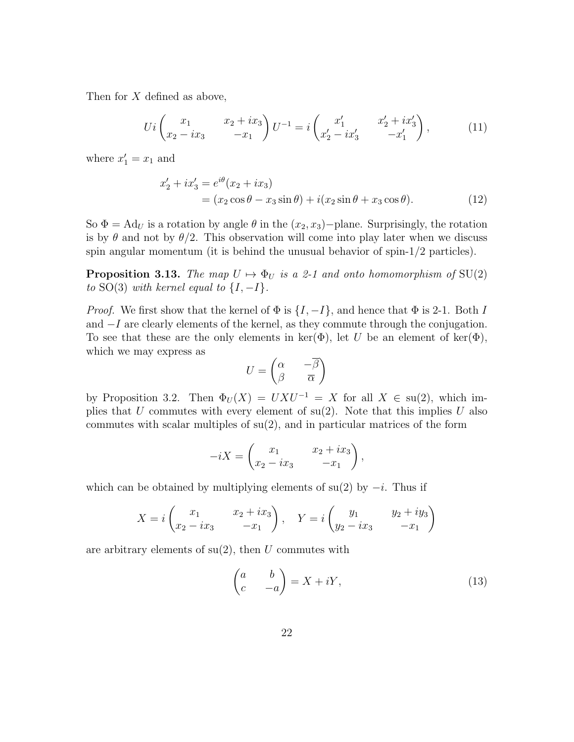Then for $X$ defined as above,

$$U i \begin{pmatrix} x_1 & x_2 + ix_3 \\ x_2 - ix_3 & -x_1 \end{pmatrix} U^{-1} = i \begin{pmatrix} x_1' & x_2' + ix_3' \\ x_2' - ix_3' & -x_1' \end{pmatrix}, \tag{11}$$

where $x_1' = x_1$ and

$$\begin{aligned} x_2' + ix_3' &= e^{i\theta}(x_2 + ix_3) \\ &= (x_2 \cos\theta - x_3 \sin\theta) + i(x_2 \sin\theta + x_3 \cos\theta). \end{aligned} \tag{12}$$

So $\Phi = \mathrm{Ad}_U$ is a rotation by angle $\theta$ in the $(x_2, x_3)-$plane. Surprisingly, the rotation is by $\theta$ and not by $\theta/2$. This observation will come into play later when we discuss spin angular momentum (it is behind the unusual behavior of spin-1/2 particles).

**Proposition 3.13.** *The map $U \mapsto \Phi_U$ is a 2-1 and onto homomorphism of* $\mathrm{SU}(2)$ *to* $\mathrm{SO}(3)$ *with kernel equal to* $\{I, -I\}$.

*Proof.* We first show that the kernel of $\Phi$ is $\{I, -I\}$, and hence that $\Phi$ is 2-1. Both $I$ and $-I$ are clearly elements of the kernel, as they commute through the conjugation. To see that these are the only elements in $\ker(\Phi)$, let $U$ be an element of $\ker(\Phi)$, which we may express as

$$U = \begin{pmatrix} \alpha & -\overline{\beta} \\ \beta & \overline{\alpha} \end{pmatrix}$$

by Proposition 3.2. Then $\Phi_U(X) = UXU^{-1} = X$ for all $X \in \mathrm{su}(2)$, which implies that $U$ commutes with every element of $\mathrm{su}(2)$. Note that this implies $U$ also commutes with scalar multiples of $\mathrm{su}(2)$, and in particular matrices of the form

$$-iX = \begin{pmatrix} x_1 & x_2 + ix_3 \\ x_2 - ix_3 & -x_1 \end{pmatrix},$$

which can be obtained by multiplying elements of $\mathrm{su}(2)$ by $-i$. Thus if

$$X = i \begin{pmatrix} x_1 & x_2 + ix_3 \\ x_2 - ix_3 & -x_1 \end{pmatrix}, \quad Y = i \begin{pmatrix} y_1 & y_2 + iy_3 \\ y_2 - ix_3 & -x_1 \end{pmatrix}$$

are arbitrary elements of $\mathrm{su}(2)$, then $U$ commutes with

$$\begin{pmatrix} a & b \\ c & -a \end{pmatrix} = X + iY, \tag{13}$$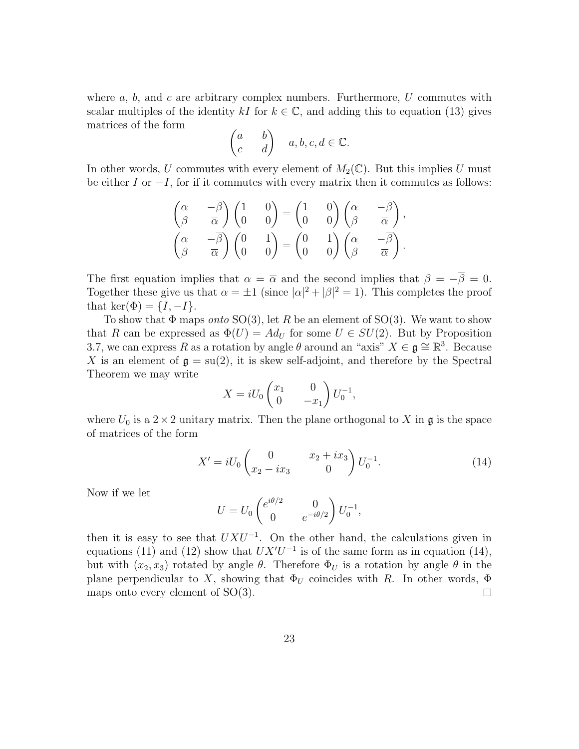where $a$, $b$, and $c$ are arbitrary complex numbers. Furthermore, $U$ commutes with scalar multiples of the identity $kI$ for $k \in \mathbb{C}$, and adding this to equation (13) gives matrices of the form

$$\begin{pmatrix} a & b \\ c & d \end{pmatrix} \quad a, b, c, d \in \mathbb{C}.$$

In other words, $U$ commutes with every element of $M_2(\mathbb{C})$. But this implies $U$ must be either $I$ or $-I$, for if it commutes with every matrix then it commutes as follows:

$$\begin{pmatrix} \alpha & -\overline{\beta} \\ \beta & \overline{\alpha} \end{pmatrix} \begin{pmatrix} 1 & 0 \\ 0 & 0 \end{pmatrix} = \begin{pmatrix} 1 & 0 \\ 0 & 0 \end{pmatrix} \begin{pmatrix} \alpha & -\overline{\beta} \\ \beta & \overline{\alpha} \end{pmatrix},$$
$$\begin{pmatrix} \alpha & -\overline{\beta} \\ \beta & \overline{\alpha} \end{pmatrix} \begin{pmatrix} 0 & 1 \\ 0 & 0 \end{pmatrix} = \begin{pmatrix} 0 & 1 \\ 0 & 0 \end{pmatrix} \begin{pmatrix} \alpha & -\overline{\beta} \\ \beta & \overline{\alpha} \end{pmatrix}.$$

The first equation implies that $\alpha = \overline{\alpha}$ and the second implies that $\beta = -\overline{\beta} = 0$. Together these give us that $\alpha = \pm 1$ (since $|\alpha|^2 + |\beta|^2 = 1$). This completes the proof that $\ker(\Phi) = \{I, -I\}$.

To show that $\Phi$ maps *onto* SO(3), let $R$ be an element of SO(3). We want to show that $R$ can be expressed as $\Phi(U) = Ad_U$ for some $U \in SU(2)$. But by Proposition 3.7, we can express $R$ as a rotation by angle $\theta$ around an "axis" $X \in \mathfrak{g} \cong \mathbb{R}^3$. Because $X$ is an element of $\mathfrak{g} = \mathrm{su}(2)$, it is skew self-adjoint, and therefore by the Spectral Theorem we may write

$$X = iU_0 \begin{pmatrix} x_1 & 0 \\ 0 & -x_1 \end{pmatrix} U_0^{-1},$$

where $U_0$ is a $2 \times 2$ unitary matrix. Then the plane orthogonal to $X$ in $\mathfrak{g}$ is the space of matrices of the form

$$X' = iU_0 \begin{pmatrix} 0 & x_2 + ix_3 \\ x_2 - ix_3 & 0 \end{pmatrix} U_0^{-1}. \tag{14}$$

Now if we let

$$U = U_0 \begin{pmatrix} e^{i\theta/2} & 0 \\ 0 & e^{-i\theta/2} \end{pmatrix} U_0^{-1},$$

then it is easy to see that $UXU^{-1}$. On the other hand, the calculations given in equations (11) and (12) show that $UX'U^{-1}$ is of the same form as in equation (14), but with $(x_2, x_3)$ rotated by angle $\theta$. Therefore $\Phi_U$ is a rotation by angle $\theta$ in the plane perpendicular to $X$, showing that $\Phi_U$ coincides with $R$. In other words, $\Phi$ maps onto every element of SO(3). $\square$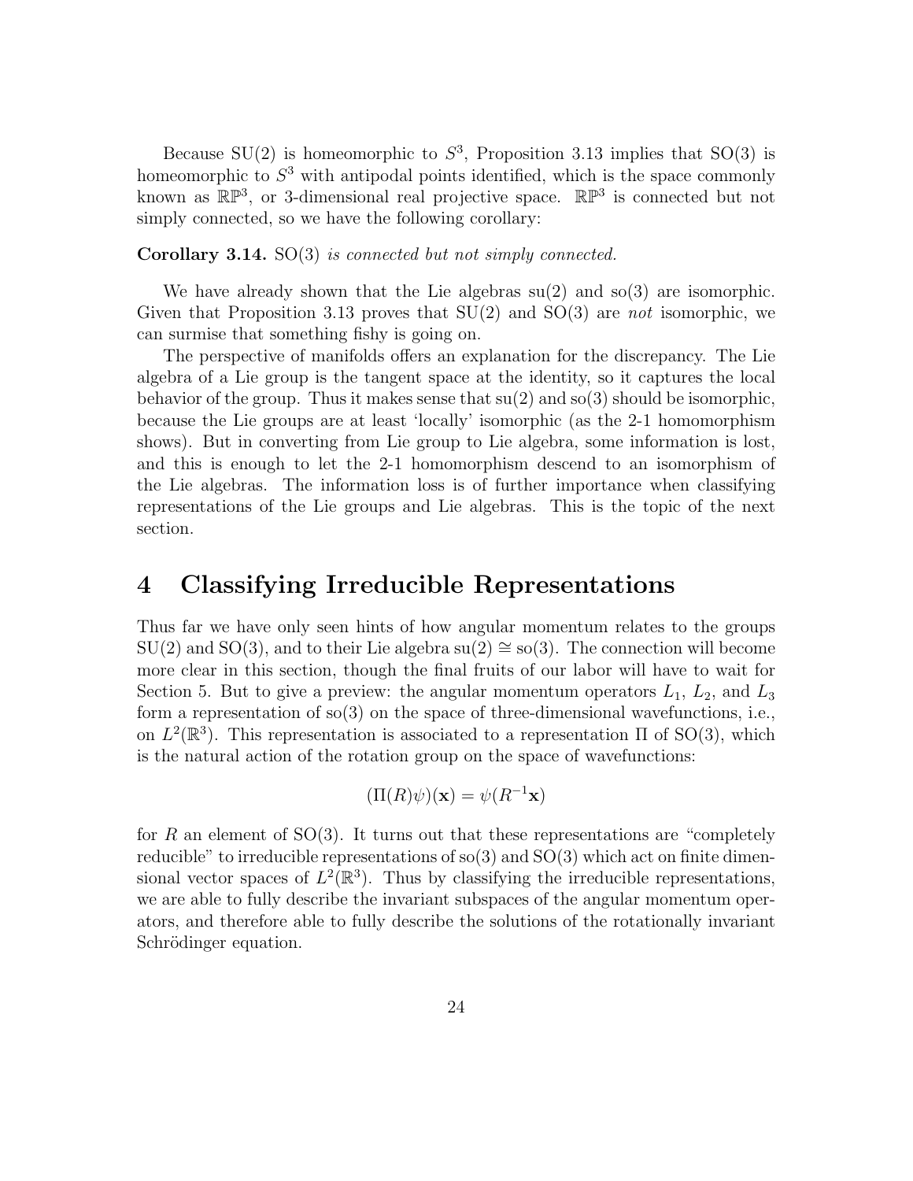Because SU(2) is homeomorphic to $S^3$, Proposition 3.13 implies that SO(3) is homeomorphic to $S^3$ with antipodal points identified, which is the space commonly known as $\mathbb{RP}^3$, or 3-dimensional real projective space. $\mathbb{RP}^3$ is connected but not simply connected, so we have the following corollary:

**Corollary 3.14.** SO(3) *is connected but not simply connected.*

We have already shown that the Lie algebras su(2) and so(3) are isomorphic. Given that Proposition 3.13 proves that SU(2) and SO(3) are *not* isomorphic, we can surmise that something fishy is going on.

The perspective of manifolds offers an explanation for the discrepancy. The Lie algebra of a Lie group is the tangent space at the identity, so it captures the local behavior of the group. Thus it makes sense that su(2) and so(3) should be isomorphic, because the Lie groups are at least 'locally' isomorphic (as the 2-1 homomorphism shows). But in converting from Lie group to Lie algebra, some information is lost, and this is enough to let the 2-1 homomorphism descend to an isomorphism of the Lie algebras. The information loss is of further importance when classifying representations of the Lie groups and Lie algebras. This is the topic of the next section.

# 4 Classifying Irreducible Representations

Thus far we have only seen hints of how angular momentum relates to the groups SU(2) and SO(3), and to their Lie algebra su(2) $\cong$ so(3). The connection will become more clear in this section, though the final fruits of our labor will have to wait for Section 5. But to give a preview: the angular momentum operators $L_1$, $L_2$, and $L_3$ form a representation of so(3) on the space of three-dimensional wavefunctions, i.e., on $L^2(\mathbb{R}^3)$. This representation is associated to a representation $\Pi$ of SO(3), which is the natural action of the rotation group on the space of wavefunctions:

$$(\Pi(R)\psi)(\mathbf{x}) = \psi(R^{-1}\mathbf{x})$$

for $R$ an element of SO(3). It turns out that these representations are "completely reducible" to irreducible representations of so(3) and SO(3) which act on finite dimensional vector spaces of $L^2(\mathbb{R}^3)$. Thus by classifying the irreducible representations, we are able to fully describe the invariant subspaces of the angular momentum operators, and therefore able to fully describe the solutions of the rotationally invariant Schrödinger equation.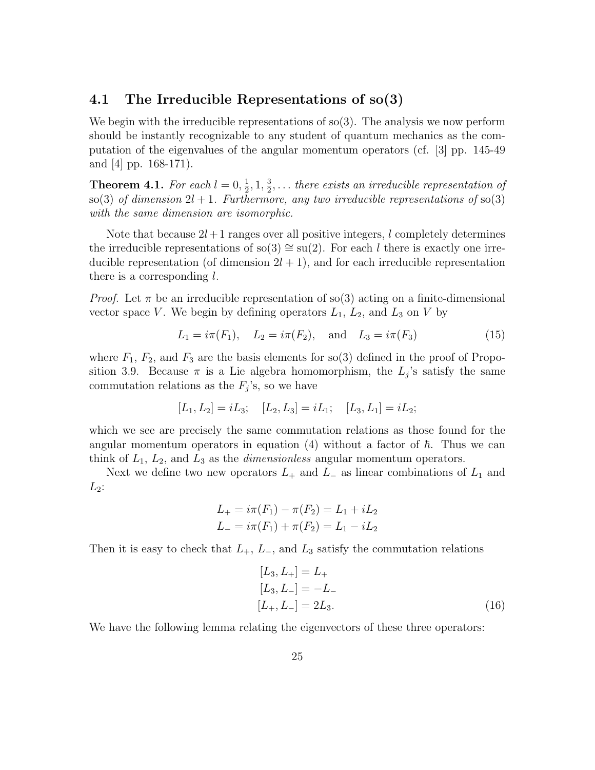## 4.1 The Irreducible Representations of so(3)

We begin with the irreducible representations of so(3). The analysis we now perform should be instantly recognizable to any student of quantum mechanics as the computation of the eigenvalues of the angular momentum operators (cf. [3] pp. 145-49 and [4] pp. 168-171).

**Theorem 4.1.** *For each $l = 0, \frac{1}{2}, 1, \frac{3}{2}, \ldots$ there exists an irreducible representation of* so(3) *of dimension $2l+1$. Furthermore, any two irreducible representations of* so(3) *with the same dimension are isomorphic.*

Note that because $2l+1$ ranges over all positive integers, $l$ completely determines the irreducible representations of so(3) $\cong$ su(2). For each $l$ there is exactly one irreducible representation (of dimension $2l+1$), and for each irreducible representation there is a corresponding $l$.

*Proof.* Let $\pi$ be an irreducible representation of so(3) acting on a finite-dimensional vector space $V$. We begin by defining operators $L_1$, $L_2$, and $L_3$ on $V$ by

$$L_1 = i\pi(F_1), \quad L_2 = i\pi(F_2), \quad \text{and} \quad L_3 = i\pi(F_3) \tag{15}$$

where $F_1$, $F_2$, and $F_3$ are the basis elements for so(3) defined in the proof of Proposition 3.9. Because $\pi$ is a Lie algebra homomorphism, the $L_j$'s satisfy the same commutation relations as the $F_j$'s, so we have

$$[L_1, L_2] = iL_3; \quad [L_2, L_3] = iL_1; \quad [L_3, L_1] = iL_2;$$

which we see are precisely the same commutation relations as those found for the angular momentum operators in equation (4) without a factor of $\hbar$. Thus we can think of $L_1$, $L_2$, and $L_3$ as the *dimensionless* angular momentum operators.

Next we define two new operators $L_+$ and $L_-$ as linear combinations of $L_1$ and $L_2$:

$$L_+ = i\pi(F_1) - \pi(F_2) = L_1 + iL_2$$
$$L_- = i\pi(F_1) + \pi(F_2) = L_1 - iL_2$$

Then it is easy to check that $L_+$, $L_-$, and $L_3$ satisfy the commutation relations

$$\begin{aligned}
[L_3, L_+] &= L_+ \\
[L_3, L_-] &= -L_- \\
[L_+, L_-] &= 2L_3.
\end{aligned} \tag{16}$$

We have the following lemma relating the eigenvectors of these three operators: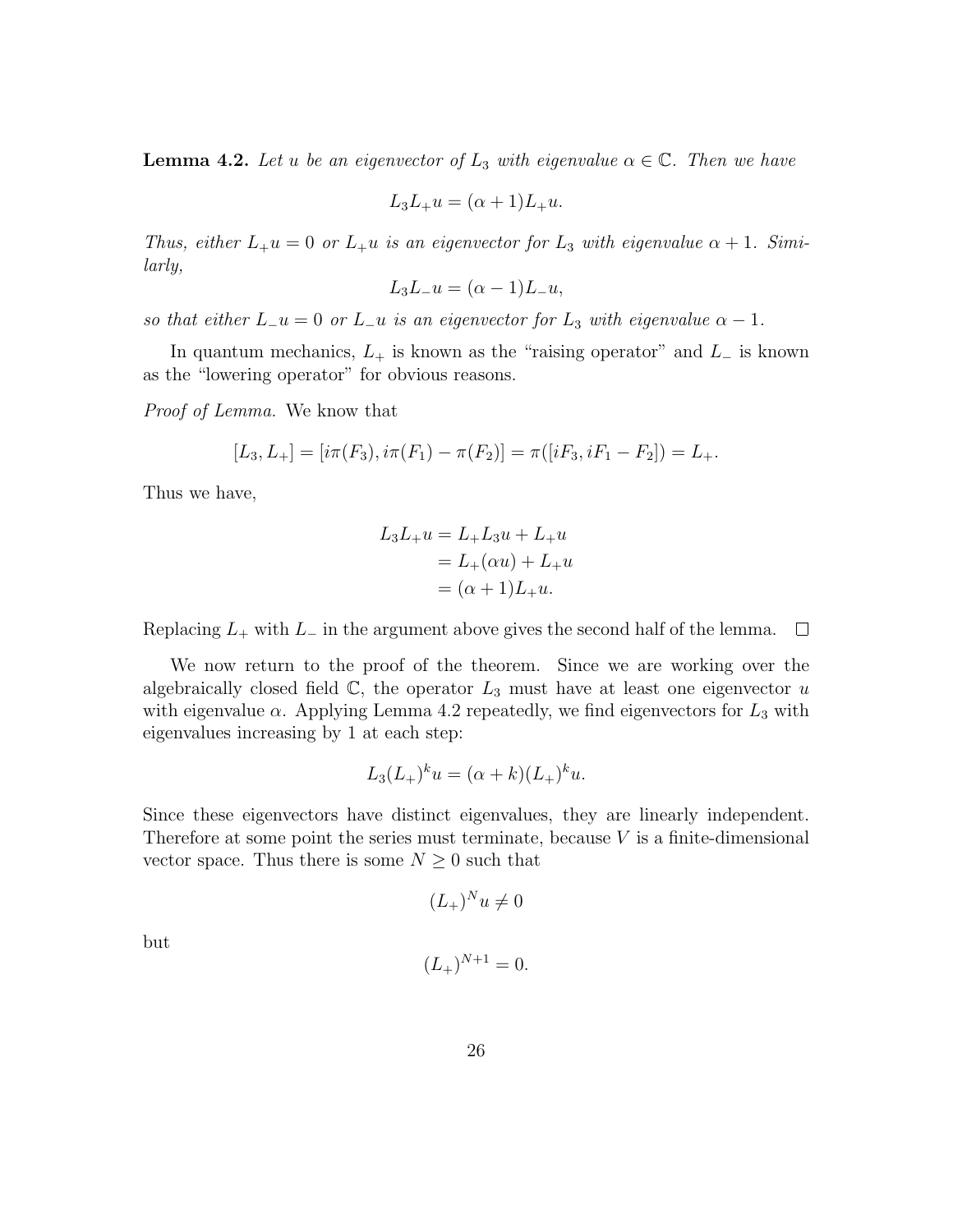**Lemma 4.2.** *Let $u$ be an eigenvector of $L_3$ with eigenvalue $\alpha \in \mathbb{C}$. Then we have*

$$L_3 L_+ u = (\alpha + 1) L_+ u.$$

*Thus, either $L_+ u = 0$ or $L_+ u$ is an eigenvector for $L_3$ with eigenvalue $\alpha + 1$. Similarly,*

$$L_3 L_- u = (\alpha - 1) L_- u,$$

*so that either $L_- u = 0$ or $L_- u$ is an eigenvector for $L_3$ with eigenvalue $\alpha - 1$.*

In quantum mechanics, $L_+$ is known as the "raising operator" and $L_-$ is known as the "lowering operator" for obvious reasons.

*Proof of Lemma.* We know that

$$[L_3, L_+] = [i\pi(F_3), i\pi(F_1) - \pi(F_2)] = \pi([iF_3, iF_1 - F_2]) = L_+.$$

Thus we have,

$$\begin{aligned} L_3 L_+ u &= L_+ L_3 u + L_+ u \\ &= L_+(\alpha u) + L_+ u \\ &= (\alpha + 1) L_+ u. \end{aligned}$$

Replacing $L_+$ with $L_-$ in the argument above gives the second half of the lemma. $\square$

We now return to the proof of the theorem. Since we are working over the algebraically closed field $\mathbb{C}$, the operator $L_3$ must have at least one eigenvector $u$ with eigenvalue $\alpha$. Applying Lemma 4.2 repeatedly, we find eigenvectors for $L_3$ with eigenvalues increasing by 1 at each step:

$$L_3 (L_+)^k u = (\alpha + k)(L_+)^k u.$$

Since these eigenvectors have distinct eigenvalues, they are linearly independent. Therefore at some point the series must terminate, because $V$ is a finite-dimensional vector space. Thus there is some $N \geq 0$ such that

$$(L_+)^N u \neq 0$$

but

$$(L_+)^{N+1} = 0.$$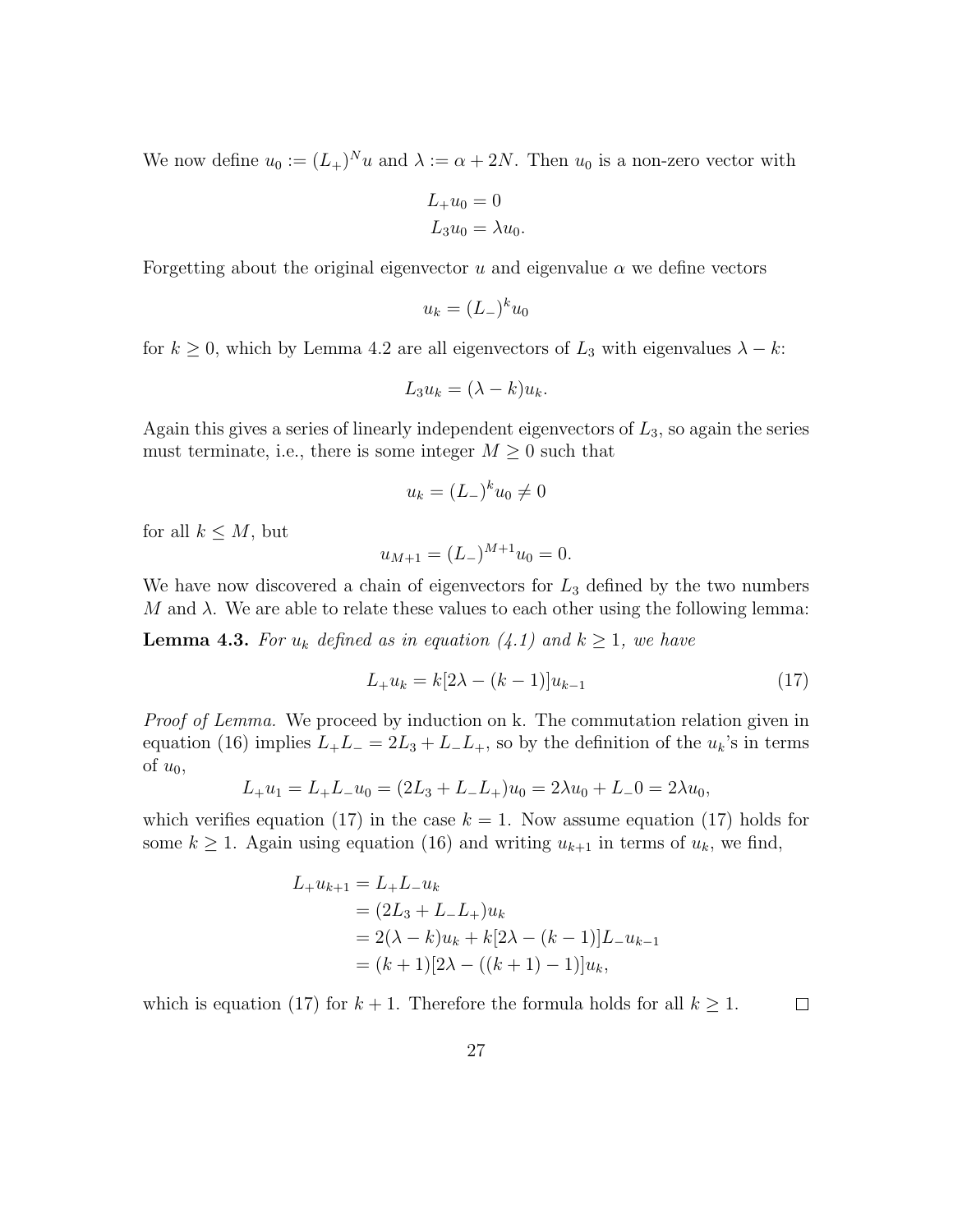We now define $u_0 := (L_+)^N u$ and $\lambda := \alpha + 2N$. Then $u_0$ is a non-zero vector with

$$
\begin{aligned}
L_+ u_0 &= 0 \\
L_3 u_0 &= \lambda u_0.
\end{aligned}
$$

Forgetting about the original eigenvector $u$ and eigenvalue $\alpha$ we define vectors

$$
u_k = (L_-)^k u_0
$$

for $k \geq 0$, which by Lemma 4.2 are all eigenvectors of $L_3$ with eigenvalues $\lambda - k$:

$$
L_3 u_k = (\lambda - k) u_k.
$$

Again this gives a series of linearly independent eigenvectors of $L_3$, so again the series must terminate, i.e., there is some integer $M \geq 0$ such that

$$
u_k = (L_-)^k u_0 \neq 0
$$

for all $k \leq M$, but

$$
u_{M+1} = (L_-)^{M+1} u_0 = 0.
$$

We have now discovered a chain of eigenvectors for $L_3$ defined by the two numbers $M$ and $\lambda$. We are able to relate these values to each other using the following lemma:

**Lemma 4.3.** *For $u_k$ defined as in equation (4.1) and $k \geq 1$, we have*

$$
L_+ u_k = k[2\lambda - (k-1)] u_{k-1} \tag{17}
$$

*Proof of Lemma.* We proceed by induction on k. The commutation relation given in equation (16) implies $L_+ L_- = 2L_3 + L_- L_+$, so by the definition of the $u_k$'s in terms of $u_0$,

$$
L_+ u_1 = L_+ L_- u_0 = (2L_3 + L_- L_+) u_0 = 2\lambda u_0 + L_- 0 = 2\lambda u_0,
$$

which verifies equation (17) in the case $k = 1$. Now assume equation (17) holds for some $k \geq 1$. Again using equation (16) and writing $u_{k+1}$ in terms of $u_k$, we find,

$$
\begin{aligned}
L_+ u_{k+1} &= L_+ L_- u_k \\
&= (2L_3 + L_- L_+) u_k \\
&= 2(\lambda - k) u_k + k[2\lambda - (k-1)] L_- u_{k-1} \\
&= (k+1)[2\lambda - ((k+1) - 1)] u_k,
\end{aligned}
$$

which is equation (17) for $k+1$. Therefore the formula holds for all $k \geq 1$. $\square$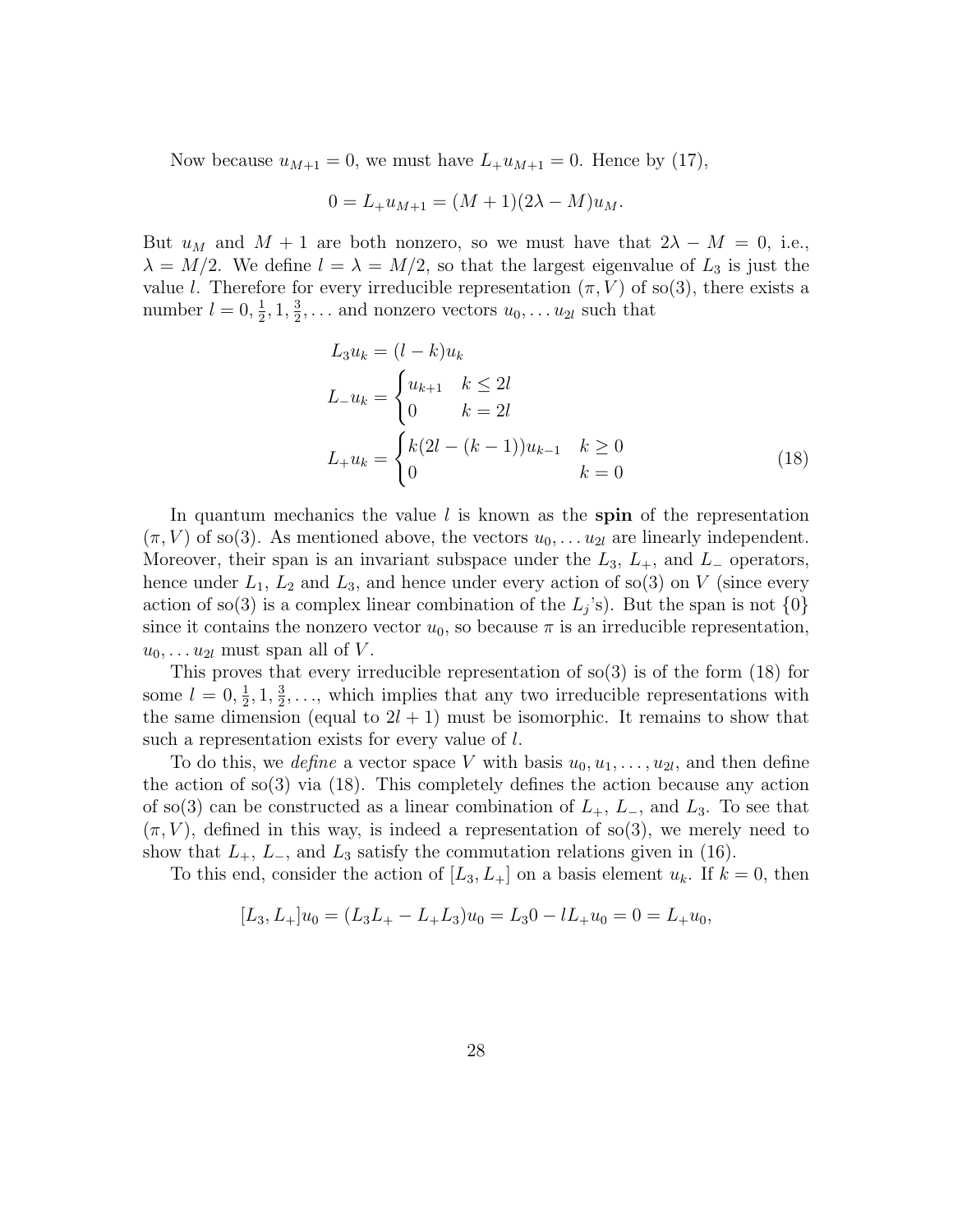Now because $u_{M+1} = 0$, we must have $L_+ u_{M+1} = 0$. Hence by (17),

$$0 = L_+ u_{M+1} = (M+1)(2\lambda - M)u_M.$$

But $u_M$ and $M+1$ are both nonzero, so we must have that $2\lambda - M = 0$, i.e., $\lambda = M/2$. We define $l = \lambda = M/2$, so that the largest eigenvalue of $L_3$ is just the value $l$. Therefore for every irreducible representation $(\pi, V)$ of so(3), there exists a number $l = 0, \frac{1}{2}, 1, \frac{3}{2}, \ldots$ and nonzero vectors $u_0, \ldots u_{2l}$ such that

$$
\begin{aligned}
L_3 u_k &= (l-k)u_k \\
L_- u_k &= \begin{cases} u_{k+1} & k \leq 2l \\ 0 & k = 2l \end{cases} \\
L_+ u_k &= \begin{cases} k(2l - (k-1))u_{k-1} & k \geq 0 \\ 0 & k = 0 \end{cases}
\end{aligned}
\tag{18}
$$

In quantum mechanics the value $l$ is known as the **spin** of the representation $(\pi, V)$ of so(3). As mentioned above, the vectors $u_0, \ldots u_{2l}$ are linearly independent. Moreover, their span is an invariant subspace under the $L_3$, $L_+$, and $L_-$ operators, hence under $L_1$, $L_2$ and $L_3$, and hence under every action of so(3) on $V$ (since every action of so(3) is a complex linear combination of the $L_j$'s). But the span is not $\{0\}$ since it contains the nonzero vector $u_0$, so because $\pi$ is an irreducible representation, $u_0, \ldots u_{2l}$ must span all of $V$.

This proves that every irreducible representation of so(3) is of the form (18) for some $l = 0, \frac{1}{2}, 1, \frac{3}{2}, \ldots$, which implies that any two irreducible representations with the same dimension (equal to $2l+1$) must be isomorphic. It remains to show that such a representation exists for every value of $l$.

To do this, we *define* a vector space $V$ with basis $u_0, u_1, \ldots, u_{2l}$, and then define the action of so(3) via (18). This completely defines the action because any action of so(3) can be constructed as a linear combination of $L_+$, $L_-$, and $L_3$. To see that $(\pi, V)$, defined in this way, is indeed a representation of so(3), we merely need to show that $L_+$, $L_-$, and $L_3$ satisfy the commutation relations given in (16).

To this end, consider the action of $[L_3, L_+]$ on a basis element $u_k$. If $k = 0$, then

$$[L_3, L_+]u_0 = (L_3 L_+ - L_+ L_3)u_0 = L_3 0 - l L_+ u_0 = 0 = L_+ u_0,$$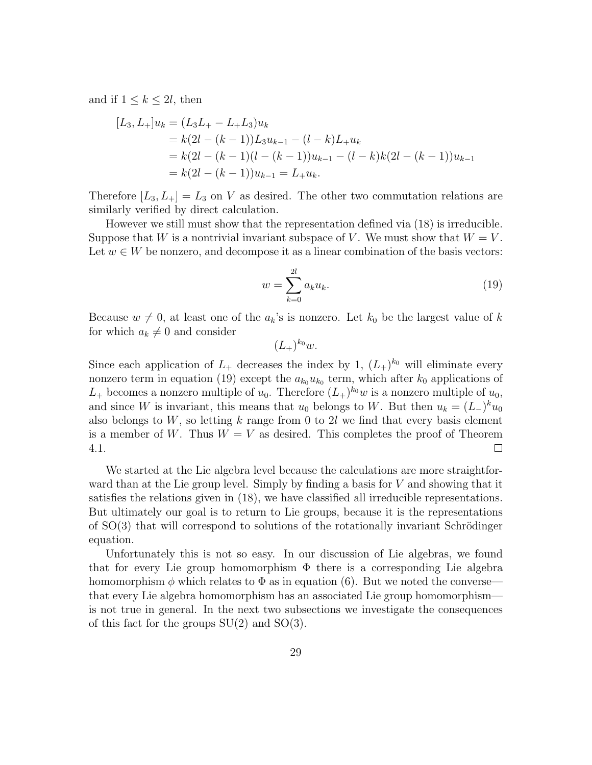and if $1 \leq k \leq 2l$, then

$$
\begin{aligned}
[L_3, L_+]u_k &= (L_3 L_+ - L_+ L_3)u_k \\
&= k(2l - (k-1))L_3 u_{k-1} - (l-k)L_+ u_k \\
&= k(2l - (k-1)(l - (k-1))u_{k-1} - (l-k)k(2l - (k-1))u_{k-1} \\
&= k(2l - (k-1))u_{k-1} = L_+ u_k.
\end{aligned}
$$

Therefore $[L_3, L_+] = L_3$ on $V$ as desired. The other two commutation relations are similarly verified by direct calculation.

However we still must show that the representation defined via (18) is irreducible. Suppose that $W$ is a nontrivial invariant subspace of $V$. We must show that $W = V$. Let $w \in W$ be nonzero, and decompose it as a linear combination of the basis vectors:

$$
w = \sum_{k=0}^{2l} a_k u_k. \tag{19}
$$

Because $w \neq 0$, at least one of the $a_k$'s is nonzero. Let $k_0$ be the largest value of $k$ for which $a_k \neq 0$ and consider

$$
(L_+)^{k_0} w.
$$

Since each application of $L_+$ decreases the index by 1, $(L_+)^{k_0}$ will eliminate every nonzero term in equation (19) except the $a_{k_0} u_{k_0}$ term, which after $k_0$ applications of $L_+$ becomes a nonzero multiple of $u_0$. Therefore $(L_+)^{k_0} w$ is a nonzero multiple of $u_0$, and since $W$ is invariant, this means that $u_0$ belongs to $W$. But then $u_k = (L_-)^k u_0$ also belongs to $W$, so letting $k$ range from 0 to $2l$ we find that every basis element is a member of $W$. Thus $W = V$ as desired. This completes the proof of Theorem 4.1. □

We started at the Lie algebra level because the calculations are more straightforward than at the Lie group level. Simply by finding a basis for $V$ and showing that it satisfies the relations given in (18), we have classified all irreducible representations. But ultimately our goal is to return to Lie groups, because it is the representations of SO(3) that will correspond to solutions of the rotationally invariant Schrödinger equation.

Unfortunately this is not so easy. In our discussion of Lie algebras, we found that for every Lie group homomorphism $\Phi$ there is a corresponding Lie algebra homomorphism $\phi$ which relates to $\Phi$ as in equation (6). But we noted the converse—that every Lie algebra homomorphism has an associated Lie group homomorphism—is not true in general. In the next two subsections we investigate the consequences of this fact for the groups SU(2) and SO(3).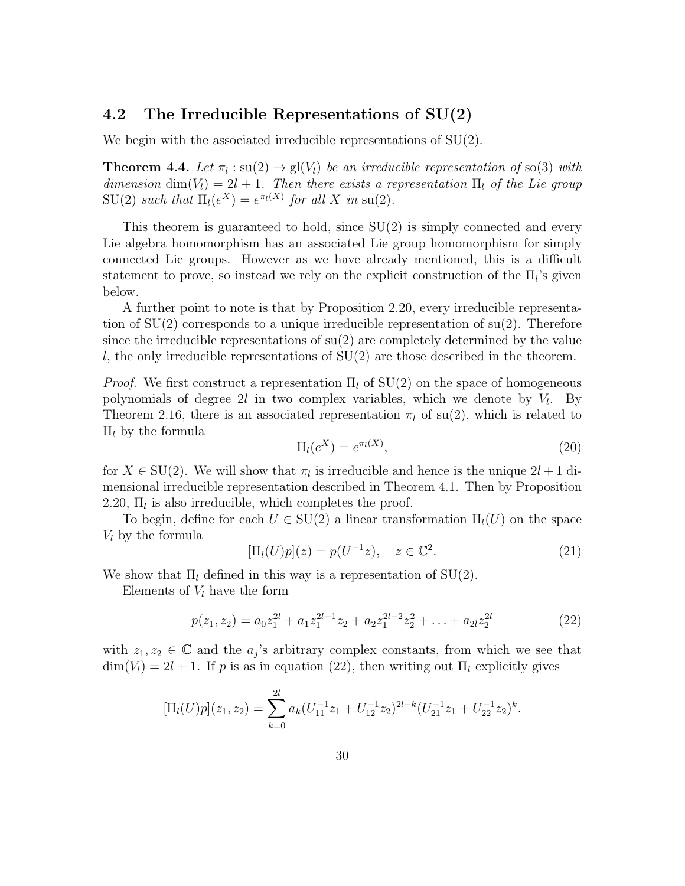## 4.2 The Irreducible Representations of SU(2)

We begin with the associated irreducible representations of SU(2).

**Theorem 4.4.** *Let $\pi_l : \mathrm{su}(2) \to \mathrm{gl}(V_l)$ be an irreducible representation of* so(3) *with dimension $\dim(V_l) = 2l + 1$. Then there exists a representation $\Pi_l$ of the Lie group* SU(2) *such that $\Pi_l(e^X) = e^{\pi_l(X)}$ for all $X$ in* su(2)*.*

This theorem is guaranteed to hold, since SU(2) is simply connected and every Lie algebra homomorphism has an associated Lie group homomorphism for simply connected Lie groups. However as we have already mentioned, this is a difficult statement to prove, so instead we rely on the explicit construction of the $\Pi_l$'s given below.

A further point to note is that by Proposition 2.20, every irreducible representation of SU(2) corresponds to a unique irreducible representation of su(2). Therefore since the irreducible representations of su(2) are completely determined by the value $l$, the only irreducible representations of SU(2) are those described in the theorem.

*Proof.* We first construct a representation $\Pi_l$ of SU(2) on the space of homogeneous polynomials of degree $2l$ in two complex variables, which we denote by $V_l$. By Theorem 2.16, there is an associated representation $\pi_l$ of su(2), which is related to $\Pi_l$ by the formula

$$\Pi_l(e^X) = e^{\pi_l(X)}, \tag{20}$$

for $X \in \mathrm{SU}(2)$. We will show that $\pi_l$ is irreducible and hence is the unique $2l+1$ dimensional irreducible representation described in Theorem 4.1. Then by Proposition 2.20, $\Pi_l$ is also irreducible, which completes the proof.

To begin, define for each $U \in \mathrm{SU}(2)$ a linear transformation $\Pi_l(U)$ on the space $V_l$ by the formula

$$[\Pi_l(U)p](z) = p(U^{-1}z), \quad z \in \mathbb{C}^2. \tag{21}$$

We show that $\Pi_l$ defined in this way is a representation of SU(2).

Elements of $V_l$ have the form

$$p(z_1, z_2) = a_0 z_1^{2l} + a_1 z_1^{2l-1} z_2 + a_2 z_1^{2l-2} z_2^2 + \ldots + a_{2l} z_2^{2l} \tag{22}$$

with $z_1, z_2 \in \mathbb{C}$ and the $a_j$'s arbitrary complex constants, from which we see that $\dim(V_l) = 2l + 1$. If $p$ is as in equation (22), then writing out $\Pi_l$ explicitly gives

$$[\Pi_l(U)p](z_1, z_2) = \sum_{k=0}^{2l} a_k (U_{11}^{-1} z_1 + U_{12}^{-1} z_2)^{2l-k} (U_{21}^{-1} z_1 + U_{22}^{-1} z_2)^k.$$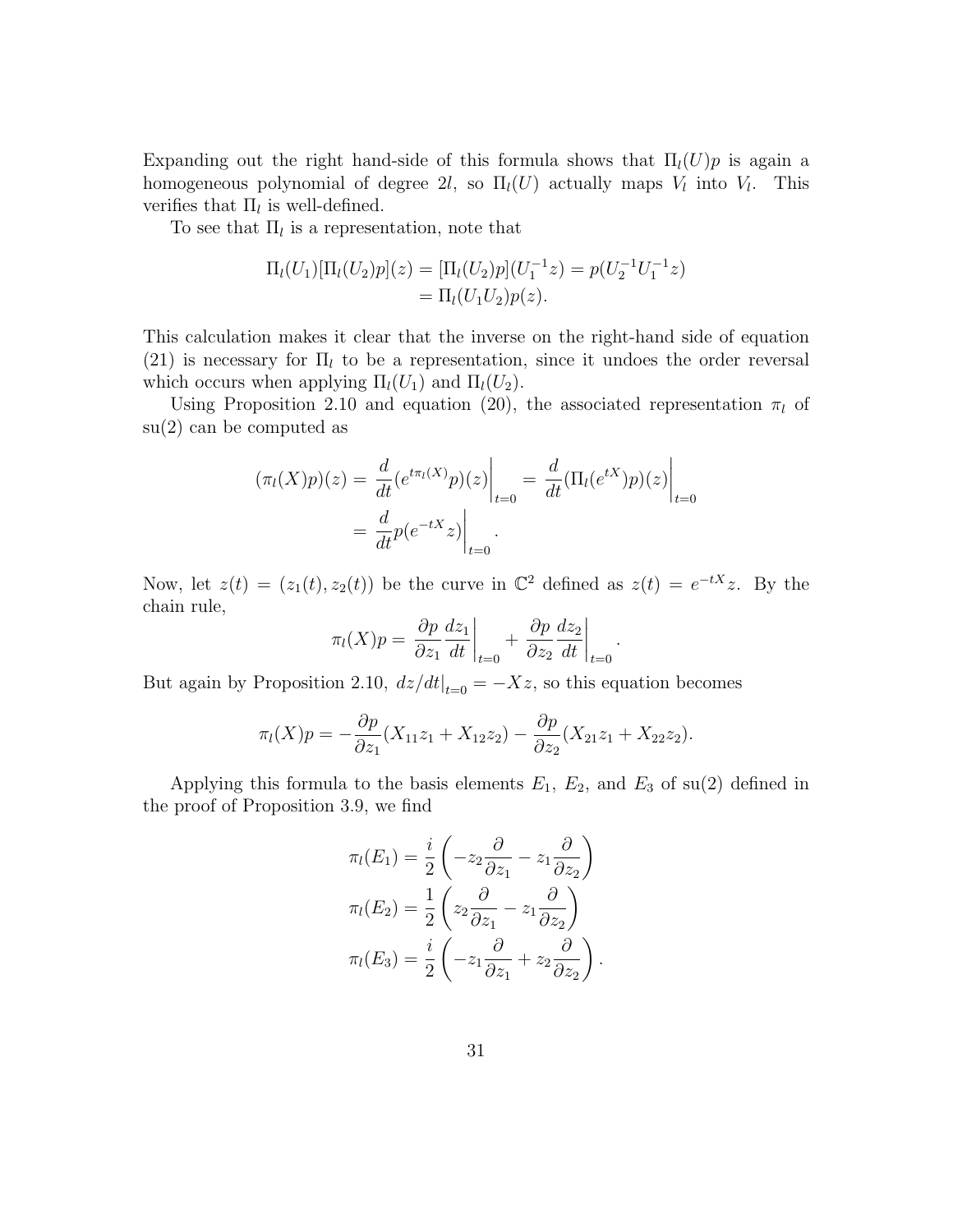Expanding out the right hand-side of this formula shows that $\Pi_l(U)p$ is again a homogeneous polynomial of degree $2l$, so $\Pi_l(U)$ actually maps $V_l$ into $V_l$. This verifies that $\Pi_l$ is well-defined.

To see that $\Pi_l$ is a representation, note that

$$
\begin{aligned}
\Pi_l(U_1)[\Pi_l(U_2)p](z) &= [\Pi_l(U_2)p](U_1^{-1}z) = p(U_2^{-1}U_1^{-1}z) \\
&= \Pi_l(U_1U_2)p(z).
\end{aligned}
$$

This calculation makes it clear that the inverse on the right-hand side of equation (21) is necessary for $\Pi_l$ to be a representation, since it undoes the order reversal which occurs when applying $\Pi_l(U_1)$ and $\Pi_l(U_2)$.

Using Proposition 2.10 and equation (20), the associated representation $\pi_l$ of su(2) can be computed as

$$
\begin{aligned}
(\pi_l(X)p)(z) &= \left.\frac{d}{dt}(e^{t\pi_l(X)}p)(z)\right|_{t=0} = \left.\frac{d}{dt}(\Pi_l(e^{tX})p)(z)\right|_{t=0} \\
&= \left.\frac{d}{dt}p(e^{-tX}z)\right|_{t=0}.
\end{aligned}
$$

Now, let $z(t) = (z_1(t), z_2(t))$ be the curve in $\mathbb{C}^2$ defined as $z(t) = e^{-tX}z$. By the chain rule,

$$
\pi_l(X)p = \frac{\partial p}{\partial z_1}\left.\frac{dz_1}{dt}\right|_{t=0} + \frac{\partial p}{\partial z_2}\left.\frac{dz_2}{dt}\right|_{t=0}.
$$

But again by Proposition 2.10, $dz/dt|_{t=0} = -Xz$, so this equation becomes

$$
\pi_l(X)p = -\frac{\partial p}{\partial z_1}(X_{11}z_1 + X_{12}z_2) - \frac{\partial p}{\partial z_2}(X_{21}z_1 + X_{22}z_2).
$$

Applying this formula to the basis elements $E_1$, $E_2$, and $E_3$ of su(2) defined in the proof of Proposition 3.9, we find

$$
\begin{aligned}
\pi_l(E_1) &= \frac{i}{2}\left(-z_2\frac{\partial}{\partial z_1} - z_1\frac{\partial}{\partial z_2}\right) \\
\pi_l(E_2) &= \frac{1}{2}\left(z_2\frac{\partial}{\partial z_1} - z_1\frac{\partial}{\partial z_2}\right) \\
\pi_l(E_3) &= \frac{i}{2}\left(-z_1\frac{\partial}{\partial z_1} + z_2\frac{\partial}{\partial z_2}\right).
\end{aligned}
$$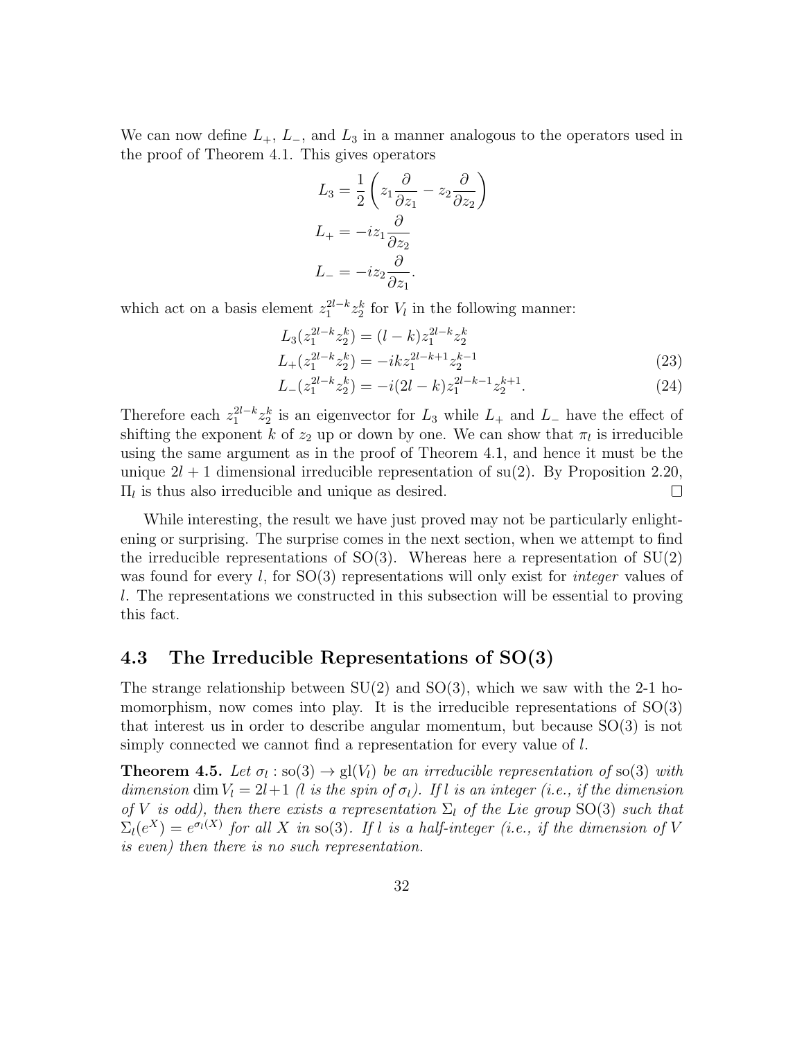We can now define $L_+$, $L_-$, and $L_3$ in a manner analogous to the operators used in the proof of Theorem 4.1. This gives operators

$$L_3 = \frac{1}{2}\left(z_1 \frac{\partial}{\partial z_1} - z_2 \frac{\partial}{\partial z_2}\right)$$
$$L_+ = -iz_1 \frac{\partial}{\partial z_2}$$
$$L_- = -iz_2 \frac{\partial}{\partial z_1}.$$

which act on a basis element $z_1^{2l-k} z_2^k$ for $V_l$ in the following manner:

$$L_3(z_1^{2l-k} z_2^k) = (l-k) z_1^{2l-k} z_2^k$$
$$L_+(z_1^{2l-k} z_2^k) = -ik z_1^{2l-k+1} z_2^{k-1} \tag{23}$$
$$L_-(z_1^{2l-k} z_2^k) = -i(2l-k) z_1^{2l-k-1} z_2^{k+1}. \tag{24}$$

Therefore each $z_1^{2l-k} z_2^k$ is an eigenvector for $L_3$ while $L_+$ and $L_-$ have the effect of shifting the exponent $k$ of $z_2$ up or down by one. We can show that $\pi_l$ is irreducible using the same argument as in the proof of Theorem 4.1, and hence it must be the unique $2l+1$ dimensional irreducible representation of su(2). By Proposition 2.20, $\Pi_l$ is thus also irreducible and unique as desired. $\square$

While interesting, the result we have just proved may not be particularly enlightening or surprising. The surprise comes in the next section, when we attempt to find the irreducible representations of SO(3). Whereas here a representation of SU(2) was found for every $l$, for SO(3) representations will only exist for *integer* values of $l$. The representations we constructed in this subsection will be essential to proving this fact.

## 4.3 The Irreducible Representations of SO(3)

The strange relationship between SU(2) and SO(3), which we saw with the 2-1 homomorphism, now comes into play. It is the irreducible representations of SO(3) that interest us in order to describe angular momentum, but because SO(3) is not simply connected we cannot find a representation for every value of $l$.

**Theorem 4.5.** *Let $\sigma_l : \mathrm{so}(3) \to \mathrm{gl}(V_l)$ be an irreducible representation of* so(3) *with dimension* $\dim V_l = 2l+1$ *($l$ is the spin of $\sigma_l$). If $l$ is an integer (i.e., if the dimension of $V$ is odd), then there exists a representation $\Sigma_l$ of the Lie group* SO(3) *such that $\Sigma_l(e^X) = e^{\sigma_l(X)}$ for all $X$ in* so(3)*. If $l$ is a half-integer (i.e., if the dimension of $V$ is even) then there is no such representation.*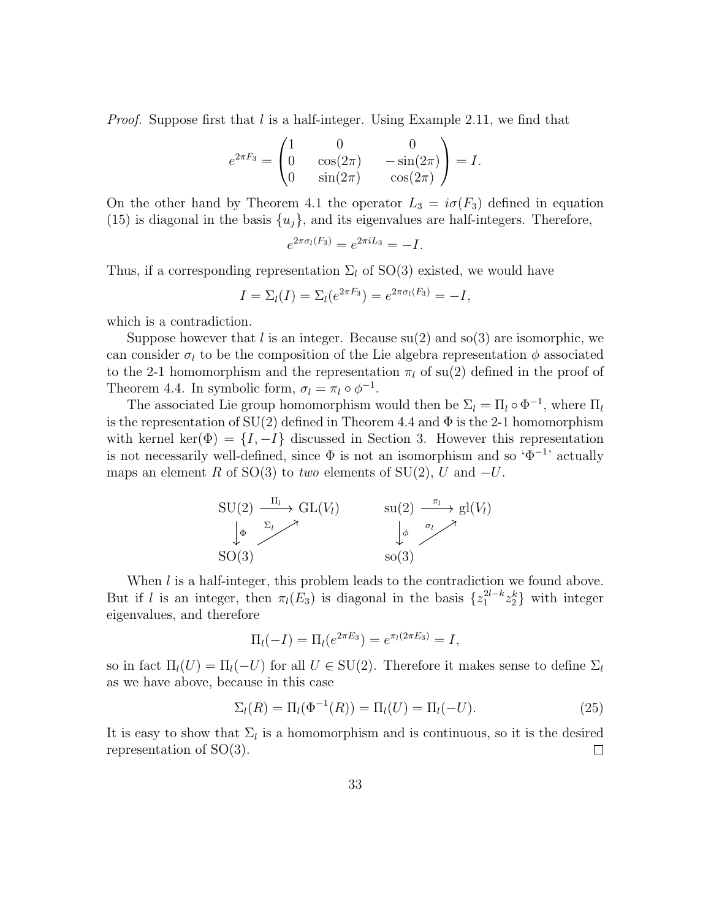*Proof.* Suppose first that $l$ is a half-integer. Using Example 2.11, we find that

$$e^{2\pi F_3} = \begin{pmatrix} 1 & 0 & 0 \\ 0 & \cos(2\pi) & -\sin(2\pi) \\ 0 & \sin(2\pi) & \cos(2\pi) \end{pmatrix} = I.$$

On the other hand by Theorem 4.1 the operator $L_3 = i\sigma(F_3)$ defined in equation (15) is diagonal in the basis $\{u_j\}$, and its eigenvalues are half-integers. Therefore,

$$e^{2\pi\sigma_l(F_3)} = e^{2\pi i L_3} = -I.$$

Thus, if a corresponding representation $\Sigma_l$ of SO(3) existed, we would have

$$I = \Sigma_l(I) = \Sigma_l(e^{2\pi F_3}) = e^{2\pi\sigma_l(F_3)} = -I,$$

which is a contradiction.

Suppose however that $l$ is an integer. Because su(2) and so(3) are isomorphic, we can consider $\sigma_l$ to be the composition of the Lie algebra representation $\phi$ associated to the 2-1 homomorphism and the representation $\pi_l$ of su(2) defined in the proof of Theorem 4.4. In symbolic form, $\sigma_l = \pi_l \circ \phi^{-1}$.

The associated Lie group homomorphism would then be $\Sigma_l = \Pi_l \circ \Phi^{-1}$, where $\Pi_l$ is the representation of SU(2) defined in Theorem 4.4 and $\Phi$ is the 2-1 homomorphism with kernel $\ker(\Phi) = \{I, -I\}$ discussed in Section 3. However this representation is not necessarily well-defined, since $\Phi$ is not an isomorphism and so '$\Phi^{-1}$' actually maps an element $R$ of SO(3) to *two* elements of SU(2), $U$ and $-U$.

$$\begin{array}{ccc} \mathrm{SU}(2) & \xrightarrow{\Pi_l} & \mathrm{GL}(V_l) \\ \downarrow{\scriptstyle\Phi} & \nearrow{\scriptstyle\Sigma_l} & \\ \mathrm{SO}(3) & & \end{array} \qquad \begin{array}{ccc} \mathrm{su}(2) & \xrightarrow{\pi_l} & \mathrm{gl}(V_l) \\ \downarrow{\scriptstyle\phi} & \nearrow{\scriptstyle\sigma_l} & \\ \mathrm{so}(3) & & \end{array}$$

When $l$ is a half-integer, this problem leads to the contradiction we found above. But if $l$ is an integer, then $\pi_l(E_3)$ is diagonal in the basis $\{z_1^{2l-k} z_2^k\}$ with integer eigenvalues, and therefore

$$\Pi_l(-I) = \Pi_l(e^{2\pi E_3}) = e^{\pi_l(2\pi E_3)} = I,$$

so in fact $\Pi_l(U) = \Pi_l(-U)$ for all $U \in \mathrm{SU}(2)$. Therefore it makes sense to define $\Sigma_l$ as we have above, because in this case

$$\Sigma_l(R) = \Pi_l(\Phi^{-1}(R)) = \Pi_l(U) = \Pi_l(-U). \tag{25}$$

It is easy to show that $\Sigma_l$ is a homomorphism and is continuous, so it is the desired representation of SO(3). $\square$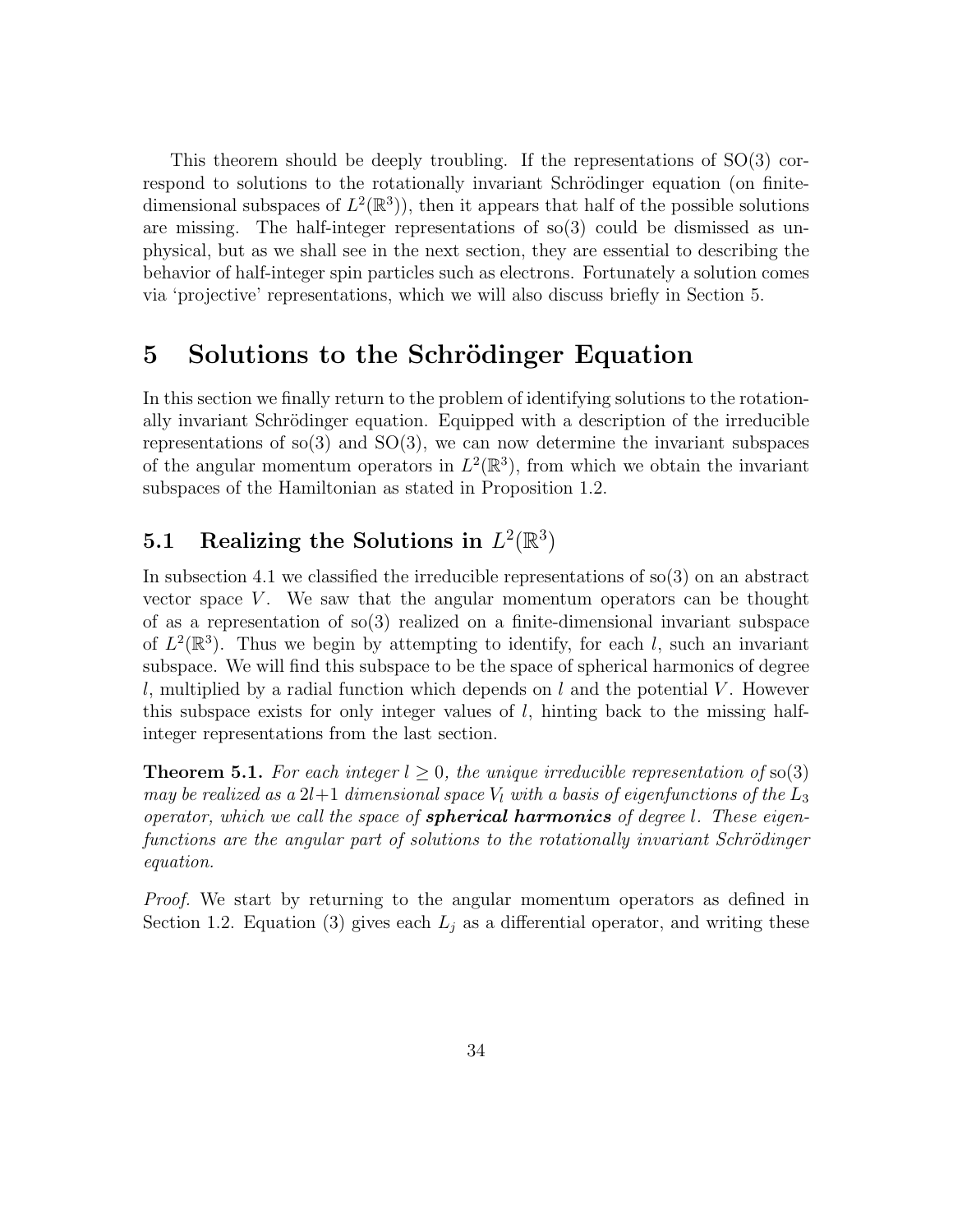This theorem should be deeply troubling. If the representations of SO(3) correspond to solutions to the rotationally invariant Schrödinger equation (on finite-dimensional subspaces of $L^2(\mathbb{R}^3)$), then it appears that half of the possible solutions are missing. The half-integer representations of so(3) could be dismissed as unphysical, but as we shall see in the next section, they are essential to describing the behavior of half-integer spin particles such as electrons. Fortunately a solution comes via 'projective' representations, which we will also discuss briefly in Section 5.

# 5 Solutions to the Schrödinger Equation

In this section we finally return to the problem of identifying solutions to the rotationally invariant Schrödinger equation. Equipped with a description of the irreducible representations of so(3) and SO(3), we can now determine the invariant subspaces of the angular momentum operators in $L^2(\mathbb{R}^3)$, from which we obtain the invariant subspaces of the Hamiltonian as stated in Proposition 1.2.

## 5.1 Realizing the Solutions in $L^2(\mathbb{R}^3)$

In subsection 4.1 we classified the irreducible representations of so(3) on an abstract vector space $V$. We saw that the angular momentum operators can be thought of as a representation of so(3) realized on a finite-dimensional invariant subspace of $L^2(\mathbb{R}^3)$. Thus we begin by attempting to identify, for each $l$, such an invariant subspace. We will find this subspace to be the space of spherical harmonics of degree $l$, multiplied by a radial function which depends on $l$ and the potential $V$. However this subspace exists for only integer values of $l$, hinting back to the missing half-integer representations from the last section.

**Theorem 5.1.** *For each integer $l \geq 0$, the unique irreducible representation of* so(3) *may be realized as a $2l+1$ dimensional space $V_l$ with a basis of eigenfunctions of the $L_3$ operator, which we call the space of* ***spherical harmonics*** *of degree $l$. These eigenfunctions are the angular part of solutions to the rotationally invariant Schrödinger equation.*

*Proof.* We start by returning to the angular momentum operators as defined in Section 1.2. Equation (3) gives each $L_j$ as a differential operator, and writing these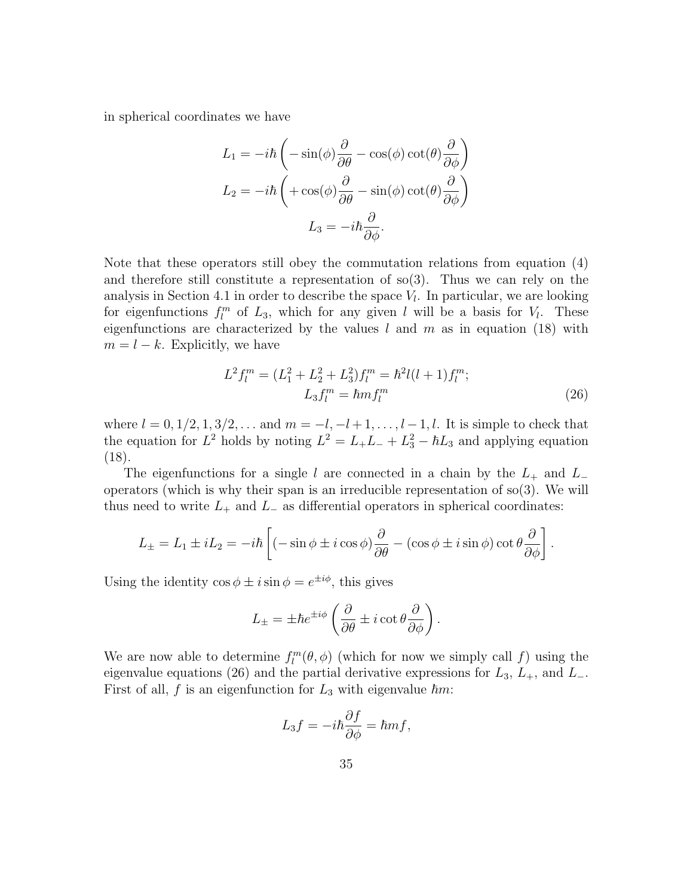in spherical coordinates we have

$$L_1 = -i\hbar \left( -\sin(\phi)\frac{\partial}{\partial \theta} - \cos(\phi)\cot(\theta)\frac{\partial}{\partial \phi} \right)$$
$$L_2 = -i\hbar \left( +\cos(\phi)\frac{\partial}{\partial \theta} - \sin(\phi)\cot(\theta)\frac{\partial}{\partial \phi} \right)$$
$$L_3 = -i\hbar \frac{\partial}{\partial \phi}.$$

Note that these operators still obey the commutation relations from equation (4) and therefore still constitute a representation of so(3). Thus we can rely on the analysis in Section 4.1 in order to describe the space $V_l$. In particular, we are looking for eigenfunctions $f_l^m$ of $L_3$, which for any given $l$ will be a basis for $V_l$. These eigenfunctions are characterized by the values $l$ and $m$ as in equation (18) with $m = l - k$. Explicitly, we have

$$\begin{gathered} L^2 f_l^m = (L_1^2 + L_2^2 + L_3^2) f_l^m = \hbar^2 l(l+1) f_l^m; \\ L_3 f_l^m = \hbar m f_l^m \end{gathered} \tag{26}$$

where $l = 0, 1/2, 1, 3/2, \ldots$ and $m = -l, -l+1, \ldots, l-1, l$. It is simple to check that the equation for $L^2$ holds by noting $L^2 = L_+L_- + L_3^2 - \hbar L_3$ and applying equation (18).

The eigenfunctions for a single $l$ are connected in a chain by the $L_+$ and $L_-$ operators (which is why their span is an irreducible representation of so(3). We will thus need to write $L_+$ and $L_-$ as differential operators in spherical coordinates:

$$L_\pm = L_1 \pm iL_2 = -i\hbar \left[ (-\sin\phi \pm i\cos\phi)\frac{\partial}{\partial \theta} - (\cos\phi \pm i\sin\phi)\cot\theta \frac{\partial}{\partial \phi} \right].$$

Using the identity $\cos\phi \pm i\sin\phi = e^{\pm i\phi}$, this gives

$$L_\pm = \pm\hbar e^{\pm i\phi} \left( \frac{\partial}{\partial \theta} \pm i\cot\theta \frac{\partial}{\partial \phi} \right).$$

We are now able to determine $f_l^m(\theta, \phi)$ (which for now we simply call $f$) using the eigenvalue equations (26) and the partial derivative expressions for $L_3$, $L_+$, and $L_-$. First of all, $f$ is an eigenfunction for $L_3$ with eigenvalue $\hbar m$:

$$L_3 f = -i\hbar \frac{\partial f}{\partial \phi} = \hbar m f,$$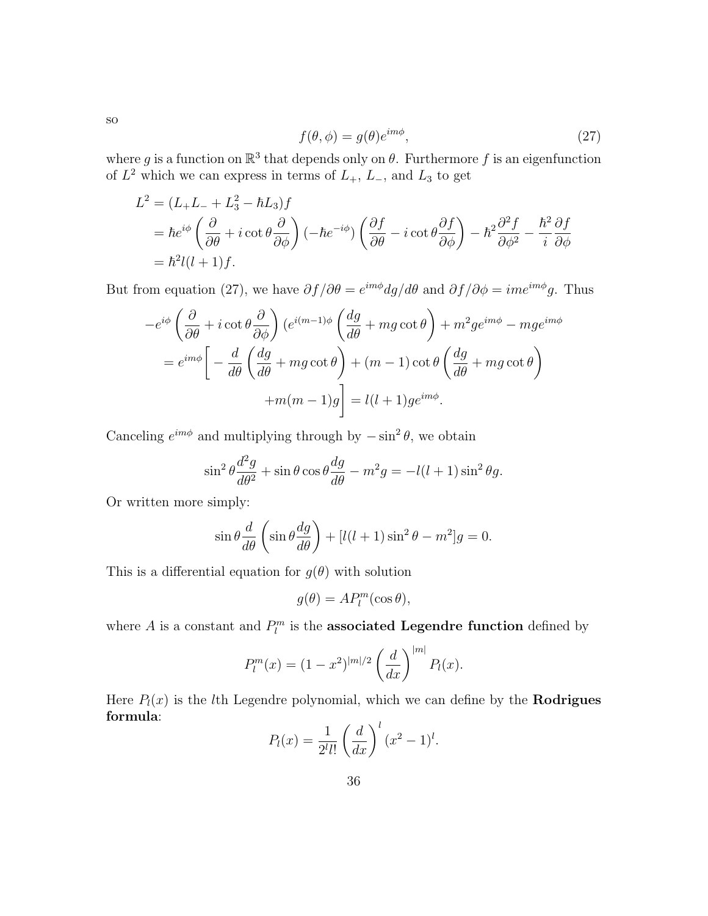so

$$f(\theta, \phi) = g(\theta)e^{im\phi}, \tag{27}$$

where $g$ is a function on $\mathbb{R}^3$ that depends only on $\theta$. Furthermore $f$ is an eigenfunction of $L^2$ which we can express in terms of $L_+$, $L_-$, and $L_3$ to get

$$\begin{aligned}
L^2 &= (L_+L_- + L_3^2 - \hbar L_3)f \\
&= \hbar e^{i\phi}\left(\frac{\partial}{\partial\theta} + i\cot\theta\frac{\partial}{\partial\phi}\right)(-\hbar e^{-i\phi})\left(\frac{\partial f}{\partial\theta} - i\cot\theta\frac{\partial f}{\partial\phi}\right) - \hbar^2\frac{\partial^2 f}{\partial\phi^2} - \frac{\hbar^2}{i}\frac{\partial f}{\partial\phi} \\
&= \hbar^2 l(l+1)f.
\end{aligned}$$

But from equation (27), we have $\partial f/\partial\theta = e^{im\phi}dg/d\theta$ and $\partial f/\partial\phi = ime^{im\phi}g$. Thus

$$\begin{aligned}
-e^{i\phi}&\left(\frac{\partial}{\partial\theta} + i\cot\theta\frac{\partial}{\partial\phi}\right)(e^{i(m-1)\phi}\left(\frac{dg}{d\theta} + mg\cot\theta\right) + m^2ge^{im\phi} - mge^{im\phi} \\
&= e^{im\phi}\Bigg[-\frac{d}{d\theta}\left(\frac{dg}{d\theta} + mg\cot\theta\right) + (m-1)\cot\theta\left(\frac{dg}{d\theta} + mg\cot\theta\right) \\
&\qquad + m(m-1)g\Bigg] = l(l+1)ge^{im\phi}.
\end{aligned}$$

Canceling $e^{im\phi}$ and multiplying through by $-\sin^2\theta$, we obtain

$$\sin^2\theta\frac{d^2g}{d\theta^2} + \sin\theta\cos\theta\frac{dg}{d\theta} - m^2g = -l(l+1)\sin^2\theta g.$$

Or written more simply:

$$\sin\theta\frac{d}{d\theta}\left(\sin\theta\frac{dg}{d\theta}\right) + [l(l+1)\sin^2\theta - m^2]g = 0.$$

This is a differential equation for $g(\theta)$ with solution

$$g(\theta) = AP_l^m(\cos\theta),$$

where $A$ is a constant and $P_l^m$ is the **associated Legendre function** defined by

$$P_l^m(x) = (1-x^2)^{|m|/2}\left(\frac{d}{dx}\right)^{|m|}P_l(x).$$

Here $P_l(x)$ is the $l$th Legendre polynomial, which we can define by the **Rodrigues formula**:

$$P_l(x) = \frac{1}{2^l l!}\left(\frac{d}{dx}\right)^l(x^2-1)^l.$$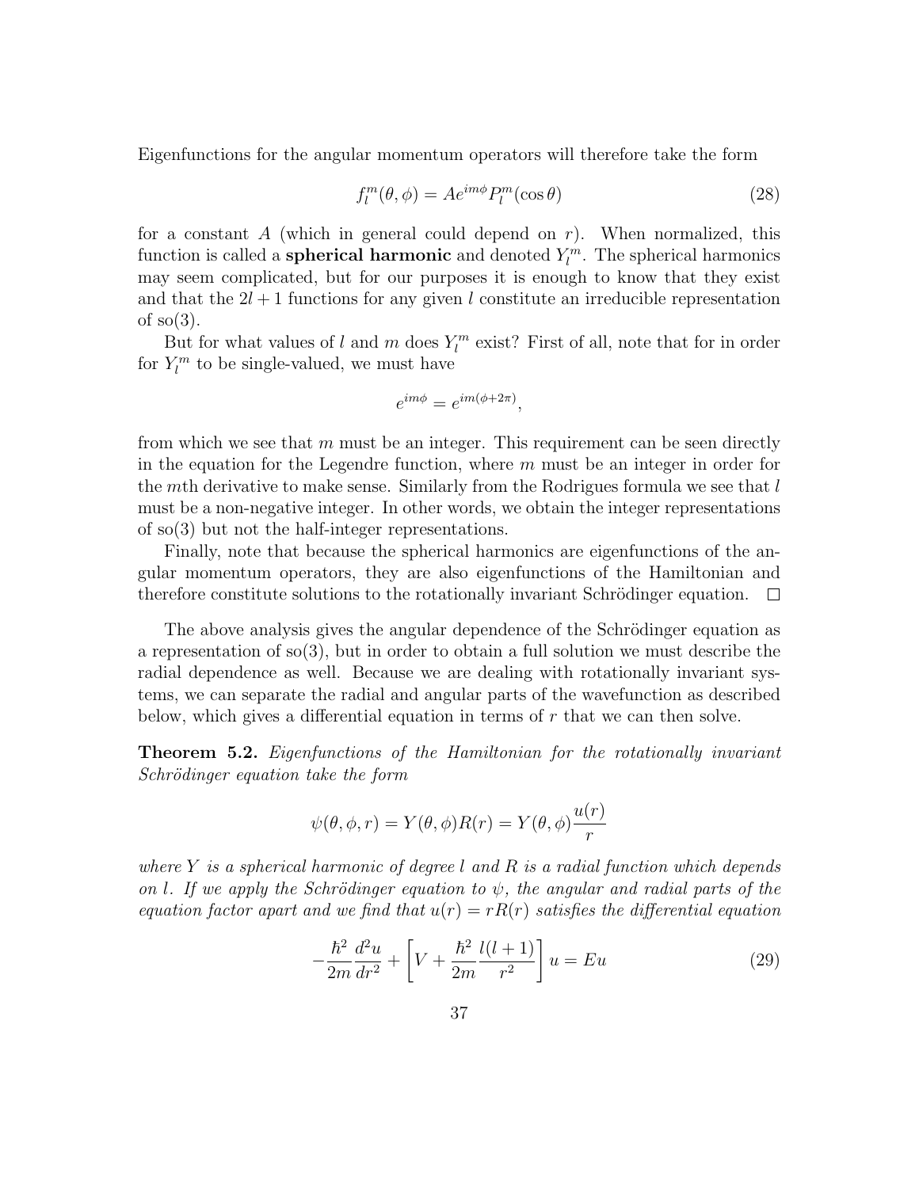Eigenfunctions for the angular momentum operators will therefore take the form

$$f_l^m(\theta, \phi) = Ae^{im\phi} P_l^m(\cos\theta) \tag{28}$$

for a constant $A$ (which in general could depend on $r$). When normalized, this function is called a **spherical harmonic** and denoted $Y_l^m$. The spherical harmonics may seem complicated, but for our purposes it is enough to know that they exist and that the $2l+1$ functions for any given $l$ constitute an irreducible representation of so(3).

But for what values of $l$ and $m$ does $Y_l^m$ exist? First of all, note that for in order for $Y_l^m$ to be single-valued, we must have

$$e^{im\phi} = e^{im(\phi+2\pi)},$$

from which we see that $m$ must be an integer. This requirement can be seen directly in the equation for the Legendre function, where $m$ must be an integer in order for the $m$th derivative to make sense. Similarly from the Rodrigues formula we see that $l$ must be a non-negative integer. In other words, we obtain the integer representations of so(3) but not the half-integer representations.

Finally, note that because the spherical harmonics are eigenfunctions of the angular momentum operators, they are also eigenfunctions of the Hamiltonian and therefore constitute solutions to the rotationally invariant Schrödinger equation. □

The above analysis gives the angular dependence of the Schrödinger equation as a representation of so(3), but in order to obtain a full solution we must describe the radial dependence as well. Because we are dealing with rotationally invariant systems, we can separate the radial and angular parts of the wavefunction as described below, which gives a differential equation in terms of $r$ that we can then solve.

**Theorem 5.2.** *Eigenfunctions of the Hamiltonian for the rotationally invariant Schrödinger equation take the form*

$$\psi(\theta, \phi, r) = Y(\theta, \phi)R(r) = Y(\theta, \phi)\frac{u(r)}{r}$$

*where $Y$ is a spherical harmonic of degree $l$ and $R$ is a radial function which depends on $l$. If we apply the Schrödinger equation to $\psi$, the angular and radial parts of the equation factor apart and we find that $u(r) = rR(r)$ satisfies the differential equation*

$$-\frac{\hbar^2}{2m}\frac{d^2u}{dr^2} + \left[V + \frac{\hbar^2}{2m}\frac{l(l+1)}{r^2}\right]u = Eu \tag{29}$$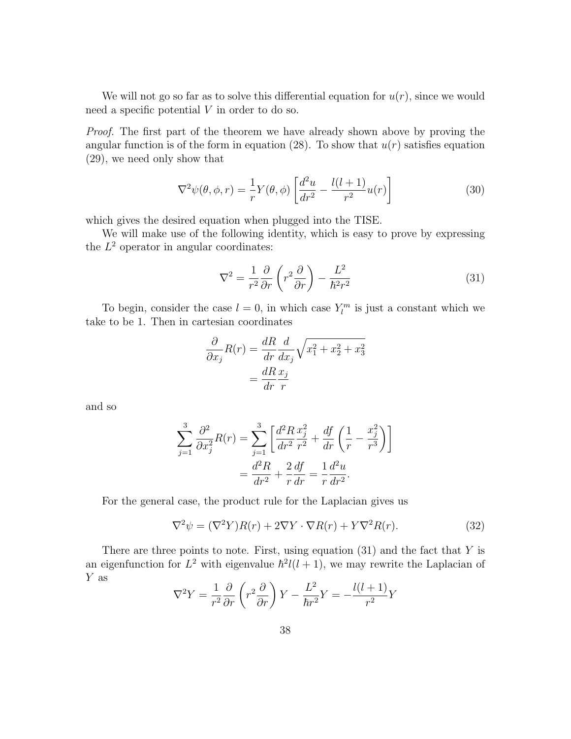We will not go so far as to solve this differential equation for $u(r)$, since we would need a specific potential $V$ in order to do so.

*Proof.* The first part of the theorem we have already shown above by proving the angular function is of the form in equation (28). To show that $u(r)$ satisfies equation (29), we need only show that

$$\nabla^2\psi(\theta, \phi, r) = \frac{1}{r}Y(\theta, \phi)\left[\frac{d^2u}{dr^2} - \frac{l(l+1)}{r^2}u(r)\right] \tag{30}$$

which gives the desired equation when plugged into the TISE.

We will make use of the following identity, which is easy to prove by expressing the $L^2$ operator in angular coordinates:

$$\nabla^2 = \frac{1}{r^2}\frac{\partial}{\partial r}\left(r^2\frac{\partial}{\partial r}\right) - \frac{L^2}{\hbar^2 r^2} \tag{31}$$

To begin, consider the case $l = 0$, in which case $Y_l^m$ is just a constant which we take to be 1. Then in cartesian coordinates

$$\begin{aligned}
\frac{\partial}{\partial x_j}R(r) &= \frac{dR}{dr}\frac{d}{dx_j}\sqrt{x_1^2 + x_2^2 + x_3^2} \\
&= \frac{dR}{dr}\frac{x_j}{r}
\end{aligned}$$

and so

$$\begin{aligned}
\sum_{j=1}^{3}\frac{\partial^2}{\partial x_j^2}R(r) &= \sum_{j=1}^{3}\left[\frac{d^2R}{dr^2}\frac{x_j^2}{r^2} + \frac{df}{dr}\left(\frac{1}{r} - \frac{x_j^2}{r^3}\right)\right] \\
&= \frac{d^2R}{dr^2} + \frac{2}{r}\frac{df}{dr} = \frac{1}{r}\frac{d^2u}{dr^2}.
\end{aligned}$$

For the general case, the product rule for the Laplacian gives us

$$\nabla^2\psi = (\nabla^2 Y)R(r) + 2\nabla Y \cdot \nabla R(r) + Y\nabla^2 R(r). \tag{32}$$

There are three points to note. First, using equation (31) and the fact that $Y$ is an eigenfunction for $L^2$ with eigenvalue $\hbar^2 l(l+1)$, we may rewrite the Laplacian of $Y$ as

$$\nabla^2 Y = \frac{1}{r^2}\frac{\partial}{\partial r}\left(r^2\frac{\partial}{\partial r}\right)Y - \frac{L^2}{\hbar r^2}Y = -\frac{l(l+1)}{r^2}Y$$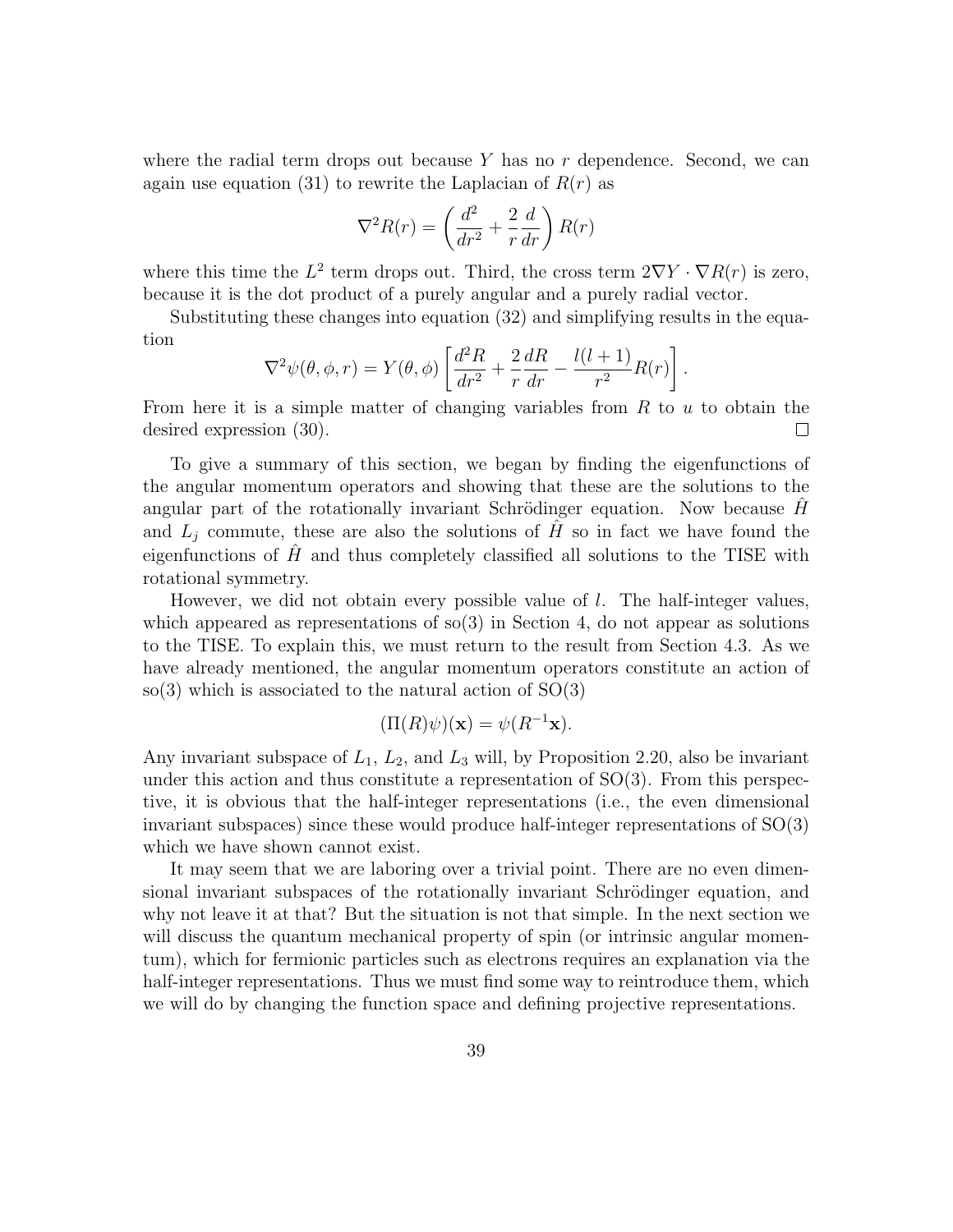where the radial term drops out because $Y$ has no $r$ dependence. Second, we can again use equation (31) to rewrite the Laplacian of $R(r)$ as

$$\nabla^2 R(r) = \left(\frac{d^2}{dr^2} + \frac{2}{r}\frac{d}{dr}\right) R(r)$$

where this time the $L^2$ term drops out. Third, the cross term $2\nabla Y \cdot \nabla R(r)$ is zero, because it is the dot product of a purely angular and a purely radial vector.

Substituting these changes into equation (32) and simplifying results in the equation

$$\nabla^2 \psi(\theta, \phi, r) = Y(\theta, \phi)\left[\frac{d^2 R}{dr^2} + \frac{2}{r}\frac{dR}{dr} - \frac{l(l+1)}{r^2}R(r)\right].$$

From here it is a simple matter of changing variables from $R$ to $u$ to obtain the desired expression (30). $\square$

To give a summary of this section, we began by finding the eigenfunctions of the angular momentum operators and showing that these are the solutions to the angular part of the rotationally invariant Schrödinger equation. Now because $\hat{H}$ and $L_j$ commute, these are also the solutions of $\hat{H}$ so in fact we have found the eigenfunctions of $\hat{H}$ and thus completely classified all solutions to the TISE with rotational symmetry.

However, we did not obtain every possible value of $l$. The half-integer values, which appeared as representations of so(3) in Section 4, do not appear as solutions to the TISE. To explain this, we must return to the result from Section 4.3. As we have already mentioned, the angular momentum operators constitute an action of so(3) which is associated to the natural action of SO(3)

$$(\Pi(R)\psi)(\mathbf{x}) = \psi(R^{-1}\mathbf{x}).$$

Any invariant subspace of $L_1$, $L_2$, and $L_3$ will, by Proposition 2.20, also be invariant under this action and thus constitute a representation of SO(3). From this perspective, it is obvious that the half-integer representations (i.e., the even dimensional invariant subspaces) since these would produce half-integer representations of SO(3) which we have shown cannot exist.

It may seem that we are laboring over a trivial point. There are no even dimensional invariant subspaces of the rotationally invariant Schrödinger equation, and why not leave it at that? But the situation is not that simple. In the next section we will discuss the quantum mechanical property of spin (or intrinsic angular momentum), which for fermionic particles such as electrons requires an explanation via the half-integer representations. Thus we must find some way to reintroduce them, which we will do by changing the function space and defining projective representations.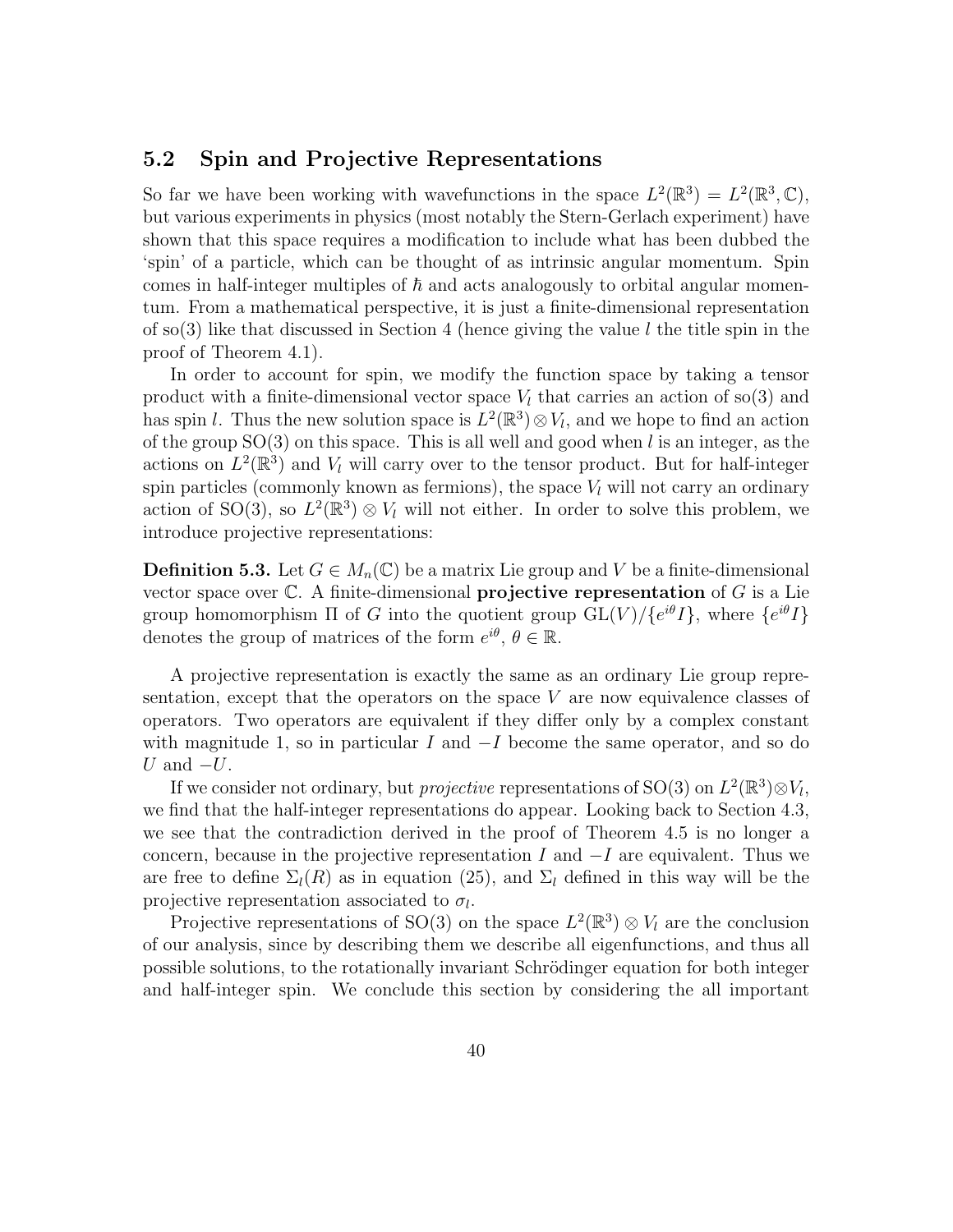## 5.2 Spin and Projective Representations

So far we have been working with wavefunctions in the space $L^2(\mathbb{R}^3) = L^2(\mathbb{R}^3, \mathbb{C})$, but various experiments in physics (most notably the Stern-Gerlach experiment) have shown that this space requires a modification to include what has been dubbed the 'spin' of a particle, which can be thought of as intrinsic angular momentum. Spin comes in half-integer multiples of $\hbar$ and acts analogously to orbital angular momentum. From a mathematical perspective, it is just a finite-dimensional representation of so(3) like that discussed in Section 4 (hence giving the value $l$ the title spin in the proof of Theorem 4.1).

In order to account for spin, we modify the function space by taking a tensor product with a finite-dimensional vector space $V_l$ that carries an action of so(3) and has spin $l$. Thus the new solution space is $L^2(\mathbb{R}^3) \otimes V_l$, and we hope to find an action of the group SO(3) on this space. This is all well and good when $l$ is an integer, as the actions on $L^2(\mathbb{R}^3)$ and $V_l$ will carry over to the tensor product. But for half-integer spin particles (commonly known as fermions), the space $V_l$ will not carry an ordinary action of SO(3), so $L^2(\mathbb{R}^3) \otimes V_l$ will not either. In order to solve this problem, we introduce projective representations:

**Definition 5.3.** Let $G \in M_n(\mathbb{C})$ be a matrix Lie group and $V$ be a finite-dimensional vector space over $\mathbb{C}$. A finite-dimensional **projective representation** of $G$ is a Lie group homomorphism $\Pi$ of $G$ into the quotient group $\mathrm{GL}(V)/\{e^{i\theta}I\}$, where $\{e^{i\theta}I\}$ denotes the group of matrices of the form $e^{i\theta}$, $\theta \in \mathbb{R}$.

A projective representation is exactly the same as an ordinary Lie group representation, except that the operators on the space $V$ are now equivalence classes of operators. Two operators are equivalent if they differ only by a complex constant with magnitude 1, so in particular $I$ and $-I$ become the same operator, and so do $U$ and $-U$.

If we consider not ordinary, but *projective* representations of SO(3) on $L^2(\mathbb{R}^3) \otimes V_l$, we find that the half-integer representations do appear. Looking back to Section 4.3, we see that the contradiction derived in the proof of Theorem 4.5 is no longer a concern, because in the projective representation $I$ and $-I$ are equivalent. Thus we are free to define $\Sigma_l(R)$ as in equation (25), and $\Sigma_l$ defined in this way will be the projective representation associated to $\sigma_l$.

Projective representations of SO(3) on the space $L^2(\mathbb{R}^3) \otimes V_l$ are the conclusion of our analysis, since by describing them we describe all eigenfunctions, and thus all possible solutions, to the rotationally invariant Schrödinger equation for both integer and half-integer spin. We conclude this section by considering the all important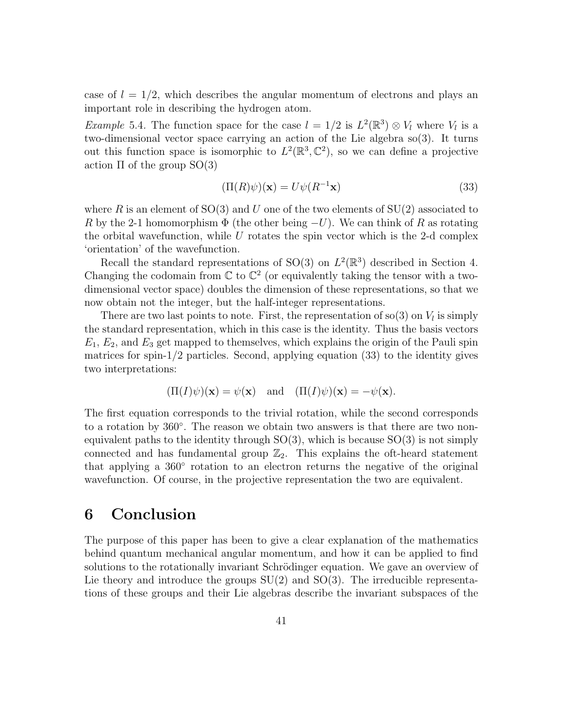case of $l = 1/2$, which describes the angular momentum of electrons and plays an important role in describing the hydrogen atom.

*Example* 5.4. The function space for the case $l = 1/2$ is $L^2(\mathbb{R}^3) \otimes V_l$ where $V_l$ is a two-dimensional vector space carrying an action of the Lie algebra so(3). It turns out this function space is isomorphic to $L^2(\mathbb{R}^3, \mathbb{C}^2)$, so we can define a projective action $\Pi$ of the group SO(3)

$$(\Pi(R)\psi)(\mathbf{x}) = U\psi(R^{-1}\mathbf{x}) \tag{33}$$

where $R$ is an element of SO(3) and $U$ one of the two elements of SU(2) associated to $R$ by the 2-1 homomorphism $\Phi$ (the other being $-U$). We can think of $R$ as rotating the orbital wavefunction, while $U$ rotates the spin vector which is the 2-d complex 'orientation' of the wavefunction.

Recall the standard representations of SO(3) on $L^2(\mathbb{R}^3)$ described in Section 4. Changing the codomain from $\mathbb{C}$ to $\mathbb{C}^2$ (or equivalently taking the tensor with a two-dimensional vector space) doubles the dimension of these representations, so that we now obtain not the integer, but the half-integer representations.

There are two last points to note. First, the representation of so(3) on $V_l$ is simply the standard representation, which in this case is the identity. Thus the basis vectors $E_1$, $E_2$, and $E_3$ get mapped to themselves, which explains the origin of the Pauli spin matrices for spin-1/2 particles. Second, applying equation (33) to the identity gives two interpretations:

$$(\Pi(I)\psi)(\mathbf{x}) = \psi(\mathbf{x}) \quad \text{and} \quad (\Pi(I)\psi)(\mathbf{x}) = -\psi(\mathbf{x}).$$

The first equation corresponds to the trivial rotation, while the second corresponds to a rotation by $360^\circ$. The reason we obtain two answers is that there are two non-equivalent paths to the identity through SO(3), which is because SO(3) is not simply connected and has fundamental group $\mathbb{Z}_2$. This explains the oft-heard statement that applying a $360^\circ$ rotation to an electron returns the negative of the original wavefunction. Of course, in the projective representation the two are equivalent.

# 6 Conclusion

The purpose of this paper has been to give a clear explanation of the mathematics behind quantum mechanical angular momentum, and how it can be applied to find solutions to the rotationally invariant Schrödinger equation. We gave an overview of Lie theory and introduce the groups SU(2) and SO(3). The irreducible representations of these groups and their Lie algebras describe the invariant subspaces of the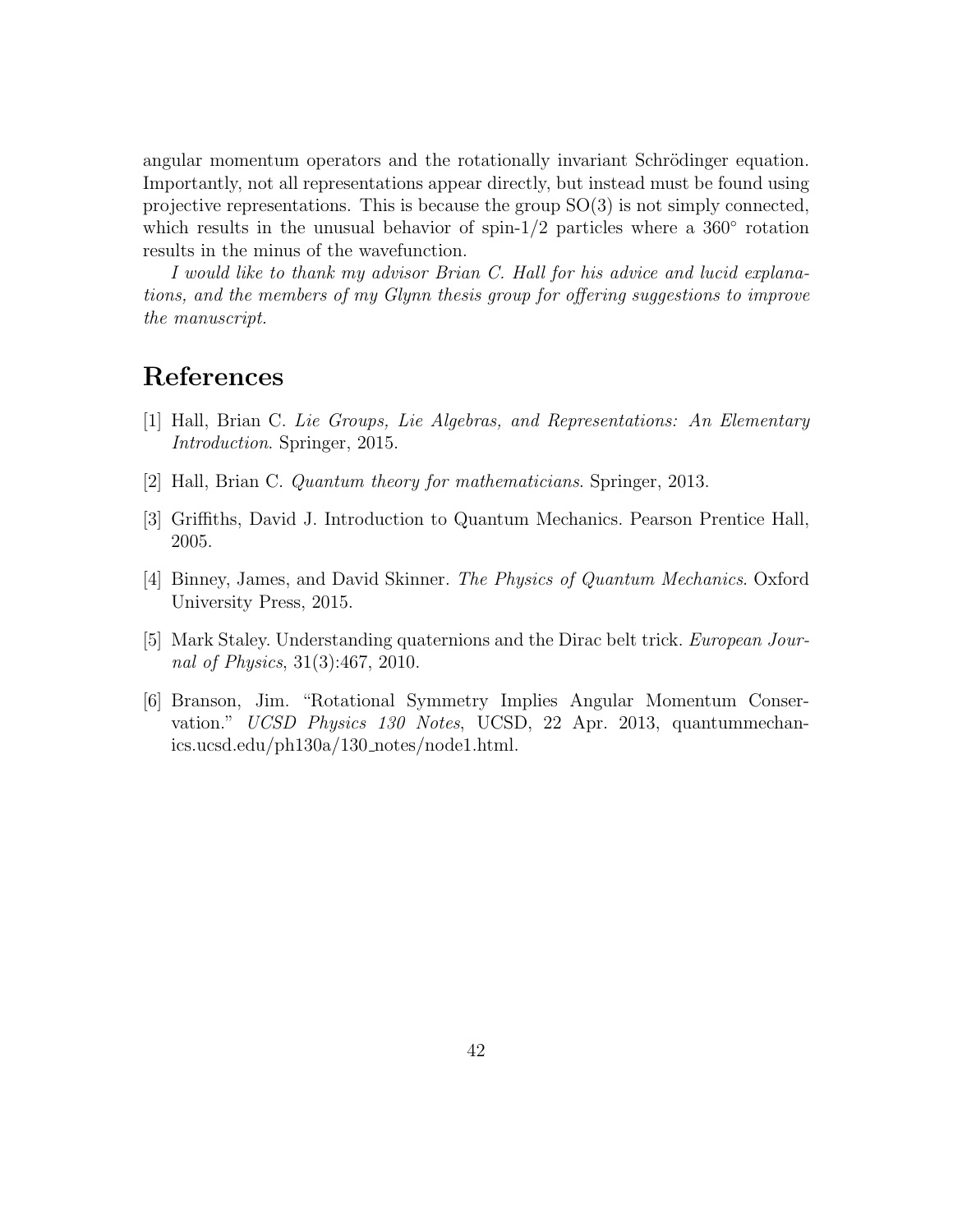angular momentum operators and the rotationally invariant Schrödinger equation. Importantly, not all representations appear directly, but instead must be found using projective representations. This is because the group SO(3) is not simply connected, which results in the unusual behavior of spin-1/2 particles where a $360^\circ$ rotation results in the minus of the wavefunction.

*I would like to thank my advisor Brian C. Hall for his advice and lucid explanations, and the members of my Glynn thesis group for offering suggestions to improve the manuscript.*

# References

[1] Hall, Brian C. *Lie Groups, Lie Algebras, and Representations: An Elementary Introduction*. Springer, 2015.

[2] Hall, Brian C. *Quantum theory for mathematicians*. Springer, 2013.

[3] Griffiths, David J. Introduction to Quantum Mechanics. Pearson Prentice Hall, 2005.

[4] Binney, James, and David Skinner. *The Physics of Quantum Mechanics*. Oxford University Press, 2015.

[5] Mark Staley. Understanding quaternions and the Dirac belt trick. *European Journal of Physics*, 31(3):467, 2010.

[6] Branson, Jim. "Rotational Symmetry Implies Angular Momentum Conservation." *UCSD Physics 130 Notes*, UCSD, 22 Apr. 2013, quantummechanics.ucsd.edu/ph130a/130_notes/node1.html.